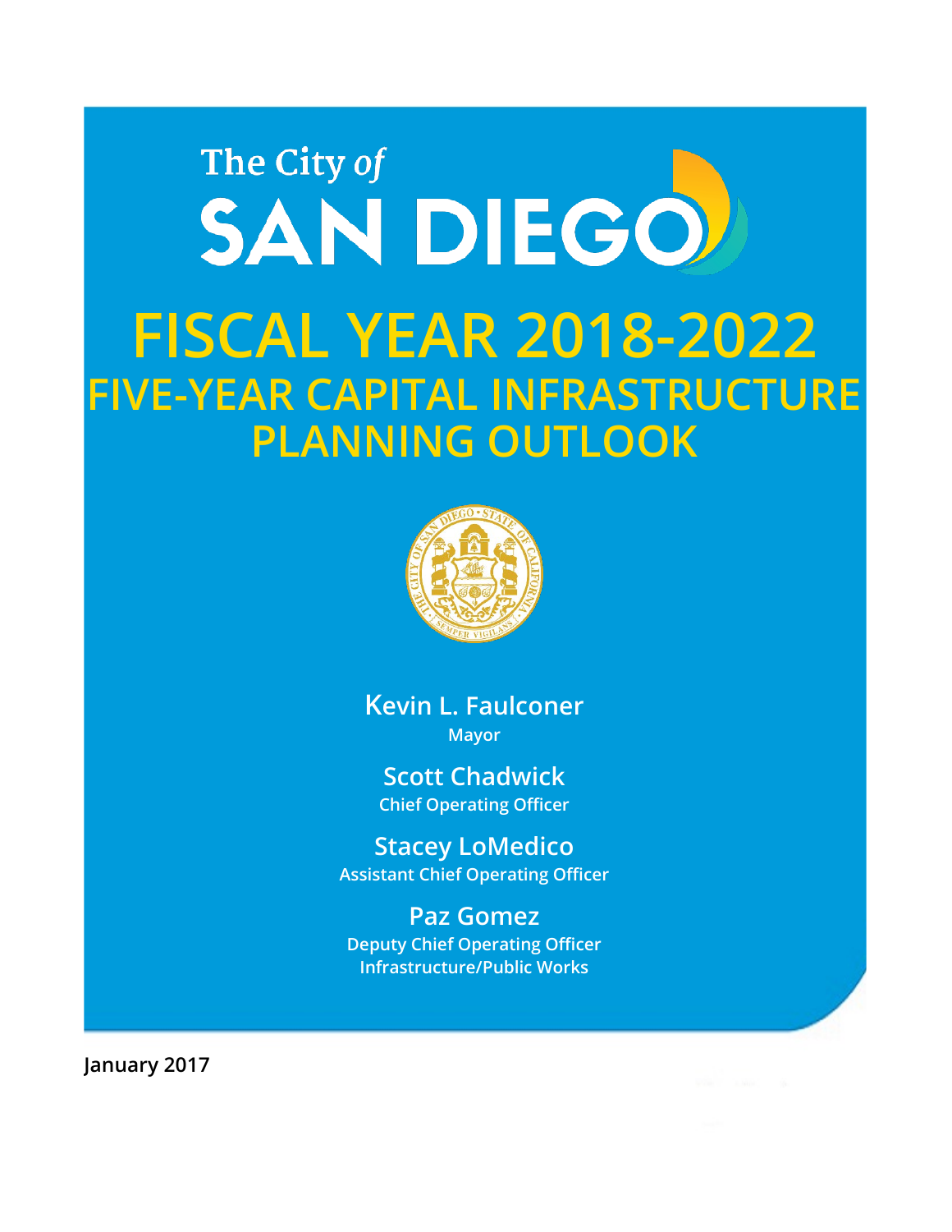The City of

# SAN DIEGO

# FISCAL YEAR 2018-2022

## FIVE-YEAR CAPITAL INFRASTRUCTURE PLANNING OUTLOOK

**Kevin L. Faulconer**
Mayor

**Scott Chadwick**
Chief Operating Officer

**Stacey LoMedico**
Assistant Chief Operating Officer

**Paz Gomez**
Deputy Chief Operating Officer
Infrastructure/Public Works

**January 2017**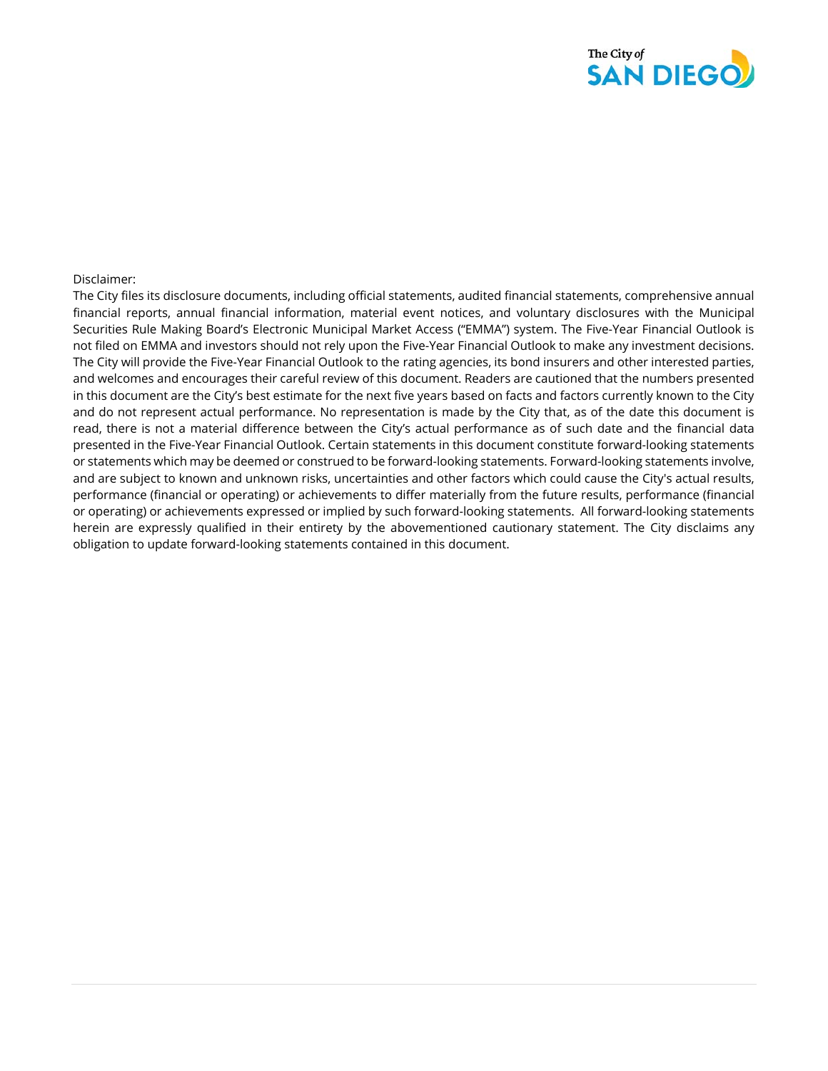Disclaimer:

The City files its disclosure documents, including official statements, audited financial statements, comprehensive annual financial reports, annual financial information, material event notices, and voluntary disclosures with the Municipal Securities Rule Making Board's Electronic Municipal Market Access ("EMMA") system. The Five-Year Financial Outlook is not filed on EMMA and investors should not rely upon the Five-Year Financial Outlook to make any investment decisions. The City will provide the Five-Year Financial Outlook to the rating agencies, its bond insurers and other interested parties, and welcomes and encourages their careful review of this document. Readers are cautioned that the numbers presented in this document are the City's best estimate for the next five years based on facts and factors currently known to the City and do not represent actual performance. No representation is made by the City that, as of the date this document is read, there is not a material difference between the City's actual performance as of such date and the financial data presented in the Five-Year Financial Outlook. Certain statements in this document constitute forward-looking statements or statements which may be deemed or construed to be forward-looking statements. Forward-looking statements involve, and are subject to known and unknown risks, uncertainties and other factors which could cause the City's actual results, performance (financial or operating) or achievements to differ materially from the future results, performance (financial or operating) or achievements expressed or implied by such forward-looking statements. All forward-looking statements herein are expressly qualified in their entirety by the abovementioned cautionary statement. The City disclaims any obligation to update forward-looking statements contained in this document.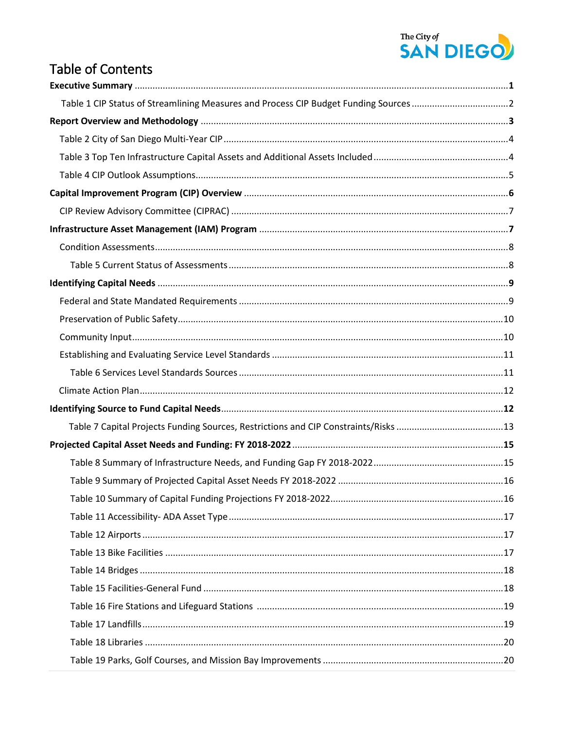# Table of Contents

**Executive Summary** ....................................................................................................................... **1**

Table 1 CIP Status of Streamlining Measures and Process CIP Budget Funding Sources ......................................2

**Report Overview and Methodology** ........................................................................................................ **3**

Table 2 City of San Diego Multi-Year CIP .............................................................................................4

Table 3 Top Ten Infrastructure Capital Assets and Additional Assets Included ....................................................4

Table 4 CIP Outlook Assumptions.........................................................................................................5

**Capital Improvement Program (CIP) Overview** ...................................................................................... **6**

CIP Review Advisory Committee (CIPRAC) ...........................................................................................7

**Infrastructure Asset Management (IAM) Program** ................................................................................ **7**

Condition Assessments.........................................................................................................................8

Table 5 Current Status of Assessments ............................................................................................8

**Identifying Capital Needs** ....................................................................................................................... **9**

Federal and State Mandated Requirements ........................................................................................9

Preservation of Public Safety..............................................................................................................10

Community Input................................................................................................................................10

Establishing and Evaluating Service Level Standards ..........................................................................11

Table 6 Services Level Standards Sources .......................................................................................11

Climate Action Plan.............................................................................................................................12

**Identifying Source to Fund Capital Needs**............................................................................................ **12**

Table 7 Capital Projects Funding Sources, Restrictions and CIP Constraints/Risks ..........................................13

**Projected Capital Asset Needs and Funding: FY 2018-2022** ................................................................. **15**

Table 8 Summary of Infrastructure Needs, and Funding Gap FY 2018-2022 ..................................................15

Table 9 Summary of Projected Capital Asset Needs FY 2018-2022 ................................................................16

Table 10 Summary of Capital Funding Projections FY 2018-2022...................................................................16

Table 11 Accessibility- ADA Asset Type ..........................................................................................17

Table 12 Airports ............................................................................................................................17

Table 13 Bike Facilities ..................................................................................................................17

Table 14 Bridges ............................................................................................................................18

Table 15 Facilities-General Fund ....................................................................................................18

Table 16 Fire Stations and Lifeguard Stations ................................................................................19

Table 17 Landfills............................................................................................................................19

Table 18 Libraries ..........................................................................................................................20

Table 19 Parks, Golf Courses, and Mission Bay Improvements ......................................................................20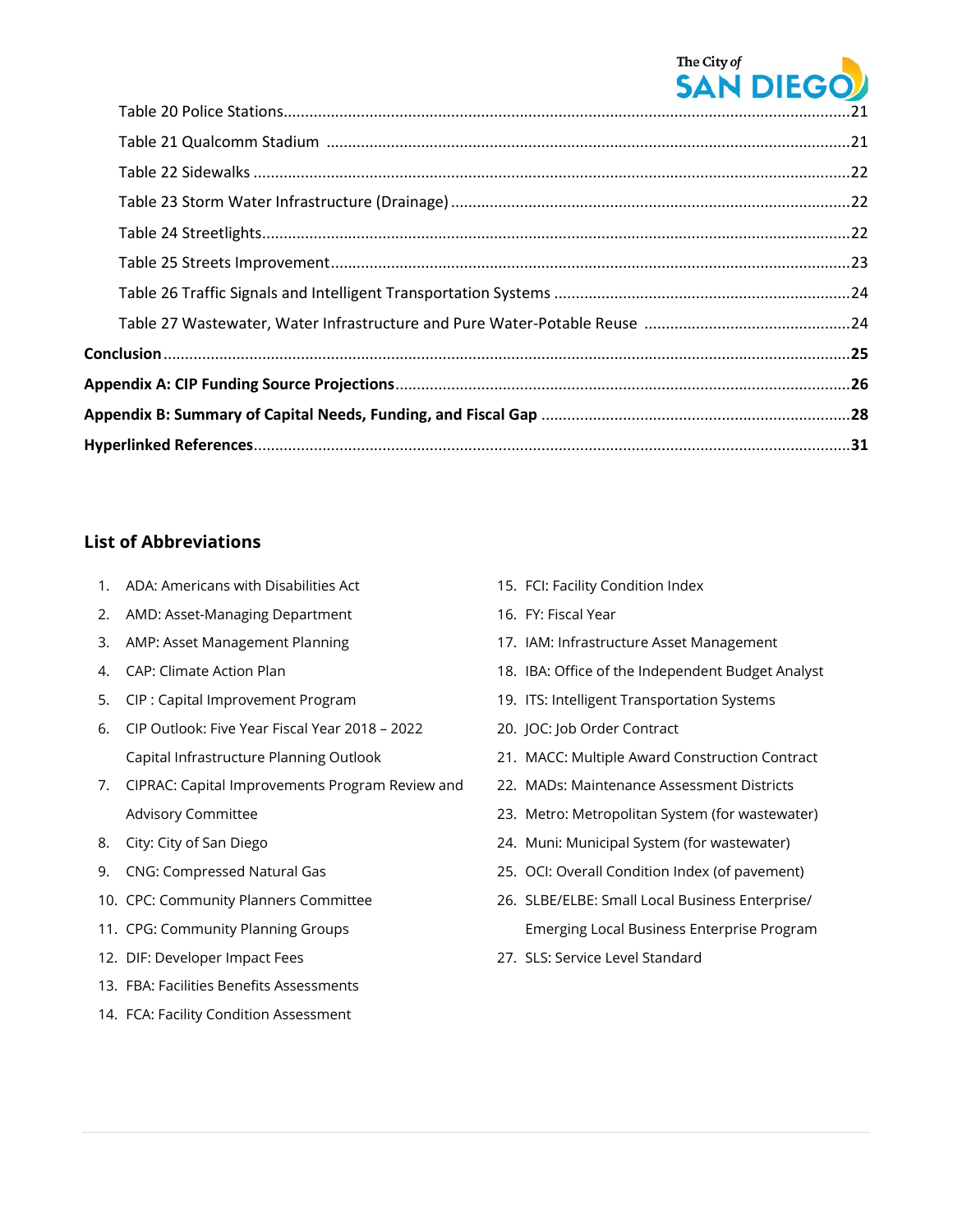- Table 20 Police Stations.......21
- Table 21 Qualcomm Stadium .......21
- Table 22 Sidewalks .......22
- Table 23 Storm Water Infrastructure (Drainage) .......22
- Table 24 Streetlights.......22
- Table 25 Streets Improvement.......23
- Table 26 Traffic Signals and Intelligent Transportation Systems .......24
- Table 27 Wastewater, Water Infrastructure and Pure Water-Potable Reuse .......24

**Conclusion** .......**25**

**Appendix A: CIP Funding Source Projections**.......**26**

**Appendix B: Summary of Capital Needs, Funding, and Fiscal Gap** .......**28**

**Hyperlinked References**.......**31**

## List of Abbreviations

1. ADA: Americans with Disabilities Act
2. AMD: Asset-Managing Department
3. AMP: Asset Management Planning
4. CAP: Climate Action Plan
5. CIP : Capital Improvement Program
6. CIP Outlook: Five Year Fiscal Year 2018 – 2022 Capital Infrastructure Planning Outlook
7. CIPRAC: Capital Improvements Program Review and Advisory Committee
8. City: City of San Diego
9. CNG: Compressed Natural Gas
10. CPC: Community Planners Committee
11. CPG: Community Planning Groups
12. DIF: Developer Impact Fees
13. FBA: Facilities Benefits Assessments
14. FCA: Facility Condition Assessment
15. FCI: Facility Condition Index
16. FY: Fiscal Year
17. IAM: Infrastructure Asset Management
18. IBA: Office of the Independent Budget Analyst
19. ITS: Intelligent Transportation Systems
20. JOC: Job Order Contract
21. MACC: Multiple Award Construction Contract
22. MADs: Maintenance Assessment Districts
23. Metro: Metropolitan System (for wastewater)
24. Muni: Municipal System (for wastewater)
25. OCI: Overall Condition Index (of pavement)
26. SLBE/ELBE: Small Local Business Enterprise/ Emerging Local Business Enterprise Program
27. SLS: Service Level Standard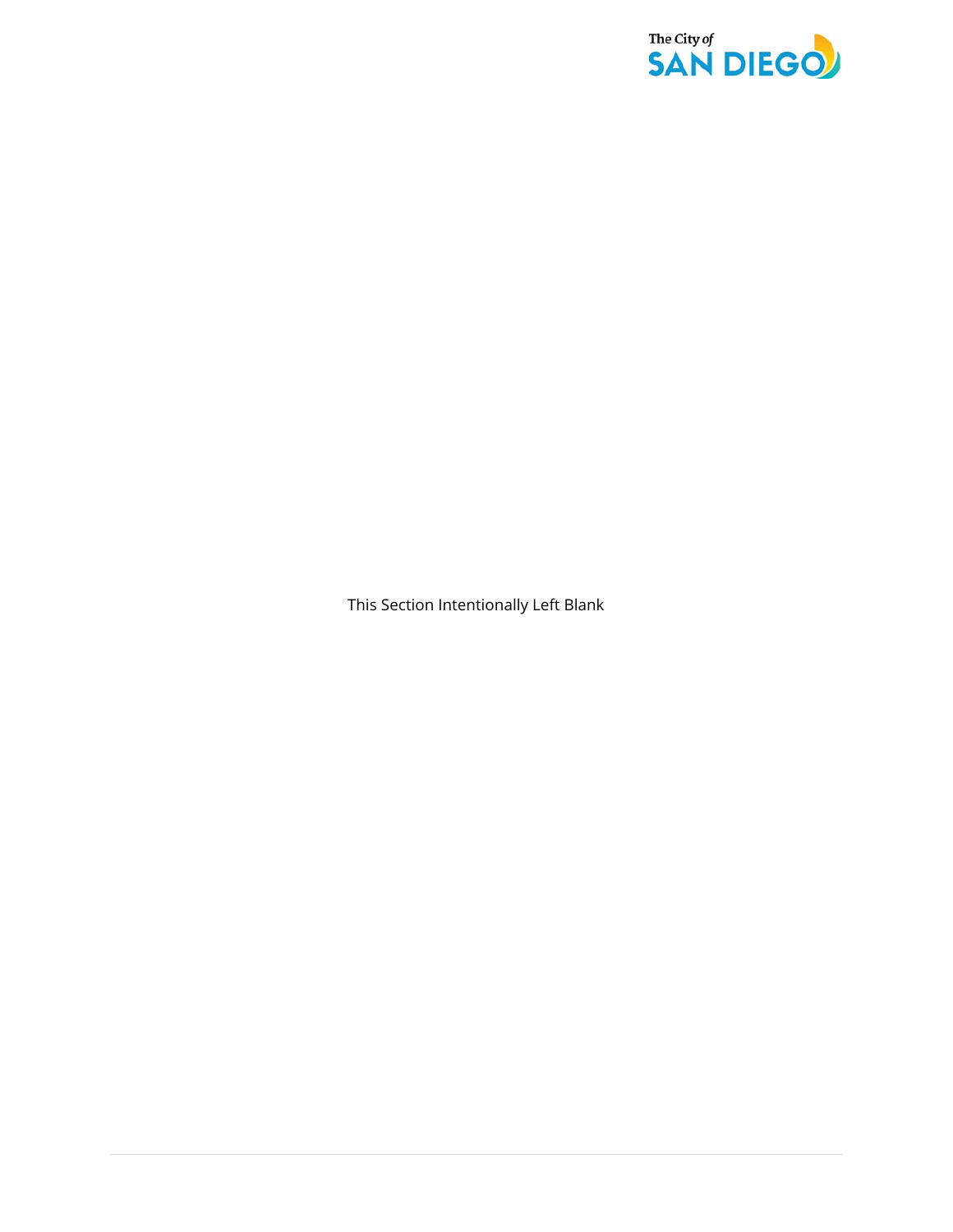This Section Intentionally Left Blank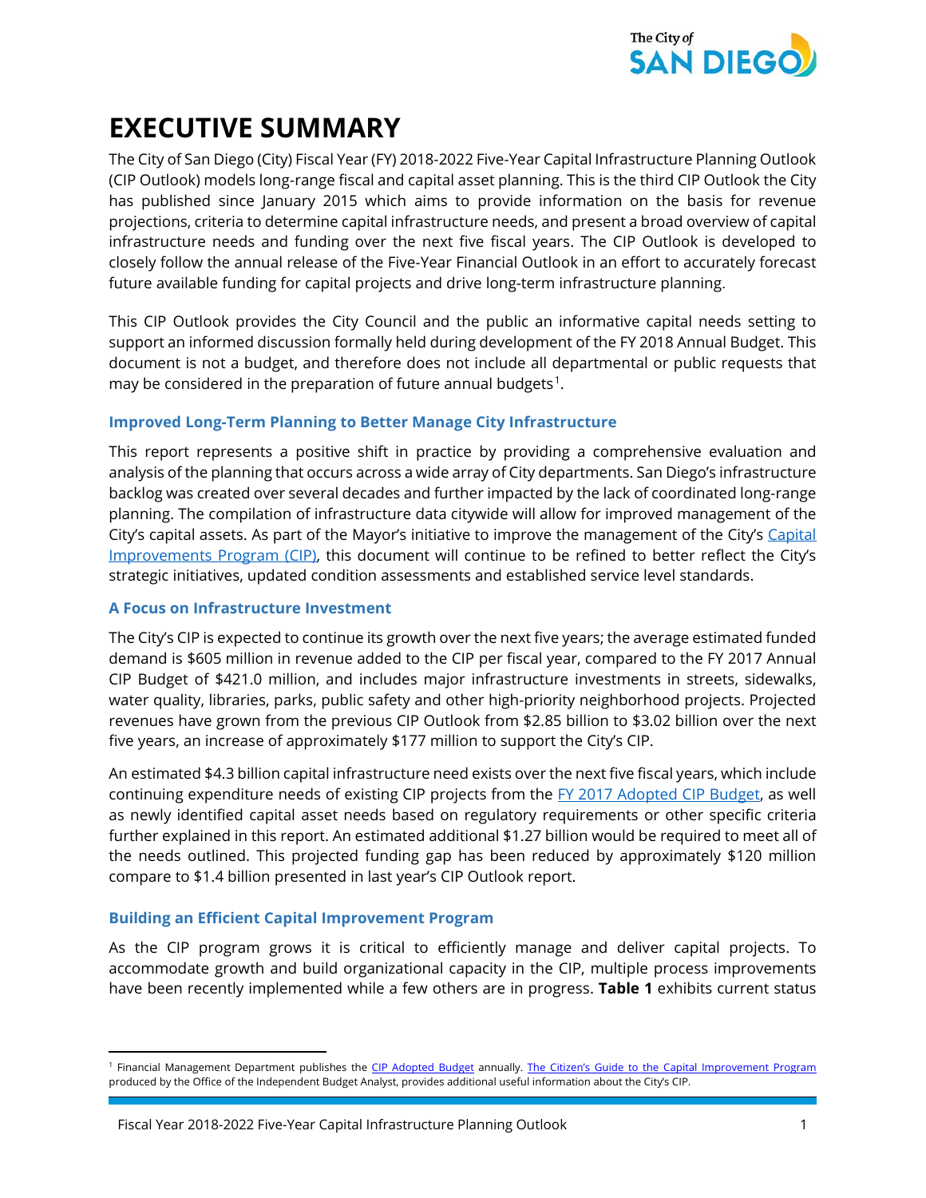# EXECUTIVE SUMMARY

The City of San Diego (City) Fiscal Year (FY) 2018-2022 Five-Year Capital Infrastructure Planning Outlook (CIP Outlook) models long-range fiscal and capital asset planning. This is the third CIP Outlook the City has published since January 2015 which aims to provide information on the basis for revenue projections, criteria to determine capital infrastructure needs, and present a broad overview of capital infrastructure needs and funding over the next five fiscal years. The CIP Outlook is developed to closely follow the annual release of the Five-Year Financial Outlook in an effort to accurately forecast future available funding for capital projects and drive long-term infrastructure planning.

This CIP Outlook provides the City Council and the public an informative capital needs setting to support an informed discussion formally held during development of the FY 2018 Annual Budget. This document is not a budget, and therefore does not include all departmental or public requests that may be considered in the preparation of future annual budgets[1].

### Improved Long-Term Planning to Better Manage City Infrastructure

This report represents a positive shift in practice by providing a comprehensive evaluation and analysis of the planning that occurs across a wide array of City departments. San Diego's infrastructure backlog was created over several decades and further impacted by the lack of coordinated long-range planning. The compilation of infrastructure data citywide will allow for improved management of the City's capital assets. As part of the Mayor's initiative to improve the management of the City's Capital Improvements Program (CIP), this document will continue to be refined to better reflect the City's strategic initiatives, updated condition assessments and established service level standards.

### A Focus on Infrastructure Investment

The City's CIP is expected to continue its growth over the next five years; the average estimated funded demand is $605 million in revenue added to the CIP per fiscal year, compared to the FY 2017 Annual CIP Budget of $421.0 million, and includes major infrastructure investments in streets, sidewalks, water quality, libraries, parks, public safety and other high-priority neighborhood projects. Projected revenues have grown from the previous CIP Outlook from $2.85 billion to $3.02 billion over the next five years, an increase of approximately $177 million to support the City's CIP.

An estimated $4.3 billion capital infrastructure need exists over the next five fiscal years, which include continuing expenditure needs of existing CIP projects from the FY 2017 Adopted CIP Budget, as well as newly identified capital asset needs based on regulatory requirements or other specific criteria further explained in this report. An estimated additional $1.27 billion would be required to meet all of the needs outlined. This projected funding gap has been reduced by approximately $120 million compare to $1.4 billion presented in last year's CIP Outlook report.

### Building an Efficient Capital Improvement Program

As the CIP program grows it is critical to efficiently manage and deliver capital projects. To accommodate growth and build organizational capacity in the CIP, multiple process improvements have been recently implemented while a few others are in progress. **Table 1** exhibits current status

---

[1] Financial Management Department publishes the CIP Adopted Budget annually. The Citizen's Guide to the Capital Improvement Program produced by the Office of the Independent Budget Analyst, provides additional useful information about the City's CIP.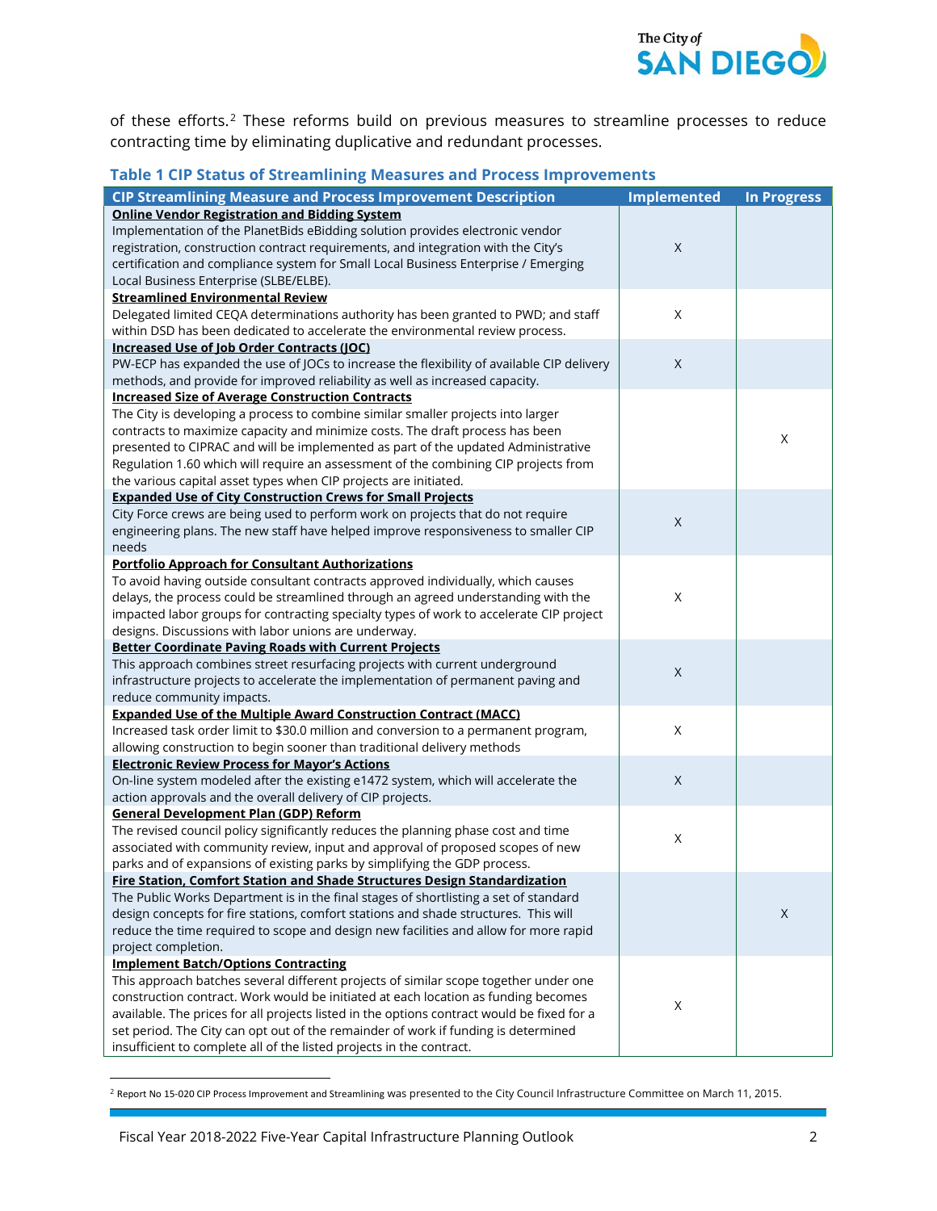of these efforts.[2] These reforms build on previous measures to streamline processes to reduce contracting time by eliminating duplicative and redundant processes.

### Table 1 CIP Status of Streamlining Measures and Process Improvements

| CIP Streamlining Measure and Process Improvement Description | Implemented | In Progress |
|---|---|---|
| **Online Vendor Registration and Bidding System**<br>Implementation of the PlanetBids eBidding solution provides electronic vendor registration, construction contract requirements, and integration with the City's certification and compliance system for Small Local Business Enterprise / Emerging Local Business Enterprise (SLBE/ELBE). | X | |
| **Streamlined Environmental Review**<br>Delegated limited CEQA determinations authority has been granted to PWD; and staff within DSD has been dedicated to accelerate the environmental review process. | X | |
| **Increased Use of Job Order Contracts (JOC)**<br>PW-ECP has expanded the use of JOCs to increase the flexibility of available CIP delivery methods, and provide for improved reliability as well as increased capacity. | X | |
| **Increased Size of Average Construction Contracts**<br>The City is developing a process to combine similar smaller projects into larger contracts to maximize capacity and minimize costs. The draft process has been presented to CIPRAC and will be implemented as part of the updated Administrative Regulation 1.60 which will require an assessment of the combining CIP projects from the various capital asset types when CIP projects are initiated. | | X |
| **Expanded Use of City Construction Crews for Small Projects**<br>City Force crews are being used to perform work on projects that do not require engineering plans. The new staff have helped improve responsiveness to smaller CIP needs | X | |
| **Portfolio Approach for Consultant Authorizations**<br>To avoid having outside consultant contracts approved individually, which causes delays, the process could be streamlined through an agreed understanding with the impacted labor groups for contracting specialty types of work to accelerate CIP project designs. Discussions with labor unions are underway. | X | |
| **Better Coordinate Paving Roads with Current Projects**<br>This approach combines street resurfacing projects with current underground infrastructure projects to accelerate the implementation of permanent paving and reduce community impacts. | X | |
| **Expanded Use of the Multiple Award Construction Contract (MACC)**<br>Increased task order limit to $30.0 million and conversion to a permanent program, allowing construction to begin sooner than traditional delivery methods | X | |
| **Electronic Review Process for Mayor's Actions**<br>On-line system modeled after the existing e1472 system, which will accelerate the action approvals and the overall delivery of CIP projects. | X | |
| **General Development Plan (GDP) Reform**<br>The revised council policy significantly reduces the planning phase cost and time associated with community review, input and approval of proposed scopes of new parks and of expansions of existing parks by simplifying the GDP process. | X | |
| **Fire Station, Comfort Station and Shade Structures Design Standardization**<br>The Public Works Department is in the final stages of shortlisting a set of standard design concepts for fire stations, comfort stations and shade structures. This will reduce the time required to scope and design new facilities and allow for more rapid project completion. | | X |
| **Implement Batch/Options Contracting**<br>This approach batches several different projects of similar scope together under one construction contract. Work would be initiated at each location as funding becomes available. The prices for all projects listed in the options contract would be fixed for a set period. The City can opt out of the remainder of work if funding is determined insufficient to complete all of the listed projects in the contract. | X | |

[2] Report No 15-020 CIP Process Improvement and Streamlining was presented to the City Council Infrastructure Committee on March 11, 2015.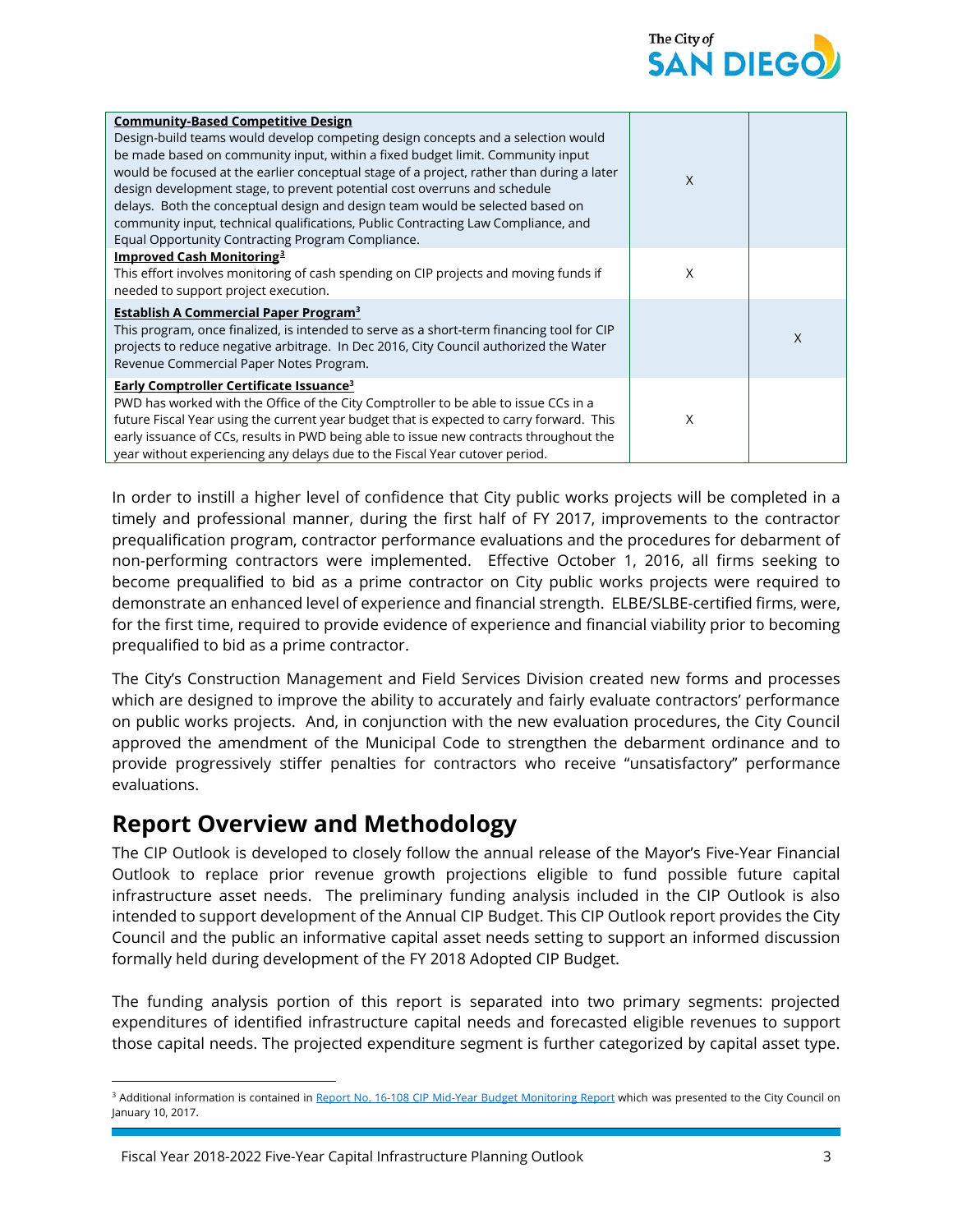| | | |
|---|---|---|
| **Community-Based Competitive Design**<br>Design-build teams would develop competing design concepts and a selection would be made based on community input, within a fixed budget limit. Community input would be focused at the earlier conceptual stage of a project, rather than during a later design development stage, to prevent potential cost overruns and schedule delays. Both the conceptual design and design team would be selected based on community input, technical qualifications, Public Contracting Law Compliance, and Equal Opportunity Contracting Program Compliance. | X | |
| **Improved Cash Monitoring[3]**<br>This effort involves monitoring of cash spending on CIP projects and moving funds if needed to support project execution. | X | |
| **Establish A Commercial Paper Program[3]**<br>This program, once finalized, is intended to serve as a short-term financing tool for CIP projects to reduce negative arbitrage. In Dec 2016, City Council authorized the Water Revenue Commercial Paper Notes Program. | | X |
| **Early Comptroller Certificate Issuance[3]**<br>PWD has worked with the Office of the City Comptroller to be able to issue CCs in a future Fiscal Year using the current year budget that is expected to carry forward. This early issuance of CCs, results in PWD being able to issue new contracts throughout the year without experiencing any delays due to the Fiscal Year cutover period. | X | |

In order to instill a higher level of confidence that City public works projects will be completed in a timely and professional manner, during the first half of FY 2017, improvements to the contractor prequalification program, contractor performance evaluations and the procedures for debarment of non-performing contractors were implemented. Effective October 1, 2016, all firms seeking to become prequalified to bid as a prime contractor on City public works projects were required to demonstrate an enhanced level of experience and financial strength. ELBE/SLBE-certified firms, were, for the first time, required to provide evidence of experience and financial viability prior to becoming prequalified to bid as a prime contractor.

The City's Construction Management and Field Services Division created new forms and processes which are designed to improve the ability to accurately and fairly evaluate contractors' performance on public works projects. And, in conjunction with the new evaluation procedures, the City Council approved the amendment of the Municipal Code to strengthen the debarment ordinance and to provide progressively stiffer penalties for contractors who receive "unsatisfactory" performance evaluations.

## Report Overview and Methodology

The CIP Outlook is developed to closely follow the annual release of the Mayor's Five-Year Financial Outlook to replace prior revenue growth projections eligible to fund possible future capital infrastructure asset needs. The preliminary funding analysis included in the CIP Outlook is also intended to support development of the Annual CIP Budget. This CIP Outlook report provides the City Council and the public an informative capital asset needs setting to support an informed discussion formally held during development of the FY 2018 Adopted CIP Budget.

The funding analysis portion of this report is separated into two primary segments: projected expenditures of identified infrastructure capital needs and forecasted eligible revenues to support those capital needs. The projected expenditure segment is further categorized by capital asset type.

[3] Additional information is contained in Report No. 16-108 CIP Mid-Year Budget Monitoring Report which was presented to the City Council on January 10, 2017.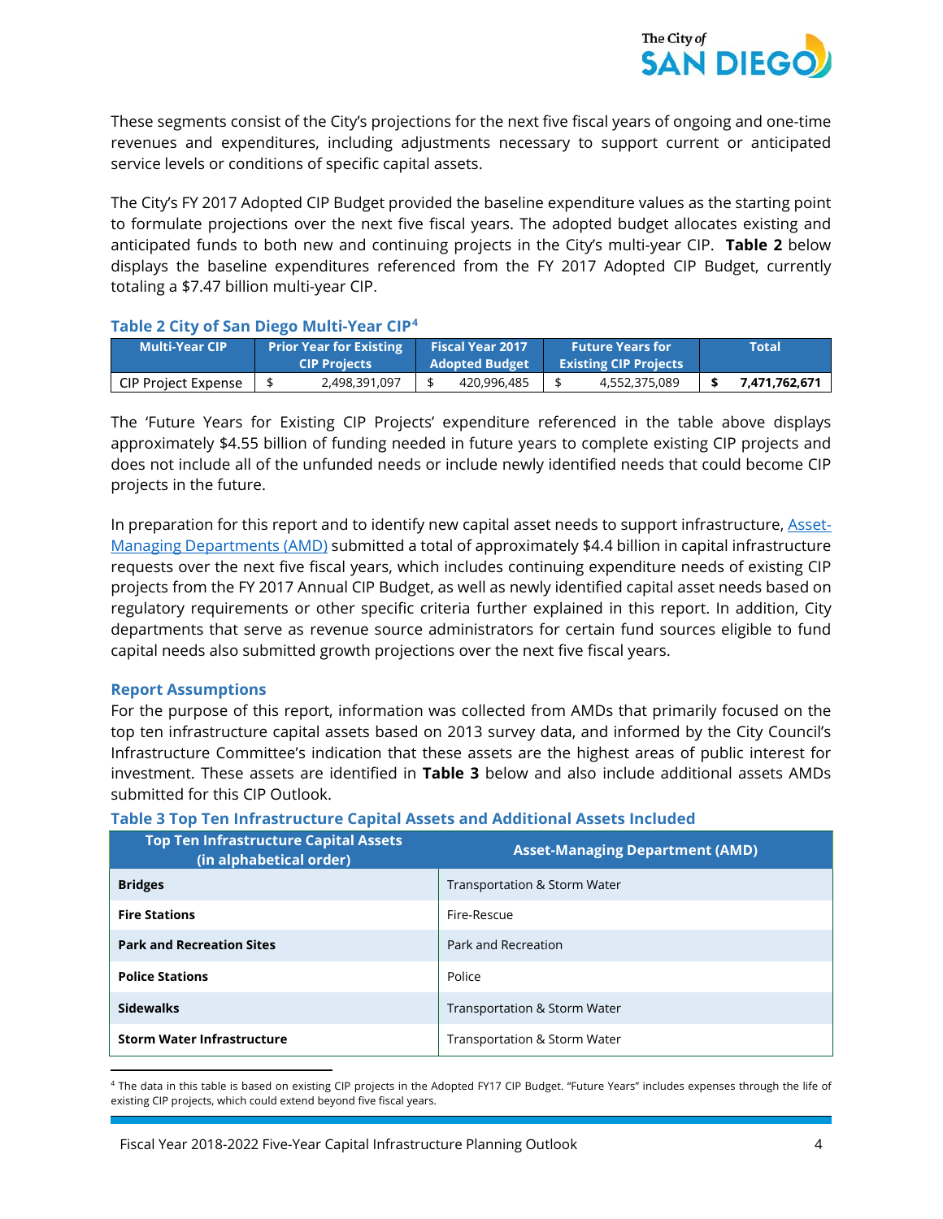These segments consist of the City's projections for the next five fiscal years of ongoing and one-time revenues and expenditures, including adjustments necessary to support current or anticipated service levels or conditions of specific capital assets.

The City's FY 2017 Adopted CIP Budget provided the baseline expenditure values as the starting point to formulate projections over the next five fiscal years. The adopted budget allocates existing and anticipated funds to both new and continuing projects in the City's multi-year CIP. **Table 2** below displays the baseline expenditures referenced from the FY 2017 Adopted CIP Budget, currently totaling a $7.47 billion multi-year CIP.

### Table 2 City of San Diego Multi-Year CIP[4]

| Multi-Year CIP | Prior Year for Existing CIP Projects | Fiscal Year 2017 Adopted Budget | Future Years for Existing CIP Projects | Total |
|---|---|---|---|---|
| CIP Project Expense | $ 2,498,391,097 | $ 420,996,485 | $ 4,552,375,089 | **$ 7,471,762,671** |

The 'Future Years for Existing CIP Projects' expenditure referenced in the table above displays approximately $4.55 billion of funding needed in future years to complete existing CIP projects and does not include all of the unfunded needs or include newly identified needs that could become CIP projects in the future.

In preparation for this report and to identify new capital asset needs to support infrastructure, Asset-Managing Departments (AMD) submitted a total of approximately $4.4 billion in capital infrastructure requests over the next five fiscal years, which includes continuing expenditure needs of existing CIP projects from the FY 2017 Annual CIP Budget, as well as newly identified capital asset needs based on regulatory requirements or other specific criteria further explained in this report. In addition, City departments that serve as revenue source administrators for certain fund sources eligible to fund capital needs also submitted growth projections over the next five fiscal years.

### Report Assumptions

For the purpose of this report, information was collected from AMDs that primarily focused on the top ten infrastructure capital assets based on 2013 survey data, and informed by the City Council's Infrastructure Committee's indication that these assets are the highest areas of public interest for investment. These assets are identified in **Table 3** below and also include additional assets AMDs submitted for this CIP Outlook.

### Table 3 Top Ten Infrastructure Capital Assets and Additional Assets Included

| Top Ten Infrastructure Capital Assets (in alphabetical order) | Asset-Managing Department (AMD) |
|---|---|
| **Bridges** | Transportation & Storm Water |
| **Fire Stations** | Fire-Rescue |
| **Park and Recreation Sites** | Park and Recreation |
| **Police Stations** | Police |
| **Sidewalks** | Transportation & Storm Water |
| **Storm Water Infrastructure** | Transportation & Storm Water |

[4] The data in this table is based on existing CIP projects in the Adopted FY17 CIP Budget. "Future Years" includes expenses through the life of existing CIP projects, which could extend beyond five fiscal years.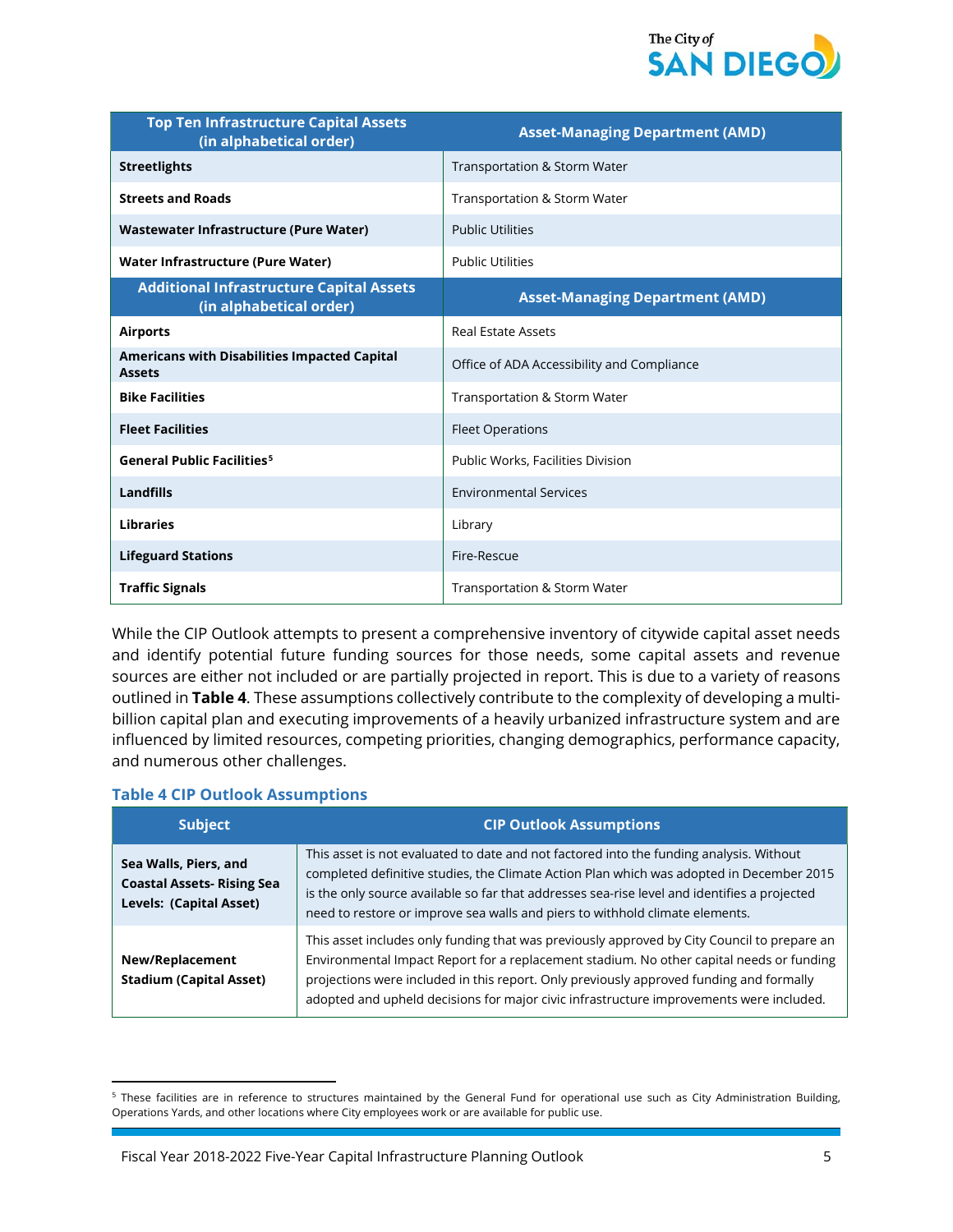| Top Ten Infrastructure Capital Assets (in alphabetical order) | Asset-Managing Department (AMD) |
|---|---|
| **Streetlights** | Transportation & Storm Water |
| **Streets and Roads** | Transportation & Storm Water |
| **Wastewater Infrastructure (Pure Water)** | Public Utilities |
| **Water Infrastructure (Pure Water)** | Public Utilities |
| **Additional Infrastructure Capital Assets (in alphabetical order)** | **Asset-Managing Department (AMD)** |
| **Airports** | Real Estate Assets |
| **Americans with Disabilities Impacted Capital Assets** | Office of ADA Accessibility and Compliance |
| **Bike Facilities** | Transportation & Storm Water |
| **Fleet Facilities** | Fleet Operations |
| **General Public Facilities**[5] | Public Works, Facilities Division |
| **Landfills** | Environmental Services |
| **Libraries** | Library |
| **Lifeguard Stations** | Fire-Rescue |
| **Traffic Signals** | Transportation & Storm Water |

While the CIP Outlook attempts to present a comprehensive inventory of citywide capital asset needs and identify potential future funding sources for those needs, some capital assets and revenue sources are either not included or are partially projected in report. This is due to a variety of reasons outlined in **Table 4**. These assumptions collectively contribute to the complexity of developing a multi-billion capital plan and executing improvements of a heavily urbanized infrastructure system and are influenced by limited resources, competing priorities, changing demographics, performance capacity, and numerous other challenges.

### Table 4 CIP Outlook Assumptions

| Subject | CIP Outlook Assumptions |
|---|---|
| **Sea Walls, Piers, and Coastal Assets- Rising Sea Levels: (Capital Asset)** | This asset is not evaluated to date and not factored into the funding analysis. Without completed definitive studies, the Climate Action Plan which was adopted in December 2015 is the only source available so far that addresses sea-rise level and identifies a projected need to restore or improve sea walls and piers to withhold climate elements. |
| **New/Replacement Stadium (Capital Asset)** | This asset includes only funding that was previously approved by City Council to prepare an Environmental Impact Report for a replacement stadium. No other capital needs or funding projections were included in this report. Only previously approved funding and formally adopted and upheld decisions for major civic infrastructure improvements were included. |

[5] These facilities are in reference to structures maintained by the General Fund for operational use such as City Administration Building, Operations Yards, and other locations where City employees work or are available for public use.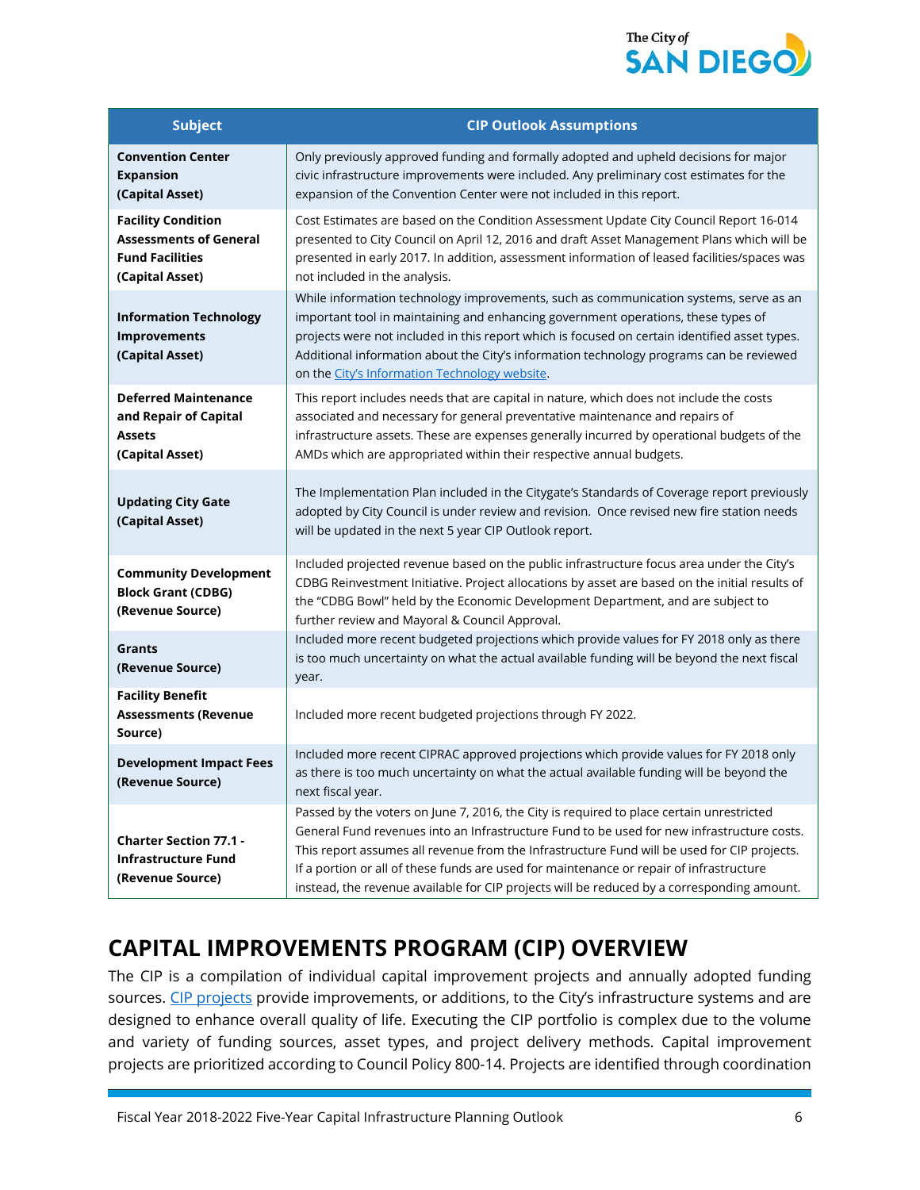| Subject | CIP Outlook Assumptions |
|---|---|
| **Convention Center Expansion (Capital Asset)** | Only previously approved funding and formally adopted and upheld decisions for major civic infrastructure improvements were included. Any preliminary cost estimates for the expansion of the Convention Center were not included in this report. |
| **Facility Condition Assessments of General Fund Facilities (Capital Asset)** | Cost Estimates are based on the Condition Assessment Update City Council Report 16-014 presented to City Council on April 12, 2016 and draft Asset Management Plans which will be presented in early 2017. In addition, assessment information of leased facilities/spaces was not included in the analysis. |
| **Information Technology Improvements (Capital Asset)** | While information technology improvements, such as communication systems, serve as an important tool in maintaining and enhancing government operations, these types of projects were not included in this report which is focused on certain identified asset types. Additional information about the City's information technology programs can be reviewed on the [City's Information Technology website](). |
| **Deferred Maintenance and Repair of Capital Assets (Capital Asset)** | This report includes needs that are capital in nature, which does not include the costs associated and necessary for general preventative maintenance and repairs of infrastructure assets. These are expenses generally incurred by operational budgets of the AMDs which are appropriated within their respective annual budgets. |
| **Updating City Gate (Capital Asset)** | The Implementation Plan included in the Citygate's Standards of Coverage report previously adopted by City Council is under review and revision. Once revised new fire station needs will be updated in the next 5 year CIP Outlook report. |
| **Community Development Block Grant (CDBG) (Revenue Source)** | Included projected revenue based on the public infrastructure focus area under the City's CDBG Reinvestment Initiative. Project allocations by asset are based on the initial results of the "CDBG Bowl" held by the Economic Development Department, and are subject to further review and Mayoral & Council Approval. |
| **Grants (Revenue Source)** | Included more recent budgeted projections which provide values for FY 2018 only as there is too much uncertainty on what the actual available funding will be beyond the next fiscal year. |
| **Facility Benefit Assessments (Revenue Source)** | Included more recent budgeted projections through FY 2022. |
| **Development Impact Fees (Revenue Source)** | Included more recent CIPRAC approved projections which provide values for FY 2018 only as there is too much uncertainty on what the actual available funding will be beyond the next fiscal year. |
| **Charter Section 77.1 - Infrastructure Fund (Revenue Source)** | Passed by the voters on June 7, 2016, the City is required to place certain unrestricted General Fund revenues into an Infrastructure Fund to be used for new infrastructure costs. This report assumes all revenue from the Infrastructure Fund will be used for CIP projects. If a portion or all of these funds are used for maintenance or repair of infrastructure instead, the revenue available for CIP projects will be reduced by a corresponding amount. |

# CAPITAL IMPROVEMENTS PROGRAM (CIP) OVERVIEW

The CIP is a compilation of individual capital improvement projects and annually adopted funding sources. [CIP projects]() provide improvements, or additions, to the City's infrastructure systems and are designed to enhance overall quality of life. Executing the CIP portfolio is complex due to the volume and variety of funding sources, asset types, and project delivery methods. Capital improvement projects are prioritized according to Council Policy 800-14. Projects are identified through coordination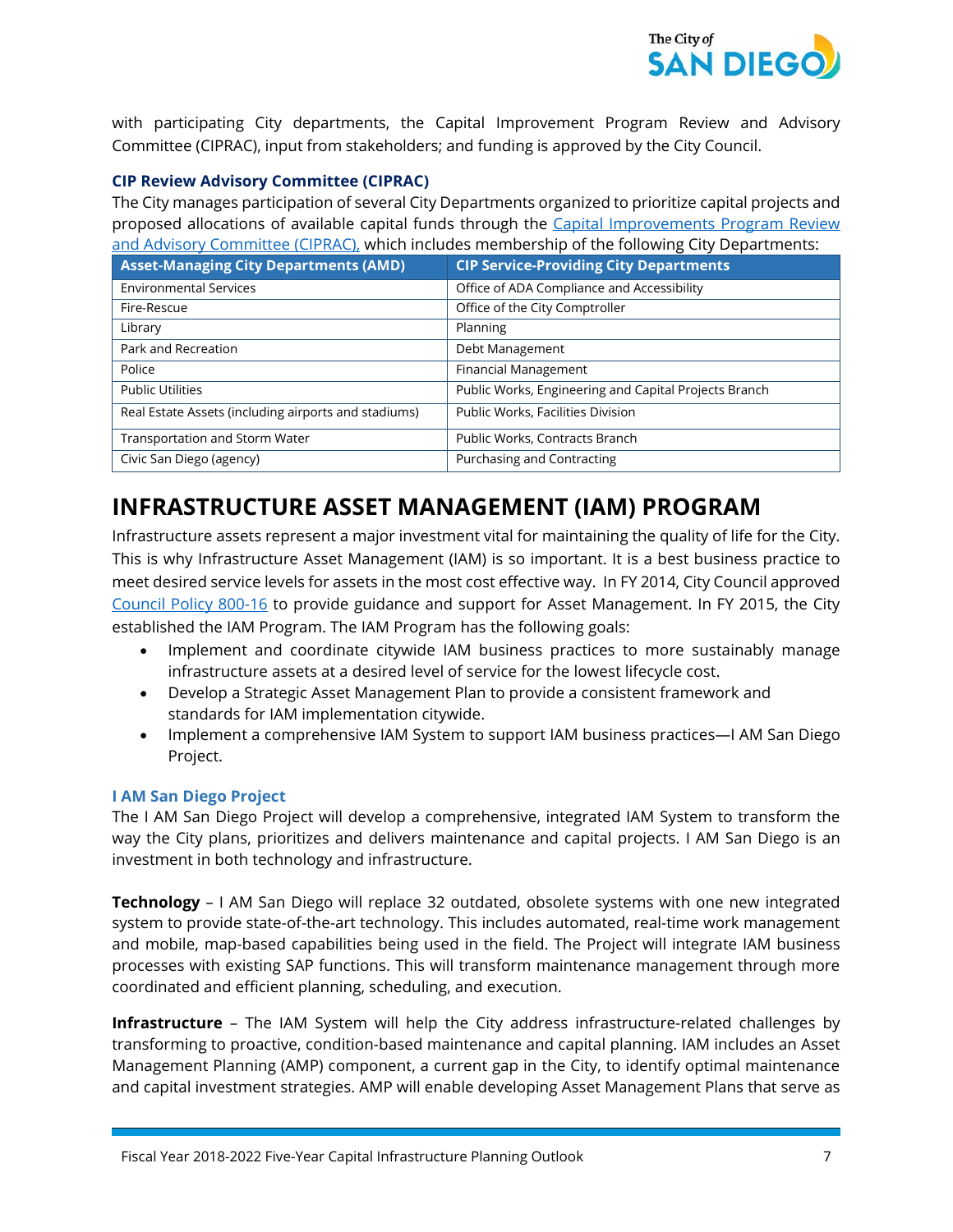with participating City departments, the Capital Improvement Program Review and Advisory Committee (CIPRAC), input from stakeholders; and funding is approved by the City Council.

### CIP Review Advisory Committee (CIPRAC)

The City manages participation of several City Departments organized to prioritize capital projects and proposed allocations of available capital funds through the Capital Improvements Program Review and Advisory Committee (CIPRAC), which includes membership of the following City Departments:

| Asset-Managing City Departments (AMD) | CIP Service-Providing City Departments |
|---|---|
| Environmental Services | Office of ADA Compliance and Accessibility |
| Fire-Rescue | Office of the City Comptroller |
| Library | Planning |
| Park and Recreation | Debt Management |
| Police | Financial Management |
| Public Utilities | Public Works, Engineering and Capital Projects Branch |
| Real Estate Assets (including airports and stadiums) | Public Works, Facilities Division |
| Transportation and Storm Water | Public Works, Contracts Branch |
| Civic San Diego (agency) | Purchasing and Contracting |

# INFRASTRUCTURE ASSET MANAGEMENT (IAM) PROGRAM

Infrastructure assets represent a major investment vital for maintaining the quality of life for the City. This is why Infrastructure Asset Management (IAM) is so important. It is a best business practice to meet desired service levels for assets in the most cost effective way. In FY 2014, City Council approved Council Policy 800-16 to provide guidance and support for Asset Management. In FY 2015, the City established the IAM Program. The IAM Program has the following goals:

- Implement and coordinate citywide IAM business practices to more sustainably manage infrastructure assets at a desired level of service for the lowest lifecycle cost.
- Develop a Strategic Asset Management Plan to provide a consistent framework and standards for IAM implementation citywide.
- Implement a comprehensive IAM System to support IAM business practices—I AM San Diego Project.

### I AM San Diego Project

The I AM San Diego Project will develop a comprehensive, integrated IAM System to transform the way the City plans, prioritizes and delivers maintenance and capital projects. I AM San Diego is an investment in both technology and infrastructure.

**Technology** – I AM San Diego will replace 32 outdated, obsolete systems with one new integrated system to provide state-of-the-art technology. This includes automated, real-time work management and mobile, map-based capabilities being used in the field. The Project will integrate IAM business processes with existing SAP functions. This will transform maintenance management through more coordinated and efficient planning, scheduling, and execution.

**Infrastructure** – The IAM System will help the City address infrastructure-related challenges by transforming to proactive, condition-based maintenance and capital planning. IAM includes an Asset Management Planning (AMP) component, a current gap in the City, to identify optimal maintenance and capital investment strategies. AMP will enable developing Asset Management Plans that serve as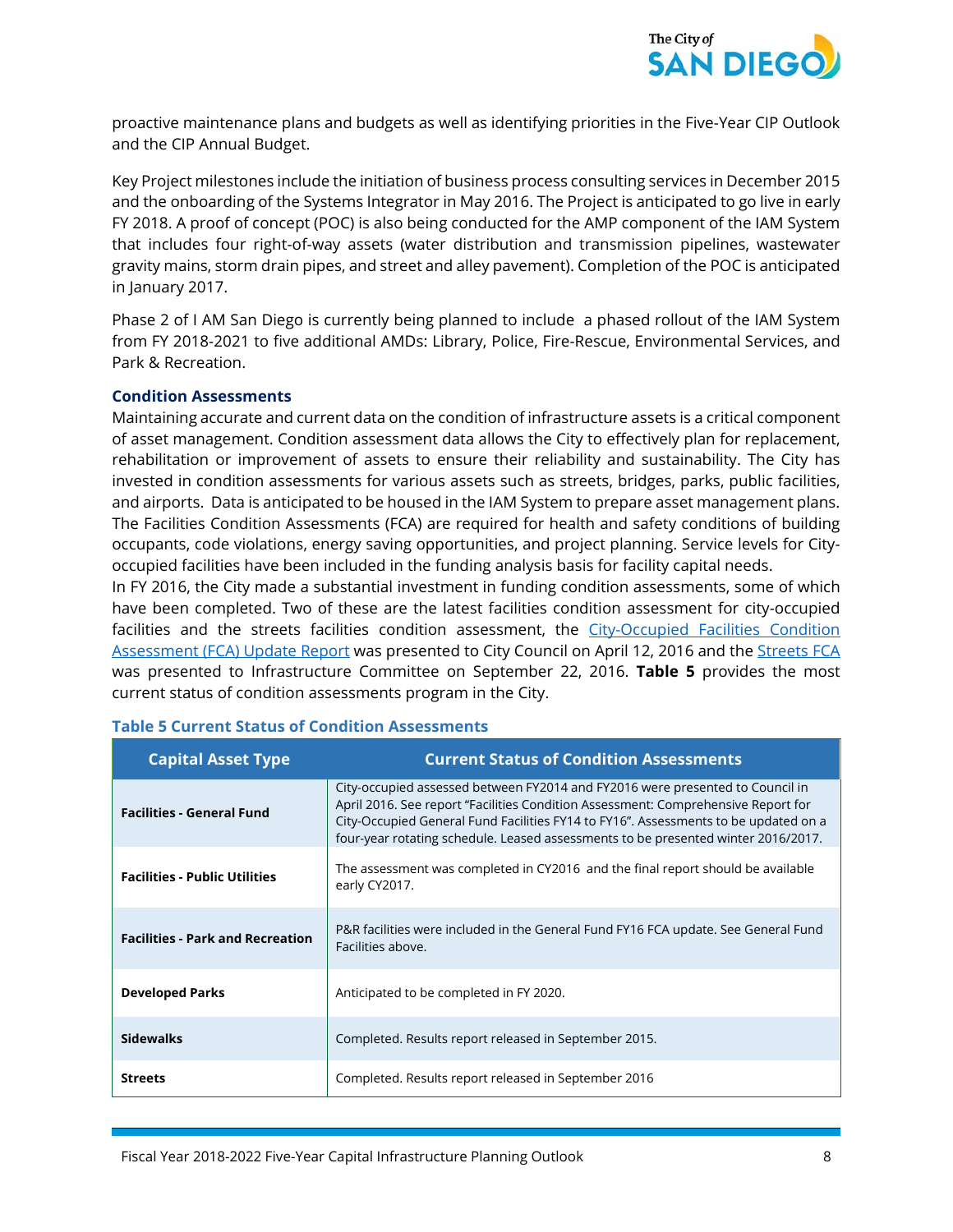proactive maintenance plans and budgets as well as identifying priorities in the Five-Year CIP Outlook and the CIP Annual Budget.

Key Project milestones include the initiation of business process consulting services in December 2015 and the onboarding of the Systems Integrator in May 2016. The Project is anticipated to go live in early FY 2018. A proof of concept (POC) is also being conducted for the AMP component of the IAM System that includes four right-of-way assets (water distribution and transmission pipelines, wastewater gravity mains, storm drain pipes, and street and alley pavement). Completion of the POC is anticipated in January 2017.

Phase 2 of I AM San Diego is currently being planned to include a phased rollout of the IAM System from FY 2018-2021 to five additional AMDs: Library, Police, Fire-Rescue, Environmental Services, and Park & Recreation.

### Condition Assessments

Maintaining accurate and current data on the condition of infrastructure assets is a critical component of asset management. Condition assessment data allows the City to effectively plan for replacement, rehabilitation or improvement of assets to ensure their reliability and sustainability. The City has invested in condition assessments for various assets such as streets, bridges, parks, public facilities, and airports. Data is anticipated to be housed in the IAM System to prepare asset management plans. The Facilities Condition Assessments (FCA) are required for health and safety conditions of building occupants, code violations, energy saving opportunities, and project planning. Service levels for City-occupied facilities have been included in the funding analysis basis for facility capital needs.

In FY 2016, the City made a substantial investment in funding condition assessments, some of which have been completed. Two of these are the latest facilities condition assessment for city-occupied facilities and the streets facilities condition assessment, the City-Occupied Facilities Condition Assessment (FCA) Update Report was presented to City Council on April 12, 2016 and the Streets FCA was presented to Infrastructure Committee on September 22, 2016. **Table 5** provides the most current status of condition assessments program in the City.

**Table 5 Current Status of Condition Assessments**

| Capital Asset Type | Current Status of Condition Assessments |
| --- | --- |
| **Facilities - General Fund** | City-occupied assessed between FY2014 and FY2016 were presented to Council in April 2016. See report "Facilities Condition Assessment: Comprehensive Report for City-Occupied General Fund Facilities FY14 to FY16". Assessments to be updated on a four-year rotating schedule. Leased assessments to be presented winter 2016/2017. |
| **Facilities - Public Utilities** | The assessment was completed in CY2016 and the final report should be available early CY2017. |
| **Facilities - Park and Recreation** | P&R facilities were included in the General Fund FY16 FCA update. See General Fund Facilities above. |
| **Developed Parks** | Anticipated to be completed in FY 2020. |
| **Sidewalks** | Completed. Results report released in September 2015. |
| **Streets** | Completed. Results report released in September 2016 |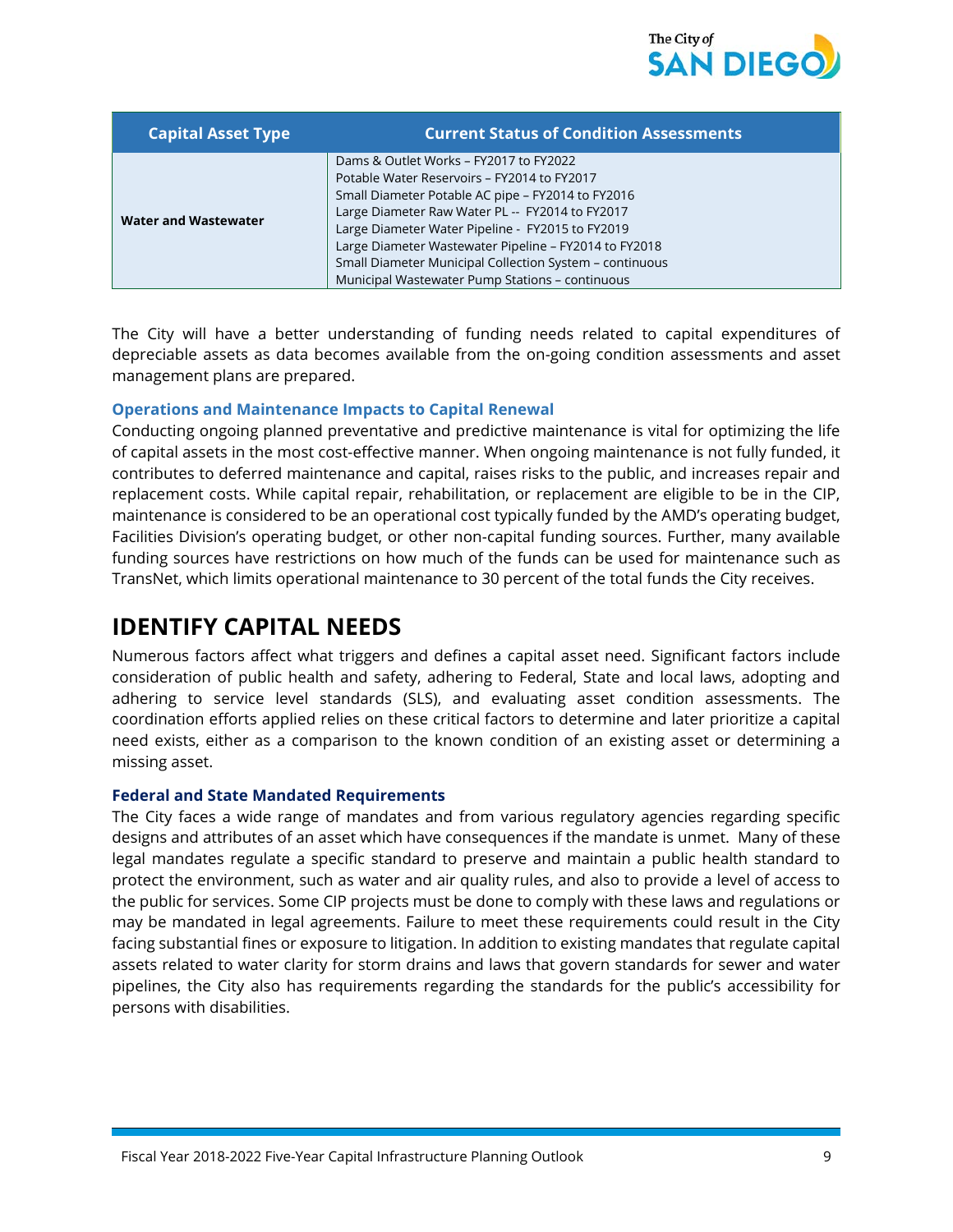| Capital Asset Type | Current Status of Condition Assessments |
|---|---|
| Water and Wastewater | Dams & Outlet Works – FY2017 to FY2022<br>Potable Water Reservoirs – FY2014 to FY2017<br>Small Diameter Potable AC pipe – FY2014 to FY2016<br>Large Diameter Raw Water PL -- FY2014 to FY2017<br>Large Diameter Water Pipeline - FY2015 to FY2019<br>Large Diameter Wastewater Pipeline – FY2014 to FY2018<br>Small Diameter Municipal Collection System – continuous<br>Municipal Wastewater Pump Stations – continuous |

The City will have a better understanding of funding needs related to capital expenditures of depreciable assets as data becomes available from the on-going condition assessments and asset management plans are prepared.

### Operations and Maintenance Impacts to Capital Renewal

Conducting ongoing planned preventative and predictive maintenance is vital for optimizing the life of capital assets in the most cost-effective manner. When ongoing maintenance is not fully funded, it contributes to deferred maintenance and capital, raises risks to the public, and increases repair and replacement costs. While capital repair, rehabilitation, or replacement are eligible to be in the CIP, maintenance is considered to be an operational cost typically funded by the AMD's operating budget, Facilities Division's operating budget, or other non-capital funding sources. Further, many available funding sources have restrictions on how much of the funds can be used for maintenance such as TransNet, which limits operational maintenance to 30 percent of the total funds the City receives.

## IDENTIFY CAPITAL NEEDS

Numerous factors affect what triggers and defines a capital asset need. Significant factors include consideration of public health and safety, adhering to Federal, State and local laws, adopting and adhering to service level standards (SLS), and evaluating asset condition assessments. The coordination efforts applied relies on these critical factors to determine and later prioritize a capital need exists, either as a comparison to the known condition of an existing asset or determining a missing asset.

### Federal and State Mandated Requirements

The City faces a wide range of mandates and from various regulatory agencies regarding specific designs and attributes of an asset which have consequences if the mandate is unmet. Many of these legal mandates regulate a specific standard to preserve and maintain a public health standard to protect the environment, such as water and air quality rules, and also to provide a level of access to the public for services. Some CIP projects must be done to comply with these laws and regulations or may be mandated in legal agreements. Failure to meet these requirements could result in the City facing substantial fines or exposure to litigation. In addition to existing mandates that regulate capital assets related to water clarity for storm drains and laws that govern standards for sewer and water pipelines, the City also has requirements regarding the standards for the public's accessibility for persons with disabilities.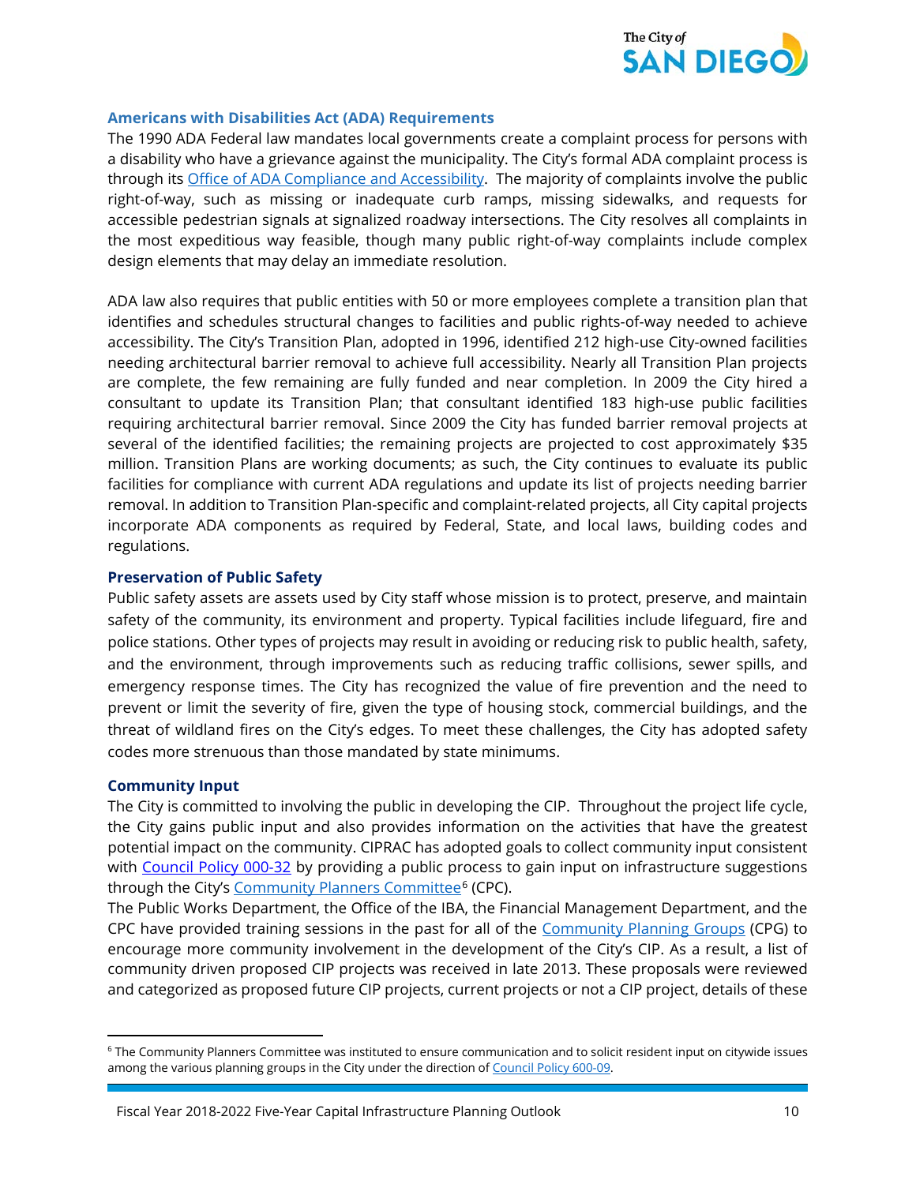### Americans with Disabilities Act (ADA) Requirements

The 1990 ADA Federal law mandates local governments create a complaint process for persons with a disability who have a grievance against the municipality. The City's formal ADA complaint process is through its Office of ADA Compliance and Accessibility. The majority of complaints involve the public right-of-way, such as missing or inadequate curb ramps, missing sidewalks, and requests for accessible pedestrian signals at signalized roadway intersections. The City resolves all complaints in the most expeditious way feasible, though many public right-of-way complaints include complex design elements that may delay an immediate resolution.

ADA law also requires that public entities with 50 or more employees complete a transition plan that identifies and schedules structural changes to facilities and public rights-of-way needed to achieve accessibility. The City's Transition Plan, adopted in 1996, identified 212 high-use City-owned facilities needing architectural barrier removal to achieve full accessibility. Nearly all Transition Plan projects are complete, the few remaining are fully funded and near completion. In 2009 the City hired a consultant to update its Transition Plan; that consultant identified 183 high-use public facilities requiring architectural barrier removal. Since 2009 the City has funded barrier removal projects at several of the identified facilities; the remaining projects are projected to cost approximately $35 million. Transition Plans are working documents; as such, the City continues to evaluate its public facilities for compliance with current ADA regulations and update its list of projects needing barrier removal. In addition to Transition Plan-specific and complaint-related projects, all City capital projects incorporate ADA components as required by Federal, State, and local laws, building codes and regulations.

### Preservation of Public Safety

Public safety assets are assets used by City staff whose mission is to protect, preserve, and maintain safety of the community, its environment and property. Typical facilities include lifeguard, fire and police stations. Other types of projects may result in avoiding or reducing risk to public health, safety, and the environment, through improvements such as reducing traffic collisions, sewer spills, and emergency response times. The City has recognized the value of fire prevention and the need to prevent or limit the severity of fire, given the type of housing stock, commercial buildings, and the threat of wildland fires on the City's edges. To meet these challenges, the City has adopted safety codes more strenuous than those mandated by state minimums.

### Community Input

The City is committed to involving the public in developing the CIP. Throughout the project life cycle, the City gains public input and also provides information on the activities that have the greatest potential impact on the community. CIPRAC has adopted goals to collect community input consistent with Council Policy 000-32 by providing a public process to gain input on infrastructure suggestions through the City's Community Planners Committee[6] (CPC).

The Public Works Department, the Office of the IBA, the Financial Management Department, and the CPC have provided training sessions in the past for all of the Community Planning Groups (CPG) to encourage more community involvement in the development of the City's CIP. As a result, a list of community driven proposed CIP projects was received in late 2013. These proposals were reviewed and categorized as proposed future CIP projects, current projects or not a CIP project, details of these

[6] The Community Planners Committee was instituted to ensure communication and to solicit resident input on citywide issues among the various planning groups in the City under the direction of Council Policy 600-09.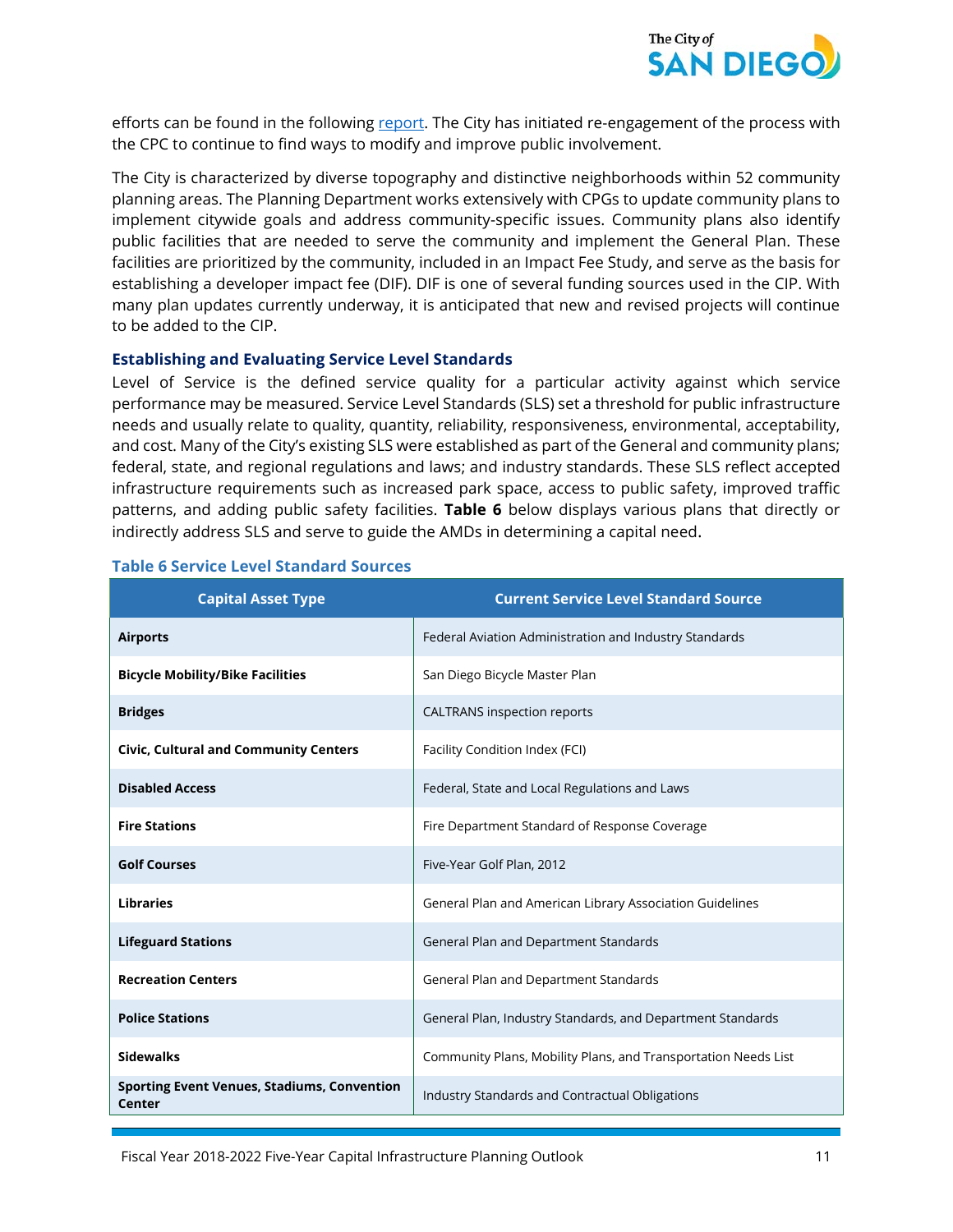efforts can be found in the following report. The City has initiated re-engagement of the process with the CPC to continue to find ways to modify and improve public involvement.

The City is characterized by diverse topography and distinctive neighborhoods within 52 community planning areas. The Planning Department works extensively with CPGs to update community plans to implement citywide goals and address community-specific issues. Community plans also identify public facilities that are needed to serve the community and implement the General Plan. These facilities are prioritized by the community, included in an Impact Fee Study, and serve as the basis for establishing a developer impact fee (DIF). DIF is one of several funding sources used in the CIP. With many plan updates currently underway, it is anticipated that new and revised projects will continue to be added to the CIP.

### Establishing and Evaluating Service Level Standards

Level of Service is the defined service quality for a particular activity against which service performance may be measured. Service Level Standards (SLS) set a threshold for public infrastructure needs and usually relate to quality, quantity, reliability, responsiveness, environmental, acceptability, and cost. Many of the City's existing SLS were established as part of the General and community plans; federal, state, and regional regulations and laws; and industry standards. These SLS reflect accepted infrastructure requirements such as increased park space, access to public safety, improved traffic patterns, and adding public safety facilities. **Table 6** below displays various plans that directly or indirectly address SLS and serve to guide the AMDs in determining a capital need.

**Table 6 Service Level Standard Sources**

| Capital Asset Type | Current Service Level Standard Source |
|---|---|
| **Airports** | Federal Aviation Administration and Industry Standards |
| **Bicycle Mobility/Bike Facilities** | San Diego Bicycle Master Plan |
| **Bridges** | CALTRANS inspection reports |
| **Civic, Cultural and Community Centers** | Facility Condition Index (FCI) |
| **Disabled Access** | Federal, State and Local Regulations and Laws |
| **Fire Stations** | Fire Department Standard of Response Coverage |
| **Golf Courses** | Five-Year Golf Plan, 2012 |
| **Libraries** | General Plan and American Library Association Guidelines |
| **Lifeguard Stations** | General Plan and Department Standards |
| **Recreation Centers** | General Plan and Department Standards |
| **Police Stations** | General Plan, Industry Standards, and Department Standards |
| **Sidewalks** | Community Plans, Mobility Plans, and Transportation Needs List |
| **Sporting Event Venues, Stadiums, Convention Center** | Industry Standards and Contractual Obligations |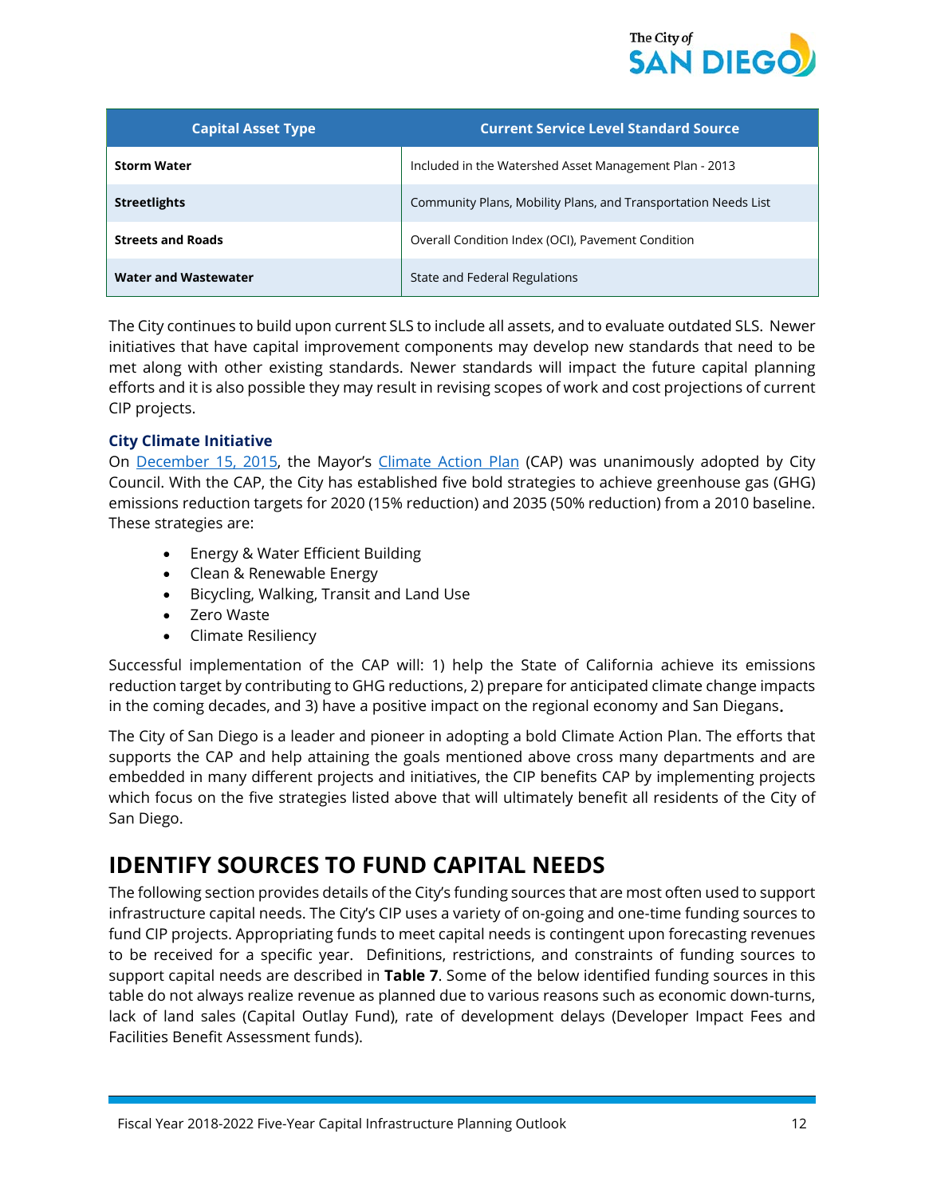| Capital Asset Type | Current Service Level Standard Source |
| --- | --- |
| **Storm Water** | Included in the Watershed Asset Management Plan - 2013 |
| **Streetlights** | Community Plans, Mobility Plans, and Transportation Needs List |
| **Streets and Roads** | Overall Condition Index (OCI), Pavement Condition |
| **Water and Wastewater** | State and Federal Regulations |

The City continues to build upon current SLS to include all assets, and to evaluate outdated SLS. Newer initiatives that have capital improvement components may develop new standards that need to be met along with other existing standards. Newer standards will impact the future capital planning efforts and it is also possible they may result in revising scopes of work and cost projections of current CIP projects.

### City Climate Initiative

On December 15, 2015, the Mayor's Climate Action Plan (CAP) was unanimously adopted by City Council. With the CAP, the City has established five bold strategies to achieve greenhouse gas (GHG) emissions reduction targets for 2020 (15% reduction) and 2035 (50% reduction) from a 2010 baseline. These strategies are:

- Energy & Water Efficient Building
- Clean & Renewable Energy
- Bicycling, Walking, Transit and Land Use
- Zero Waste
- Climate Resiliency

Successful implementation of the CAP will: 1) help the State of California achieve its emissions reduction target by contributing to GHG reductions, 2) prepare for anticipated climate change impacts in the coming decades, and 3) have a positive impact on the regional economy and San Diegans.

The City of San Diego is a leader and pioneer in adopting a bold Climate Action Plan. The efforts that supports the CAP and help attaining the goals mentioned above cross many departments and are embedded in many different projects and initiatives, the CIP benefits CAP by implementing projects which focus on the five strategies listed above that will ultimately benefit all residents of the City of San Diego.

## IDENTIFY SOURCES TO FUND CAPITAL NEEDS

The following section provides details of the City's funding sources that are most often used to support infrastructure capital needs. The City's CIP uses a variety of on-going and one-time funding sources to fund CIP projects. Appropriating funds to meet capital needs is contingent upon forecasting revenues to be received for a specific year. Definitions, restrictions, and constraints of funding sources to support capital needs are described in **Table 7**. Some of the below identified funding sources in this table do not always realize revenue as planned due to various reasons such as economic down-turns, lack of land sales (Capital Outlay Fund), rate of development delays (Developer Impact Fees and Facilities Benefit Assessment funds).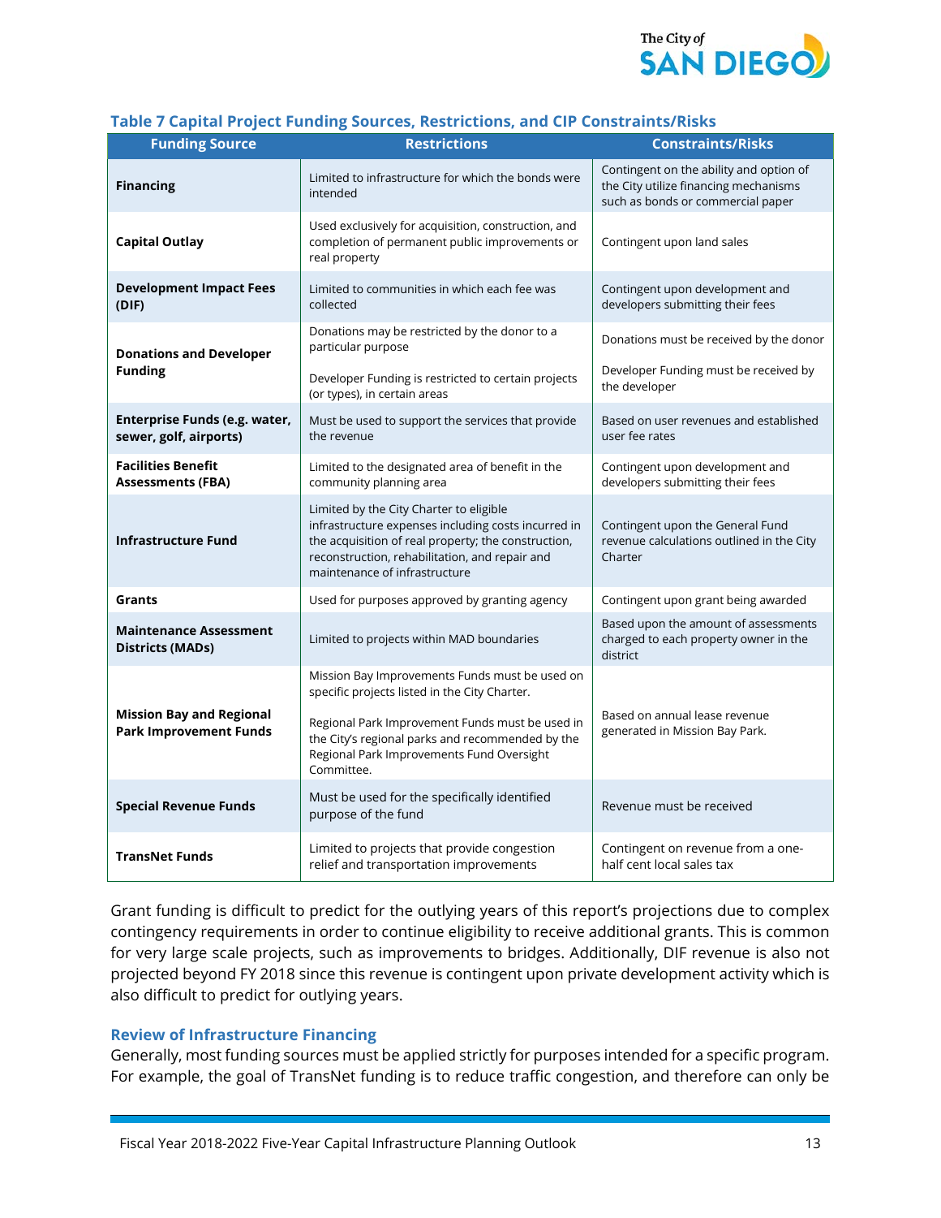### Table 7 Capital Project Funding Sources, Restrictions, and CIP Constraints/Risks

| Funding Source | Restrictions | Constraints/Risks |
|---|---|---|
| **Financing** | Limited to infrastructure for which the bonds were intended | Contingent on the ability and option of the City utilize financing mechanisms such as bonds or commercial paper |
| **Capital Outlay** | Used exclusively for acquisition, construction, and completion of permanent public improvements or real property | Contingent upon land sales |
| **Development Impact Fees (DIF)** | Limited to communities in which each fee was collected | Contingent upon development and developers submitting their fees |
| **Donations and Developer Funding** | Donations may be restricted by the donor to a particular purpose<br><br>Developer Funding is restricted to certain projects (or types), in certain areas | Donations must be received by the donor<br><br>Developer Funding must be received by the developer |
| **Enterprise Funds (e.g. water, sewer, golf, airports)** | Must be used to support the services that provide the revenue | Based on user revenues and established user fee rates |
| **Facilities Benefit Assessments (FBA)** | Limited to the designated area of benefit in the community planning area | Contingent upon development and developers submitting their fees |
| **Infrastructure Fund** | Limited by the City Charter to eligible infrastructure expenses including costs incurred in the acquisition of real property; the construction, reconstruction, rehabilitation, and repair and maintenance of infrastructure | Contingent upon the General Fund revenue calculations outlined in the City Charter |
| **Grants** | Used for purposes approved by granting agency | Contingent upon grant being awarded |
| **Maintenance Assessment Districts (MADs)** | Limited to projects within MAD boundaries | Based upon the amount of assessments charged to each property owner in the district |
| **Mission Bay and Regional Park Improvement Funds** | Mission Bay Improvements Funds must be used on specific projects listed in the City Charter.<br><br>Regional Park Improvement Funds must be used in the City's regional parks and recommended by the Regional Park Improvements Fund Oversight Committee. | Based on annual lease revenue generated in Mission Bay Park. |
| **Special Revenue Funds** | Must be used for the specifically identified purpose of the fund | Revenue must be received |
| **TransNet Funds** | Limited to projects that provide congestion relief and transportation improvements | Contingent on revenue from a one-half cent local sales tax |

Grant funding is difficult to predict for the outlying years of this report's projections due to complex contingency requirements in order to continue eligibility to receive additional grants. This is common for very large scale projects, such as improvements to bridges. Additionally, DIF revenue is also not projected beyond FY 2018 since this revenue is contingent upon private development activity which is also difficult to predict for outlying years.

### Review of Infrastructure Financing

Generally, most funding sources must be applied strictly for purposes intended for a specific program. For example, the goal of TransNet funding is to reduce traffic congestion, and therefore can only be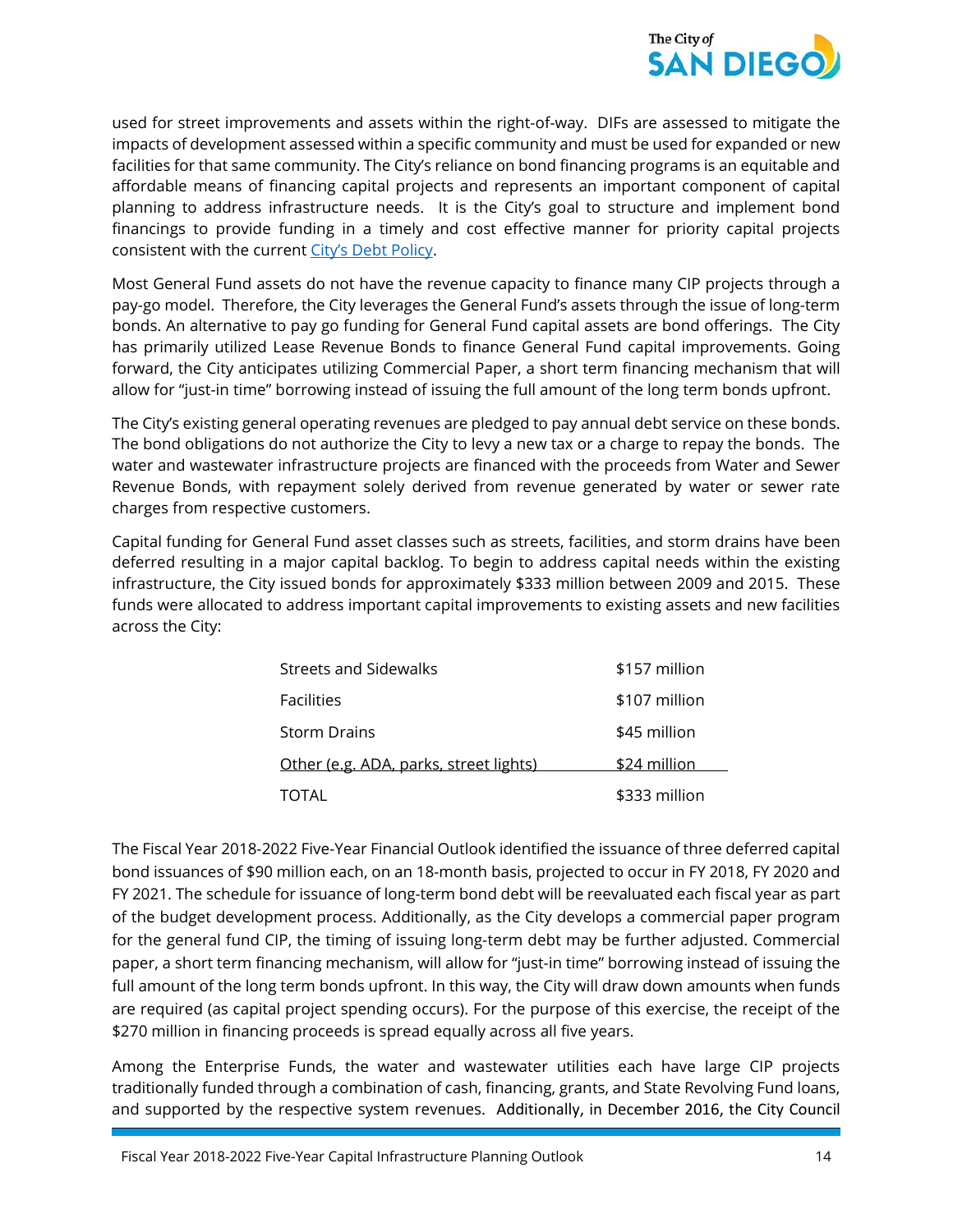used for street improvements and assets within the right-of-way. DIFs are assessed to mitigate the impacts of development assessed within a specific community and must be used for expanded or new facilities for that same community. The City's reliance on bond financing programs is an equitable and affordable means of financing capital projects and represents an important component of capital planning to address infrastructure needs. It is the City's goal to structure and implement bond financings to provide funding in a timely and cost effective manner for priority capital projects consistent with the current [City's Debt Policy](#).

Most General Fund assets do not have the revenue capacity to finance many CIP projects through a pay-go model. Therefore, the City leverages the General Fund's assets through the issue of long-term bonds. An alternative to pay go funding for General Fund capital assets are bond offerings. The City has primarily utilized Lease Revenue Bonds to finance General Fund capital improvements. Going forward, the City anticipates utilizing Commercial Paper, a short term financing mechanism that will allow for "just-in time" borrowing instead of issuing the full amount of the long term bonds upfront.

The City's existing general operating revenues are pledged to pay annual debt service on these bonds. The bond obligations do not authorize the City to levy a new tax or a charge to repay the bonds. The water and wastewater infrastructure projects are financed with the proceeds from Water and Sewer Revenue Bonds, with repayment solely derived from revenue generated by water or sewer rate charges from respective customers.

Capital funding for General Fund asset classes such as streets, facilities, and storm drains have been deferred resulting in a major capital backlog. To begin to address capital needs within the existing infrastructure, the City issued bonds for approximately $333 million between 2009 and 2015. These funds were allocated to address important capital improvements to existing assets and new facilities across the City:

| | |
|---|---|
| Streets and Sidewalks | $157 million |
| Facilities | $107 million |
| Storm Drains | $45 million |
| Other (e.g. ADA, parks, street lights) | $24 million |
| TOTAL | $333 million |

The Fiscal Year 2018-2022 Five-Year Financial Outlook identified the issuance of three deferred capital bond issuances of $90 million each, on an 18-month basis, projected to occur in FY 2018, FY 2020 and FY 2021. The schedule for issuance of long-term bond debt will be reevaluated each fiscal year as part of the budget development process. Additionally, as the City develops a commercial paper program for the general fund CIP, the timing of issuing long-term debt may be further adjusted. Commercial paper, a short term financing mechanism, will allow for "just-in time" borrowing instead of issuing the full amount of the long term bonds upfront. In this way, the City will draw down amounts when funds are required (as capital project spending occurs). For the purpose of this exercise, the receipt of the $270 million in financing proceeds is spread equally across all five years.

Among the Enterprise Funds, the water and wastewater utilities each have large CIP projects traditionally funded through a combination of cash, financing, grants, and State Revolving Fund loans, and supported by the respective system revenues. Additionally, in December 2016, the City Council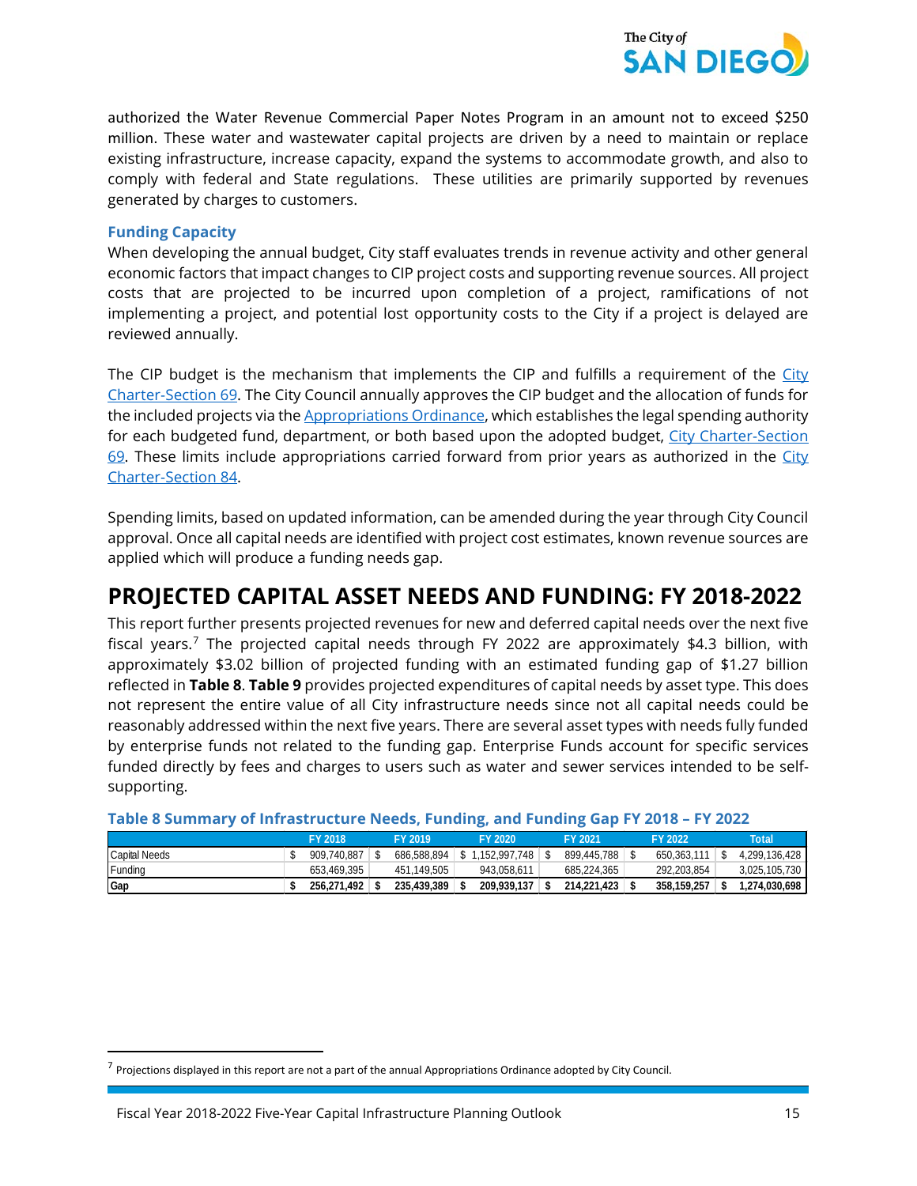authorized the Water Revenue Commercial Paper Notes Program in an amount not to exceed $250 million. These water and wastewater capital projects are driven by a need to maintain or replace existing infrastructure, increase capacity, expand the systems to accommodate growth, and also to comply with federal and State regulations. These utilities are primarily supported by revenues generated by charges to customers.

### Funding Capacity

When developing the annual budget, City staff evaluates trends in revenue activity and other general economic factors that impact changes to CIP project costs and supporting revenue sources. All project costs that are projected to be incurred upon completion of a project, ramifications of not implementing a project, and potential lost opportunity costs to the City if a project is delayed are reviewed annually.

The CIP budget is the mechanism that implements the CIP and fulfills a requirement of the City Charter-Section 69. The City Council annually approves the CIP budget and the allocation of funds for the included projects via the Appropriations Ordinance, which establishes the legal spending authority for each budgeted fund, department, or both based upon the adopted budget, City Charter-Section 69. These limits include appropriations carried forward from prior years as authorized in the City Charter-Section 84.

Spending limits, based on updated information, can be amended during the year through City Council approval. Once all capital needs are identified with project cost estimates, known revenue sources are applied which will produce a funding needs gap.

## PROJECTED CAPITAL ASSET NEEDS AND FUNDING: FY 2018-2022

This report further presents projected revenues for new and deferred capital needs over the next five fiscal years.[7] The projected capital needs through FY 2022 are approximately $4.3 billion, with approximately $3.02 billion of projected funding with an estimated funding gap of $1.27 billion reflected in **Table 8**. **Table 9** provides projected expenditures of capital needs by asset type. This does not represent the entire value of all City infrastructure needs since not all capital needs could be reasonably addressed within the next five years. There are several asset types with needs fully funded by enterprise funds not related to the funding gap. Enterprise Funds account for specific services funded directly by fees and charges to users such as water and sewer services intended to be self-supporting.

### Table 8 Summary of Infrastructure Needs, Funding, and Funding Gap FY 2018 – FY 2022

| | FY 2018 | FY 2019 | FY 2020 | FY 2021 | FY 2022 | Total |
|---|---|---|---|---|---|---|
| Capital Needs | $ 909,740,887 | $ 686,588,894 | $ 1,152,997,748 | $ 899,445,788 | $ 650,363,111 | $ 4,299,136,428 |
| Funding | 653,469,395 | 451,149,505 | 943,058,611 | 685,224,365 | 292,203,854 | 3,025,105,730 |
| **Gap** | **$ 256,271,492** | **$ 235,439,389** | **$ 209,939,137** | **$ 214,221,423** | **$ 358,159,257** | **$ 1,274,030,698** |

[7] Projections displayed in this report are not a part of the annual Appropriations Ordinance adopted by City Council.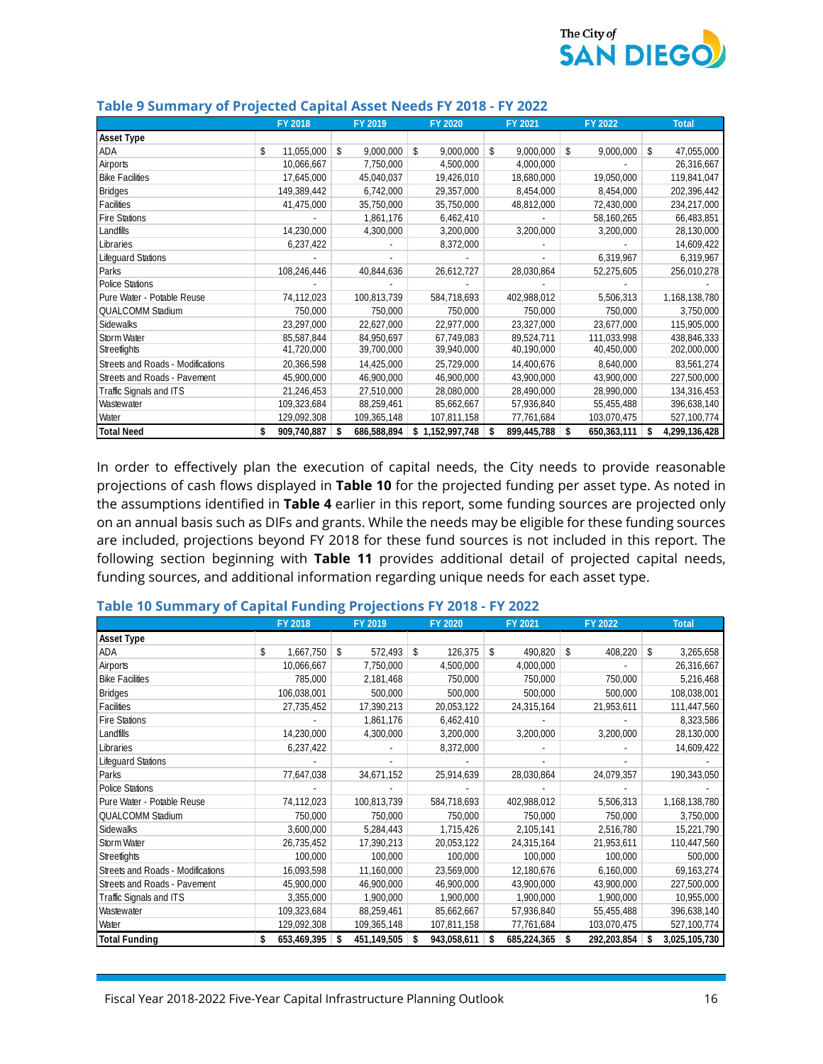### Table 9 Summary of Projected Capital Asset Needs FY 2018 - FY 2022

| | FY 2018 | FY 2019 | FY 2020 | FY 2021 | FY 2022 | Total |
|---|---|---|---|---|---|---|
| **Asset Type** | | | | | | |
| ADA | $ 11,055,000 | $ 9,000,000 | $ 9,000,000 | $ 9,000,000 | $ 9,000,000 | $ 47,055,000 |
| Airports | 10,066,667 | 7,750,000 | 4,500,000 | 4,000,000 | - | 26,316,667 |
| Bike Facilities | 17,645,000 | 45,040,037 | 19,426,010 | 18,680,000 | 19,050,000 | 119,841,047 |
| Bridges | 149,389,442 | 6,742,000 | 29,357,000 | 8,454,000 | 8,454,000 | 202,396,442 |
| Facilities | 41,475,000 | 35,750,000 | 35,750,000 | 48,812,000 | 72,430,000 | 234,217,000 |
| Fire Stations | - | 1,861,176 | 6,462,410 | - | 58,160,265 | 66,483,851 |
| Landfills | 14,230,000 | 4,300,000 | 3,200,000 | 3,200,000 | 3,200,000 | 28,130,000 |
| Libraries | 6,237,422 | - | 8,372,000 | - | - | 14,609,422 |
| Lifeguard Stations | - | - | - | - | 6,319,967 | 6,319,967 |
| Parks | 108,246,446 | 40,844,636 | 26,612,727 | 28,030,864 | 52,275,605 | 256,010,278 |
| Police Stations | - | - | - | - | - | - |
| Pure Water - Potable Reuse | 74,112,023 | 100,813,739 | 584,718,693 | 402,988,012 | 5,506,313 | 1,168,138,780 |
| QUALCOMM Stadium | 750,000 | 750,000 | 750,000 | 750,000 | 750,000 | 3,750,000 |
| Sidewalks | 23,297,000 | 22,627,000 | 22,977,000 | 23,327,000 | 23,677,000 | 115,905,000 |
| Storm Water | 85,587,844 | 84,950,697 | 67,749,083 | 89,524,711 | 111,033,998 | 438,846,333 |
| Streetlights | 41,720,000 | 39,700,000 | 39,940,000 | 40,190,000 | 40,450,000 | 202,000,000 |
| Streets and Roads - Modifications | 20,366,598 | 14,425,000 | 25,729,000 | 14,400,676 | 8,640,000 | 83,561,274 |
| Streets and Roads - Pavement | 45,900,000 | 46,900,000 | 46,900,000 | 43,900,000 | 43,900,000 | 227,500,000 |
| Traffic Signals and ITS | 21,246,453 | 27,510,000 | 28,080,000 | 28,490,000 | 28,990,000 | 134,316,453 |
| Wastewater | 109,323,684 | 88,259,461 | 85,662,667 | 57,936,840 | 55,455,488 | 396,638,140 |
| Water | 129,092,308 | 109,365,148 | 107,811,158 | 77,761,684 | 103,070,475 | 527,100,774 |
| **Total Need** | **$ 909,740,887** | **$ 686,588,894** | **$ 1,152,997,748** | **$ 899,445,788** | **$ 650,363,111** | **$ 4,299,136,428** |

In order to effectively plan the execution of capital needs, the City needs to provide reasonable projections of cash flows displayed in **Table 10** for the projected funding per asset type. As noted in the assumptions identified in **Table 4** earlier in this report, some funding sources are projected only on an annual basis such as DIFs and grants. While the needs may be eligible for these funding sources are included, projections beyond FY 2018 for these fund sources is not included in this report. The following section beginning with **Table 11** provides additional detail of projected capital needs, funding sources, and additional information regarding unique needs for each asset type.

### Table 10 Summary of Capital Funding Projections FY 2018 - FY 2022

| | FY 2018 | FY 2019 | FY 2020 | FY 2021 | FY 2022 | Total |
|---|---|---|---|---|---|---|
| **Asset Type** | | | | | | |
| ADA | $ 1,667,750 | $ 572,493 | $ 126,375 | $ 490,820 | $ 408,220 | $ 3,265,658 |
| Airports | 10,066,667 | 7,750,000 | 4,500,000 | 4,000,000 | - | 26,316,667 |
| Bike Facilities | 785,000 | 2,181,468 | 750,000 | 750,000 | 750,000 | 5,216,468 |
| Bridges | 106,038,001 | 500,000 | 500,000 | 500,000 | 500,000 | 108,038,001 |
| Facilities | 27,735,452 | 17,390,213 | 20,053,122 | 24,315,164 | 21,953,611 | 111,447,560 |
| Fire Stations | - | 1,861,176 | 6,462,410 | - | - | 8,323,586 |
| Landfills | 14,230,000 | 4,300,000 | 3,200,000 | 3,200,000 | 3,200,000 | 28,130,000 |
| Libraries | 6,237,422 | - | 8,372,000 | - | - | 14,609,422 |
| Lifeguard Stations | - | - | - | - | - | - |
| Parks | 77,647,038 | 34,671,152 | 25,914,639 | 28,030,864 | 24,079,357 | 190,343,050 |
| Police Stations | - | - | - | - | - | - |
| Pure Water - Potable Reuse | 74,112,023 | 100,813,739 | 584,718,693 | 402,988,012 | 5,506,313 | 1,168,138,780 |
| QUALCOMM Stadium | 750,000 | 750,000 | 750,000 | 750,000 | 750,000 | 3,750,000 |
| Sidewalks | 3,600,000 | 5,284,443 | 1,715,426 | 2,105,141 | 2,516,780 | 15,221,790 |
| Storm Water | 26,735,452 | 17,390,213 | 20,053,122 | 24,315,164 | 21,953,611 | 110,447,560 |
| Streetlights | 100,000 | 100,000 | 100,000 | 100,000 | 100,000 | 500,000 |
| Streets and Roads - Modifications | 16,093,598 | 11,160,000 | 23,569,000 | 12,180,676 | 6,160,000 | 69,163,274 |
| Streets and Roads - Pavement | 45,900,000 | 46,900,000 | 46,900,000 | 43,900,000 | 43,900,000 | 227,500,000 |
| Traffic Signals and ITS | 3,355,000 | 1,900,000 | 1,900,000 | 1,900,000 | 1,900,000 | 10,955,000 |
| Wastewater | 109,323,684 | 88,259,461 | 85,662,667 | 57,936,840 | 55,455,488 | 396,638,140 |
| Water | 129,092,308 | 109,365,148 | 107,811,158 | 77,761,684 | 103,070,475 | 527,100,774 |
| **Total Funding** | **$ 653,469,395** | **$ 451,149,505** | **$ 943,058,611** | **$ 685,224,365** | **$ 292,203,854** | **$ 3,025,105,730** |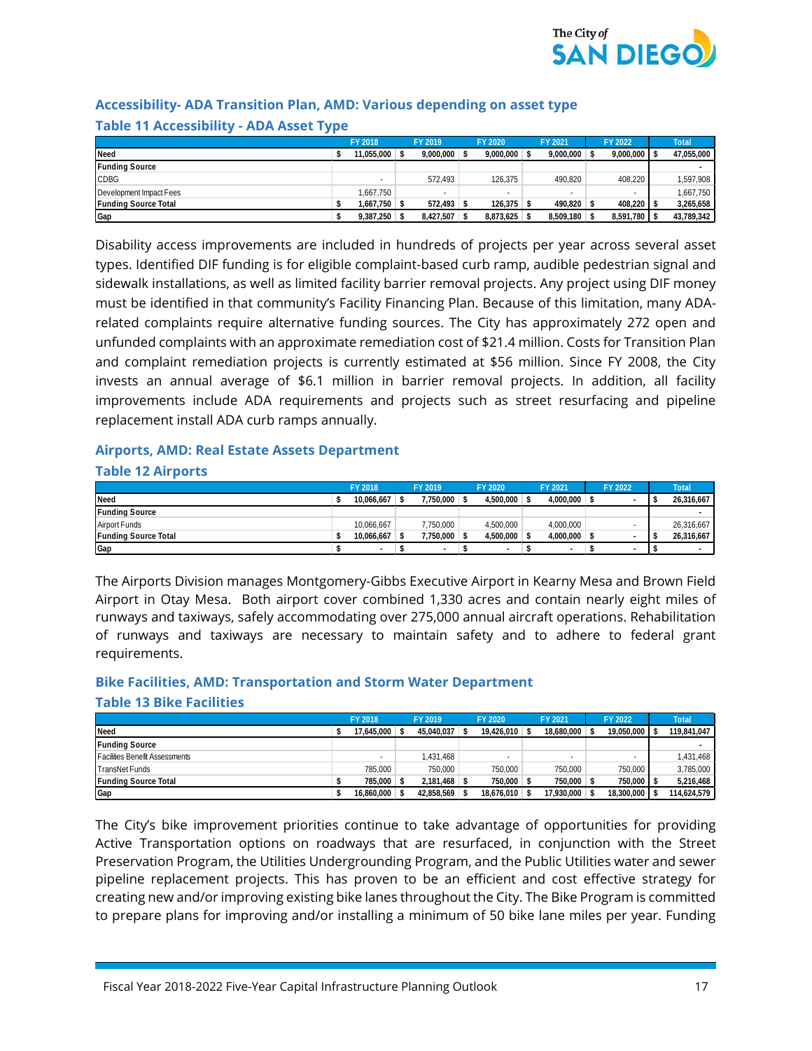### Accessibility- ADA Transition Plan, AMD: Various depending on asset type

### Table 11 Accessibility - ADA Asset Type

| | FY 2018 | FY 2019 | FY 2020 | FY 2021 | FY 2022 | Total |
|---|---|---|---|---|---|---|
| **Need** | **$ 11,055,000** | **$ 9,000,000** | **$ 9,000,000** | **$ 9,000,000** | **$ 9,000,000** | **$ 47,055,000** |
| **Funding Source** | | | | | | **-** |
| CDBG | - | 572,493 | 126,375 | 490,820 | 408,220 | 1,597,908 |
| Development Impact Fees | 1,667,750 | - | - | - | - | 1,667,750 |
| **Funding Source Total** | **$ 1,667,750** | **$ 572,493** | **$ 126,375** | **$ 490,820** | **$ 408,220** | **$ 3,265,658** |
| **Gap** | **$ 9,387,250** | **$ 8,427,507** | **$ 8,873,625** | **$ 8,509,180** | **$ 8,591,780** | **$ 43,789,342** |

Disability access improvements are included in hundreds of projects per year across several asset types. Identified DIF funding is for eligible complaint-based curb ramp, audible pedestrian signal and sidewalk installations, as well as limited facility barrier removal projects. Any project using DIF money must be identified in that community's Facility Financing Plan. Because of this limitation, many ADA-related complaints require alternative funding sources. The City has approximately 272 open and unfunded complaints with an approximate remediation cost of $21.4 million. Costs for Transition Plan and complaint remediation projects is currently estimated at $56 million. Since FY 2008, the City invests an annual average of $6.1 million in barrier removal projects. In addition, all facility improvements include ADA requirements and projects such as street resurfacing and pipeline replacement install ADA curb ramps annually.

### Airports, AMD: Real Estate Assets Department

### Table 12 Airports

| | FY 2018 | FY 2019 | FY 2020 | FY 2021 | FY 2022 | Total |
|---|---|---|---|---|---|---|
| **Need** | **$ 10,066,667** | **$ 7,750,000** | **$ 4,500,000** | **$ 4,000,000** | **$ -** | **$ 26,316,667** |
| **Funding Source** | | | | | | **-** |
| Airport Funds | 10,066,667 | 7,750,000 | 4,500,000 | 4,000,000 | - | 26,316,667 |
| **Funding Source Total** | **$ 10,066,667** | **$ 7,750,000** | **$ 4,500,000** | **$ 4,000,000** | **$ -** | **$ 26,316,667** |
| **Gap** | **$ -** | **$ -** | **$ -** | **$ -** | **$ -** | **$ -** |

The Airports Division manages Montgomery-Gibbs Executive Airport in Kearny Mesa and Brown Field Airport in Otay Mesa. Both airport cover combined 1,330 acres and contain nearly eight miles of runways and taxiways, safely accommodating over 275,000 annual aircraft operations. Rehabilitation of runways and taxiways are necessary to maintain safety and to adhere to federal grant requirements.

### Bike Facilities, AMD: Transportation and Storm Water Department

### Table 13 Bike Facilities

| | FY 2018 | FY 2019 | FY 2020 | FY 2021 | FY 2022 | Total |
|---|---|---|---|---|---|---|
| **Need** | **$ 17,645,000** | **$ 45,040,037** | **$ 19,426,010** | **$ 18,680,000** | **$ 19,050,000** | **$ 119,841,047** |
| **Funding Source** | | | | | | **-** |
| Facilities Benefit Assessments | - | 1,431,468 | - | - | - | 1,431,468 |
| TransNet Funds | 785,000 | 750,000 | 750,000 | 750,000 | 750,000 | 3,785,000 |
| **Funding Source Total** | **$ 785,000** | **$ 2,181,468** | **$ 750,000** | **$ 750,000** | **$ 750,000** | **$ 5,216,468** |
| **Gap** | **$ 16,860,000** | **$ 42,858,569** | **$ 18,676,010** | **$ 17,930,000** | **$ 18,300,000** | **$ 114,624,579** |

The City's bike improvement priorities continue to take advantage of opportunities for providing Active Transportation options on roadways that are resurfaced, in conjunction with the Street Preservation Program, the Utilities Undergrounding Program, and the Public Utilities water and sewer pipeline replacement projects. This has proven to be an efficient and cost effective strategy for creating new and/or improving existing bike lanes throughout the City. The Bike Program is committed to prepare plans for improving and/or installing a minimum of 50 bike lane miles per year. Funding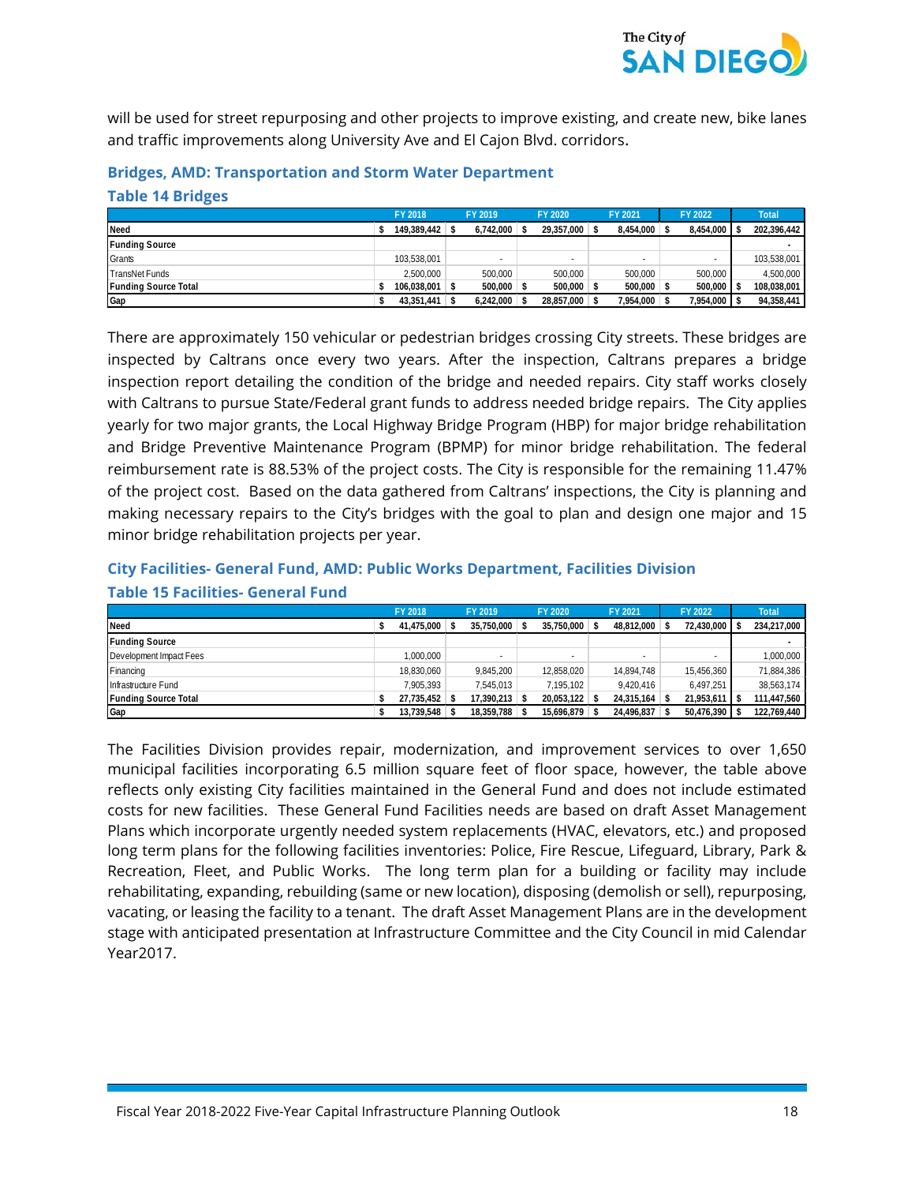will be used for street repurposing and other projects to improve existing, and create new, bike lanes and traffic improvements along University Ave and El Cajon Blvd. corridors.

### Bridges, AMD: Transportation and Storm Water Department

### Table 14 Bridges

| | FY 2018 | FY 2019 | FY 2020 | FY 2021 | FY 2022 | Total |
|---|---|---|---|---|---|---|
| **Need** | **$ 149,389,442** | **$ 6,742,000** | **$ 29,357,000** | **$ 8,454,000** | **$ 8,454,000** | **$ 202,396,442** |
| **Funding Source** | | | | | | **-** |
| Grants | 103,538,001 | - | - | - | - | 103,538,001 |
| TransNet Funds | 2,500,000 | 500,000 | 500,000 | 500,000 | 500,000 | 4,500,000 |
| **Funding Source Total** | **$ 106,038,001** | **$ 500,000** | **$ 500,000** | **$ 500,000** | **$ 500,000** | **$ 108,038,001** |
| **Gap** | **$ 43,351,441** | **$ 6,242,000** | **$ 28,857,000** | **$ 7,954,000** | **$ 7,954,000** | **$ 94,358,441** |

There are approximately 150 vehicular or pedestrian bridges crossing City streets. These bridges are inspected by Caltrans once every two years. After the inspection, Caltrans prepares a bridge inspection report detailing the condition of the bridge and needed repairs. City staff works closely with Caltrans to pursue State/Federal grant funds to address needed bridge repairs. The City applies yearly for two major grants, the Local Highway Bridge Program (HBP) for major bridge rehabilitation and Bridge Preventive Maintenance Program (BPMP) for minor bridge rehabilitation. The federal reimbursement rate is 88.53% of the project costs. The City is responsible for the remaining 11.47% of the project cost. Based on the data gathered from Caltrans' inspections, the City is planning and making necessary repairs to the City's bridges with the goal to plan and design one major and 15 minor bridge rehabilitation projects per year.

### City Facilities- General Fund, AMD: Public Works Department, Facilities Division

### Table 15 Facilities- General Fund

| | FY 2018 | FY 2019 | FY 2020 | FY 2021 | FY 2022 | Total |
|---|---|---|---|---|---|---|
| **Need** | **$ 41,475,000** | **$ 35,750,000** | **$ 35,750,000** | **$ 48,812,000** | **$ 72,430,000** | **$ 234,217,000** |
| **Funding Source** | | | | | | **-** |
| Development Impact Fees | 1,000,000 | - | - | - | - | 1,000,000 |
| Financing | 18,830,060 | 9,845,200 | 12,858,020 | 14,894,748 | 15,456,360 | 71,884,386 |
| Infrastructure Fund | 7,905,393 | 7,545,013 | 7,195,102 | 9,420,416 | 6,497,251 | 38,563,174 |
| **Funding Source Total** | **$ 27,735,452** | **$ 17,390,213** | **$ 20,053,122** | **$ 24,315,164** | **$ 21,953,611** | **$ 111,447,560** |
| **Gap** | **$ 13,739,548** | **$ 18,359,788** | **$ 15,696,879** | **$ 24,496,837** | **$ 50,476,390** | **$ 122,769,440** |

The Facilities Division provides repair, modernization, and improvement services to over 1,650 municipal facilities incorporating 6.5 million square feet of floor space, however, the table above reflects only existing City facilities maintained in the General Fund and does not include estimated costs for new facilities. These General Fund Facilities needs are based on draft Asset Management Plans which incorporate urgently needed system replacements (HVAC, elevators, etc.) and proposed long term plans for the following facilities inventories: Police, Fire Rescue, Lifeguard, Library, Park & Recreation, Fleet, and Public Works. The long term plan for a building or facility may include rehabilitating, expanding, rebuilding (same or new location), disposing (demolish or sell), repurposing, vacating, or leasing the facility to a tenant. The draft Asset Management Plans are in the development stage with anticipated presentation at Infrastructure Committee and the City Council in mid Calendar Year2017.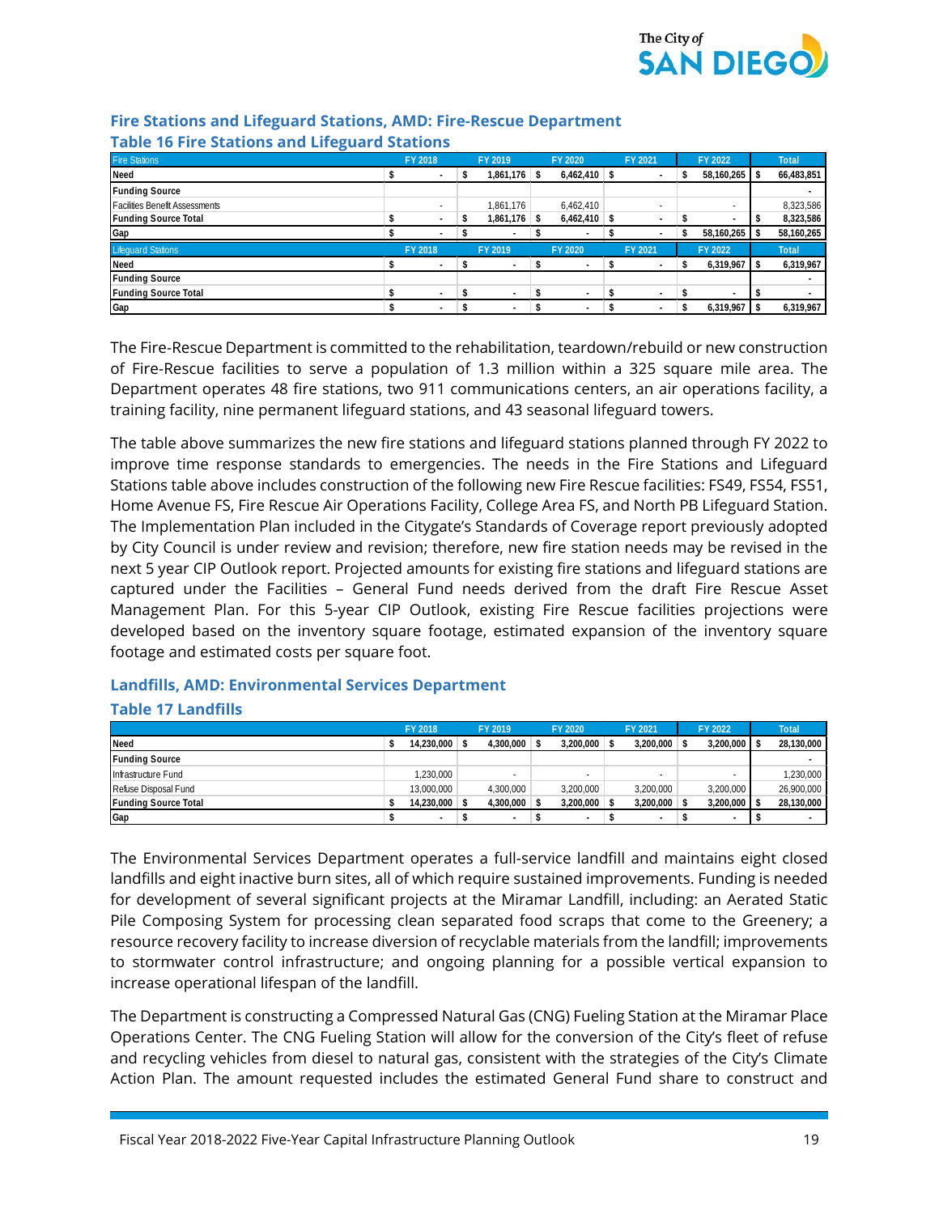### Fire Stations and Lifeguard Stations, AMD: Fire-Rescue Department

### Table 16 Fire Stations and Lifeguard Stations

| Fire Stations | FY 2018 | FY 2019 | FY 2020 | FY 2021 | FY 2022 | Total |
|---|---|---|---|---|---|---|
| **Need** | $ - | $ 1,861,176 | $ 6,462,410 | $ - | $ 58,160,265 | $ 66,483,851 |
| **Funding Source** | | | | | | - |
| Facilities Benefit Assessments | - | 1,861,176 | 6,462,410 | - | - | 8,323,586 |
| **Funding Source Total** | $ - | $ 1,861,176 | $ 6,462,410 | $ - | $ - | $ 8,323,586 |
| **Gap** | $ - | $ - | $ - | $ - | $ 58,160,265 | $ 58,160,265 |
| **Lifeguard Stations** | **FY 2018** | **FY 2019** | **FY 2020** | **FY 2021** | **FY 2022** | **Total** |
| **Need** | $ - | $ - | $ - | $ - | $ 6,319,967 | $ 6,319,967 |
| **Funding Source** | | | | | | - |
| **Funding Source Total** | $ - | $ - | $ - | $ - | $ - | $ - |
| **Gap** | $ - | $ - | $ - | $ - | $ 6,319,967 | $ 6,319,967 |

The Fire-Rescue Department is committed to the rehabilitation, teardown/rebuild or new construction of Fire-Rescue facilities to serve a population of 1.3 million within a 325 square mile area. The Department operates 48 fire stations, two 911 communications centers, an air operations facility, a training facility, nine permanent lifeguard stations, and 43 seasonal lifeguard towers.

The table above summarizes the new fire stations and lifeguard stations planned through FY 2022 to improve time response standards to emergencies. The needs in the Fire Stations and Lifeguard Stations table above includes construction of the following new Fire Rescue facilities: FS49, FS54, FS51, Home Avenue FS, Fire Rescue Air Operations Facility, College Area FS, and North PB Lifeguard Station. The Implementation Plan included in the Citygate's Standards of Coverage report previously adopted by City Council is under review and revision; therefore, new fire station needs may be revised in the next 5 year CIP Outlook report. Projected amounts for existing fire stations and lifeguard stations are captured under the Facilities – General Fund needs derived from the draft Fire Rescue Asset Management Plan. For this 5-year CIP Outlook, existing Fire Rescue facilities projections were developed based on the inventory square footage, estimated expansion of the inventory square footage and estimated costs per square foot.

### Landfills, AMD: Environmental Services Department

### Table 17 Landfills

| | FY 2018 | FY 2019 | FY 2020 | FY 2021 | FY 2022 | Total |
|---|---|---|---|---|---|---|
| **Need** | $ 14,230,000 | $ 4,300,000 | $ 3,200,000 | $ 3,200,000 | $ 3,200,000 | $ 28,130,000 |
| **Funding Source** | | | | | | - |
| Infrastructure Fund | 1,230,000 | - | - | - | - | 1,230,000 |
| Refuse Disposal Fund | 13,000,000 | 4,300,000 | 3,200,000 | 3,200,000 | 3,200,000 | 26,900,000 |
| **Funding Source Total** | $ 14,230,000 | $ 4,300,000 | $ 3,200,000 | $ 3,200,000 | $ 3,200,000 | $ 28,130,000 |
| **Gap** | $ - | $ - | $ - | $ - | $ - | $ - |

The Environmental Services Department operates a full-service landfill and maintains eight closed landfills and eight inactive burn sites, all of which require sustained improvements. Funding is needed for development of several significant projects at the Miramar Landfill, including: an Aerated Static Pile Composing System for processing clean separated food scraps that come to the Greenery; a resource recovery facility to increase diversion of recyclable materials from the landfill; improvements to stormwater control infrastructure; and ongoing planning for a possible vertical expansion to increase operational lifespan of the landfill.

The Department is constructing a Compressed Natural Gas (CNG) Fueling Station at the Miramar Place Operations Center. The CNG Fueling Station will allow for the conversion of the City's fleet of refuse and recycling vehicles from diesel to natural gas, consistent with the strategies of the City's Climate Action Plan. The amount requested includes the estimated General Fund share to construct and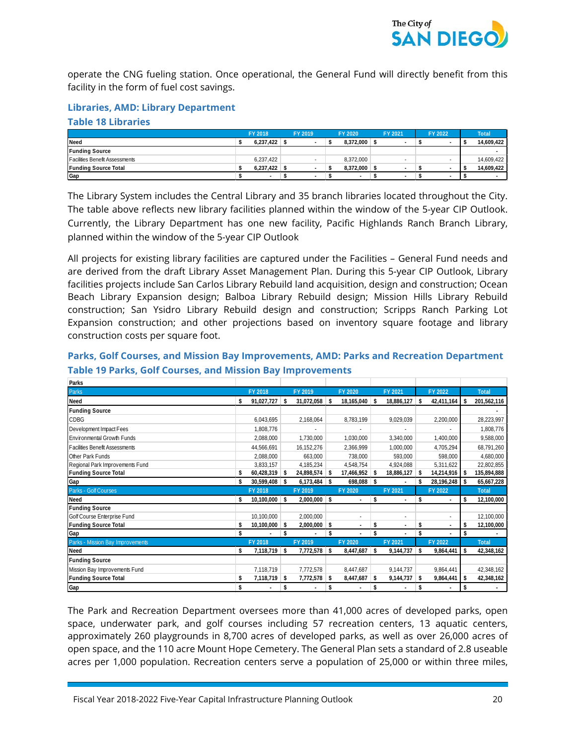operate the CNG fueling station. Once operational, the General Fund will directly benefit from this facility in the form of fuel cost savings.

### Libraries, AMD: Library Department

### Table 18 Libraries

| | FY 2018 | FY 2019 | FY 2020 | FY 2021 | FY 2022 | Total |
|---|---|---|---|---|---|---|
| **Need** | **$ 6,237,422** | **$ -** | **$ 8,372,000** | **$ -** | **$ -** | **$ 14,609,422** |
| **Funding Source** | | | | | | **-** |
| Facilities Benefit Assessments | 6,237,422 | - | 8,372,000 | - | - | 14,609,422 |
| **Funding Source Total** | **$ 6,237,422** | **$ -** | **$ 8,372,000** | **$ -** | **$ -** | **$ 14,609,422** |
| **Gap** | **$ -** | **$ -** | **$ -** | **$ -** | **$ -** | **$ -** |

The Library System includes the Central Library and 35 branch libraries located throughout the City. The table above reflects new library facilities planned within the window of the 5-year CIP Outlook. Currently, the Library Department has one new facility, Pacific Highlands Ranch Branch Library, planned within the window of the 5-year CIP Outlook

All projects for existing library facilities are captured under the Facilities – General Fund needs and are derived from the draft Library Asset Management Plan. During this 5-year CIP Outlook, Library facilities projects include San Carlos Library Rebuild land acquisition, design and construction; Ocean Beach Library Expansion design; Balboa Library Rebuild design; Mission Hills Library Rebuild construction; San Ysidro Library Rebuild design and construction; Scripps Ranch Parking Lot Expansion construction; and other projections based on inventory square footage and library construction costs per square foot.

### Parks, Golf Courses, and Mission Bay Improvements, AMD: Parks and Recreation Department

### Table 19 Parks, Golf Courses, and Mission Bay Improvements

| Parks | | | | | | |
|---|---|---|---|---|---|---|
| Parks | FY 2018 | FY 2019 | FY 2020 | FY 2021 | FY 2022 | Total |
| **Need** | **$ 91,027,727** | **$ 31,072,058** | **$ 18,165,040** | **$ 18,886,127** | **$ 42,411,164** | **$ 201,562,116** |
| **Funding Source** | | | | | | **-** |
| CDBG | 6,043,695 | 2,168,064 | 8,783,199 | 9,029,039 | 2,200,000 | 28,223,997 |
| Development Impact Fees | 1,808,776 | - | - | - | - | 1,808,776 |
| Environmental Growth Funds | 2,088,000 | 1,730,000 | 1,030,000 | 3,340,000 | 1,400,000 | 9,588,000 |
| Facilities Benefit Assessments | 44,566,691 | 16,152,276 | 2,366,999 | 1,000,000 | 4,705,294 | 68,791,260 |
| Other Park Funds | 2,088,000 | 663,000 | 738,000 | 593,000 | 598,000 | 4,680,000 |
| Regional Park Improvements Fund | 3,833,157 | 4,185,234 | 4,548,754 | 4,924,088 | 5,311,622 | 22,802,855 |
| **Funding Source Total** | **$ 60,428,319** | **$ 24,898,574** | **$ 17,466,952** | **$ 18,886,127** | **$ 14,214,916** | **$ 135,894,888** |
| **Gap** | **$ 30,599,408** | **$ 6,173,484** | **$ 698,088** | **$ -** | **$ 28,196,248** | **$ 65,667,228** |
| Parks - Golf Courses | FY 2018 | FY 2019 | FY 2020 | FY 2021 | FY 2022 | Total |
| **Need** | **$ 10,100,000** | **$ 2,000,000** | **$ -** | **$ -** | **$ -** | **$ 12,100,000** |
| **Funding Source** | | | | | | |
| Golf Course Enterprise Fund | 10,100,000 | 2,000,000 | - | - | - | 12,100,000 |
| **Funding Source Total** | **$ 10,100,000** | **$ 2,000,000** | **$ -** | **$ -** | **$ -** | **$ 12,100,000** |
| **Gap** | **$ -** | **$ -** | **$ -** | **$ -** | **$ -** | **$ -** |
| Parks - Mission Bay Improvements | FY 2018 | FY 2019 | FY 2020 | FY 2021 | FY 2022 | Total |
| **Need** | **$ 7,118,719** | **$ 7,772,578** | **$ 8,447,687** | **$ 9,144,737** | **$ 9,864,441** | **$ 42,348,162** |
| **Funding Source** | | | | | | |
| Mission Bay Improvements Fund | 7,118,719 | 7,772,578 | 8,447,687 | 9,144,737 | 9,864,441 | 42,348,162 |
| **Funding Source Total** | **$ 7,118,719** | **$ 7,772,578** | **$ 8,447,687** | **$ 9,144,737** | **$ 9,864,441** | **$ 42,348,162** |
| **Gap** | **$ -** | **$ -** | **$ -** | **$ -** | **$ -** | **$ -** |

The Park and Recreation Department oversees more than 41,000 acres of developed parks, open space, underwater park, and golf courses including 57 recreation centers, 13 aquatic centers, approximately 260 playgrounds in 8,700 acres of developed parks, as well as over 26,000 acres of open space, and the 110 acre Mount Hope Cemetery. The General Plan sets a standard of 2.8 useable acres per 1,000 population. Recreation centers serve a population of 25,000 or within three miles,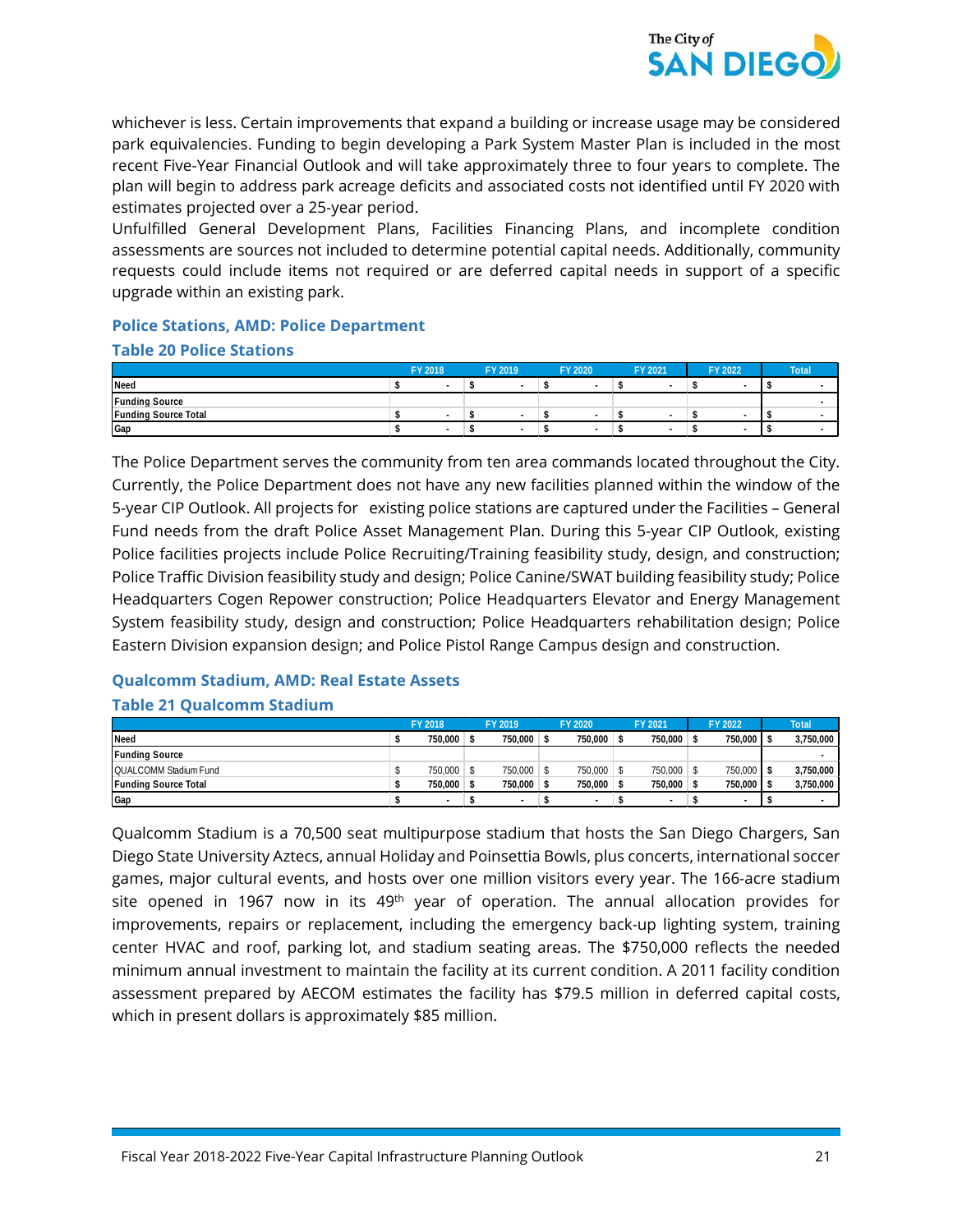whichever is less. Certain improvements that expand a building or increase usage may be considered park equivalencies. Funding to begin developing a Park System Master Plan is included in the most recent Five-Year Financial Outlook and will take approximately three to four years to complete. The plan will begin to address park acreage deficits and associated costs not identified until FY 2020 with estimates projected over a 25-year period.

Unfulfilled General Development Plans, Facilities Financing Plans, and incomplete condition assessments are sources not included to determine potential capital needs. Additionally, community requests could include items not required or are deferred capital needs in support of a specific upgrade within an existing park.

### Police Stations, AMD: Police Department

### Table 20 Police Stations

| | FY 2018 | FY 2019 | FY 2020 | FY 2021 | FY 2022 | Total |
|---|---|---|---|---|---|---|
| **Need** | $ - | $ - | $ - | $ - | $ - | $ - |
| **Funding Source** | | | | | | - |
| **Funding Source Total** | $ - | $ - | $ - | $ - | $ - | $ - |
| **Gap** | $ - | $ - | $ - | $ - | $ - | $ - |

The Police Department serves the community from ten area commands located throughout the City. Currently, the Police Department does not have any new facilities planned within the window of the 5-year CIP Outlook. All projects for existing police stations are captured under the Facilities – General Fund needs from the draft Police Asset Management Plan. During this 5-year CIP Outlook, existing Police facilities projects include Police Recruiting/Training feasibility study, design, and construction; Police Traffic Division feasibility study and design; Police Canine/SWAT building feasibility study; Police Headquarters Cogen Repower construction; Police Headquarters Elevator and Energy Management System feasibility study, design and construction; Police Headquarters rehabilitation design; Police Eastern Division expansion design; and Police Pistol Range Campus design and construction.

### Qualcomm Stadium, AMD: Real Estate Assets

### Table 21 Qualcomm Stadium

| | FY 2018 | FY 2019 | FY 2020 | FY 2021 | FY 2022 | Total |
|---|---|---|---|---|---|---|
| **Need** | $ 750,000 | $ 750,000 | $ 750,000 | $ 750,000 | $ 750,000 | $ 3,750,000 |
| **Funding Source** | | | | | | - |
| QUALCOMM Stadium Fund | $ 750,000 | $ 750,000 | $ 750,000 | $ 750,000 | $ 750,000 | $ 3,750,000 |
| **Funding Source Total** | $ 750,000 | $ 750,000 | $ 750,000 | $ 750,000 | $ 750,000 | $ 3,750,000 |
| **Gap** | $ - | $ - | $ - | $ - | $ - | $ - |

Qualcomm Stadium is a 70,500 seat multipurpose stadium that hosts the San Diego Chargers, San Diego State University Aztecs, annual Holiday and Poinsettia Bowls, plus concerts, international soccer games, major cultural events, and hosts over one million visitors every year. The 166-acre stadium site opened in 1967 now in its 49th year of operation. The annual allocation provides for improvements, repairs or replacement, including the emergency back-up lighting system, training center HVAC and roof, parking lot, and stadium seating areas. The $750,000 reflects the needed minimum annual investment to maintain the facility at its current condition. A 2011 facility condition assessment prepared by AECOM estimates the facility has $79.5 million in deferred capital costs, which in present dollars is approximately $85 million.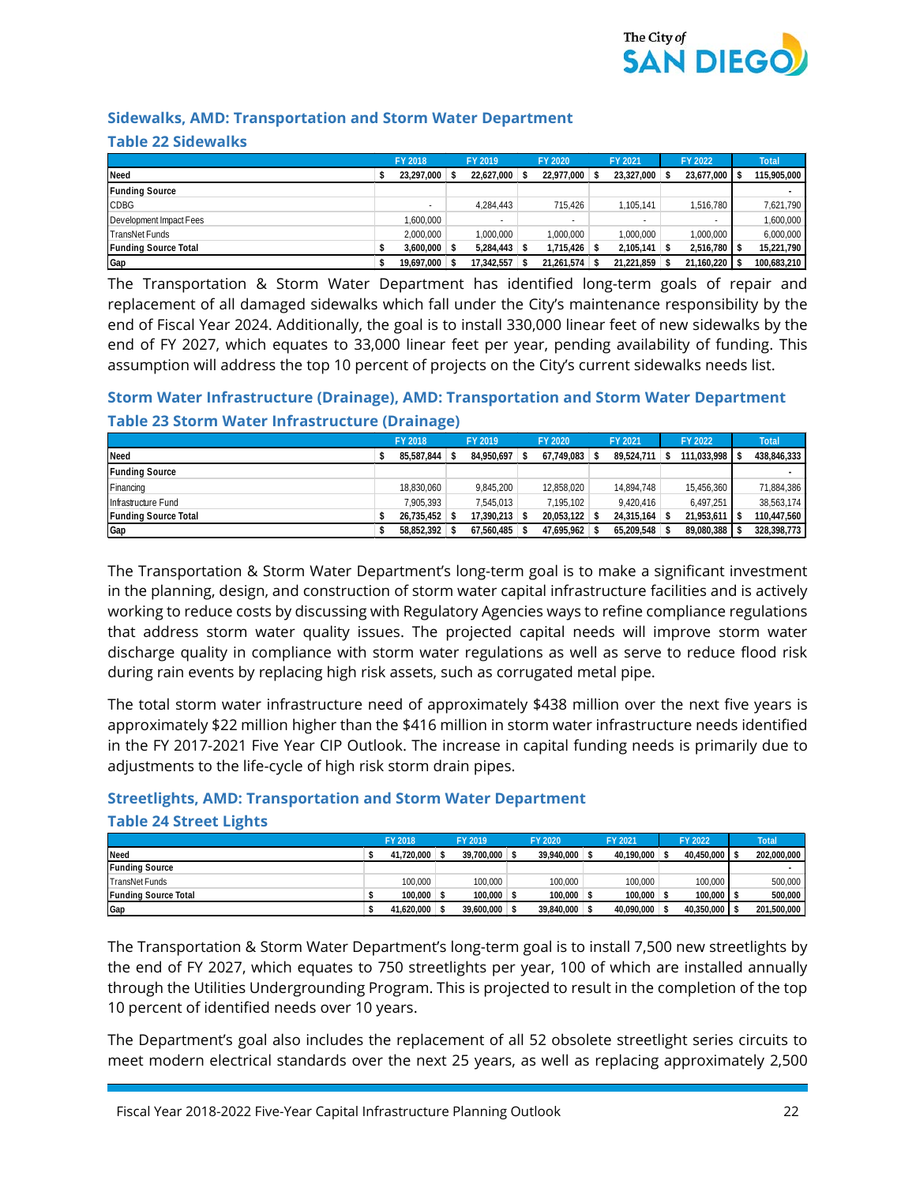### Sidewalks, AMD: Transportation and Storm Water Department

### Table 22 Sidewalks

| | FY 2018 | FY 2019 | FY 2020 | FY 2021 | FY 2022 | Total |
|---|---|---|---|---|---|---|
| **Need** | **$ 23,297,000** | **$ 22,627,000** | **$ 22,977,000** | **$ 23,327,000** | **$ 23,677,000** | **$ 115,905,000** |
| **Funding Source** | | | | | | - |
| CDBG | - | 4,284,443 | 715,426 | 1,105,141 | 1,516,780 | 7,621,790 |
| Development Impact Fees | 1,600,000 | - | - | - | - | 1,600,000 |
| TransNet Funds | 2,000,000 | 1,000,000 | 1,000,000 | 1,000,000 | 1,000,000 | 6,000,000 |
| **Funding Source Total** | **$ 3,600,000** | **$ 5,284,443** | **$ 1,715,426** | **$ 2,105,141** | **$ 2,516,780** | **$ 15,221,790** |
| **Gap** | **$ 19,697,000** | **$ 17,342,557** | **$ 21,261,574** | **$ 21,221,859** | **$ 21,160,220** | **$ 100,683,210** |

The Transportation & Storm Water Department has identified long-term goals of repair and replacement of all damaged sidewalks which fall under the City's maintenance responsibility by the end of Fiscal Year 2024. Additionally, the goal is to install 330,000 linear feet of new sidewalks by the end of FY 2027, which equates to 33,000 linear feet per year, pending availability of funding. This assumption will address the top 10 percent of projects on the City's current sidewalks needs list.

### Storm Water Infrastructure (Drainage), AMD: Transportation and Storm Water Department

### Table 23 Storm Water Infrastructure (Drainage)

| | FY 2018 | FY 2019 | FY 2020 | FY 2021 | FY 2022 | Total |
|---|---|---|---|---|---|---|
| **Need** | **$ 85,587,844** | **$ 84,950,697** | **$ 67,749,083** | **$ 89,524,711** | **$ 111,033,998** | **$ 438,846,333** |
| **Funding Source** | | | | | | - |
| Financing | 18,830,060 | 9,845,200 | 12,858,020 | 14,894,748 | 15,456,360 | 71,884,386 |
| Infrastructure Fund | 7,905,393 | 7,545,013 | 7,195,102 | 9,420,416 | 6,497,251 | 38,563,174 |
| **Funding Source Total** | **$ 26,735,452** | **$ 17,390,213** | **$ 20,053,122** | **$ 24,315,164** | **$ 21,953,611** | **$ 110,447,560** |
| **Gap** | **$ 58,852,392** | **$ 67,560,485** | **$ 47,695,962** | **$ 65,209,548** | **$ 89,080,388** | **$ 328,398,773** |

The Transportation & Storm Water Department's long-term goal is to make a significant investment in the planning, design, and construction of storm water capital infrastructure facilities and is actively working to reduce costs by discussing with Regulatory Agencies ways to refine compliance regulations that address storm water quality issues. The projected capital needs will improve storm water discharge quality in compliance with storm water regulations as well as serve to reduce flood risk during rain events by replacing high risk assets, such as corrugated metal pipe.

The total storm water infrastructure need of approximately $438 million over the next five years is approximately $22 million higher than the $416 million in storm water infrastructure needs identified in the FY 2017-2021 Five Year CIP Outlook. The increase in capital funding needs is primarily due to adjustments to the life-cycle of high risk storm drain pipes.

### Streetlights, AMD: Transportation and Storm Water Department

### Table 24 Street Lights

| | FY 2018 | FY 2019 | FY 2020 | FY 2021 | FY 2022 | Total |
|---|---|---|---|---|---|---|
| **Need** | **$ 41,720,000** | **$ 39,700,000** | **$ 39,940,000** | **$ 40,190,000** | **$ 40,450,000** | **$ 202,000,000** |
| **Funding Source** | | | | | | - |
| TransNet Funds | 100,000 | 100,000 | 100,000 | 100,000 | 100,000 | 500,000 |
| **Funding Source Total** | **$ 100,000** | **$ 100,000** | **$ 100,000** | **$ 100,000** | **$ 100,000** | **$ 500,000** |
| **Gap** | **$ 41,620,000** | **$ 39,600,000** | **$ 39,840,000** | **$ 40,090,000** | **$ 40,350,000** | **$ 201,500,000** |

The Transportation & Storm Water Department's long-term goal is to install 7,500 new streetlights by the end of FY 2027, which equates to 750 streetlights per year, 100 of which are installed annually through the Utilities Undergrounding Program. This is projected to result in the completion of the top 10 percent of identified needs over 10 years.

The Department's goal also includes the replacement of all 52 obsolete streetlight series circuits to meet modern electrical standards over the next 25 years, as well as replacing approximately 2,500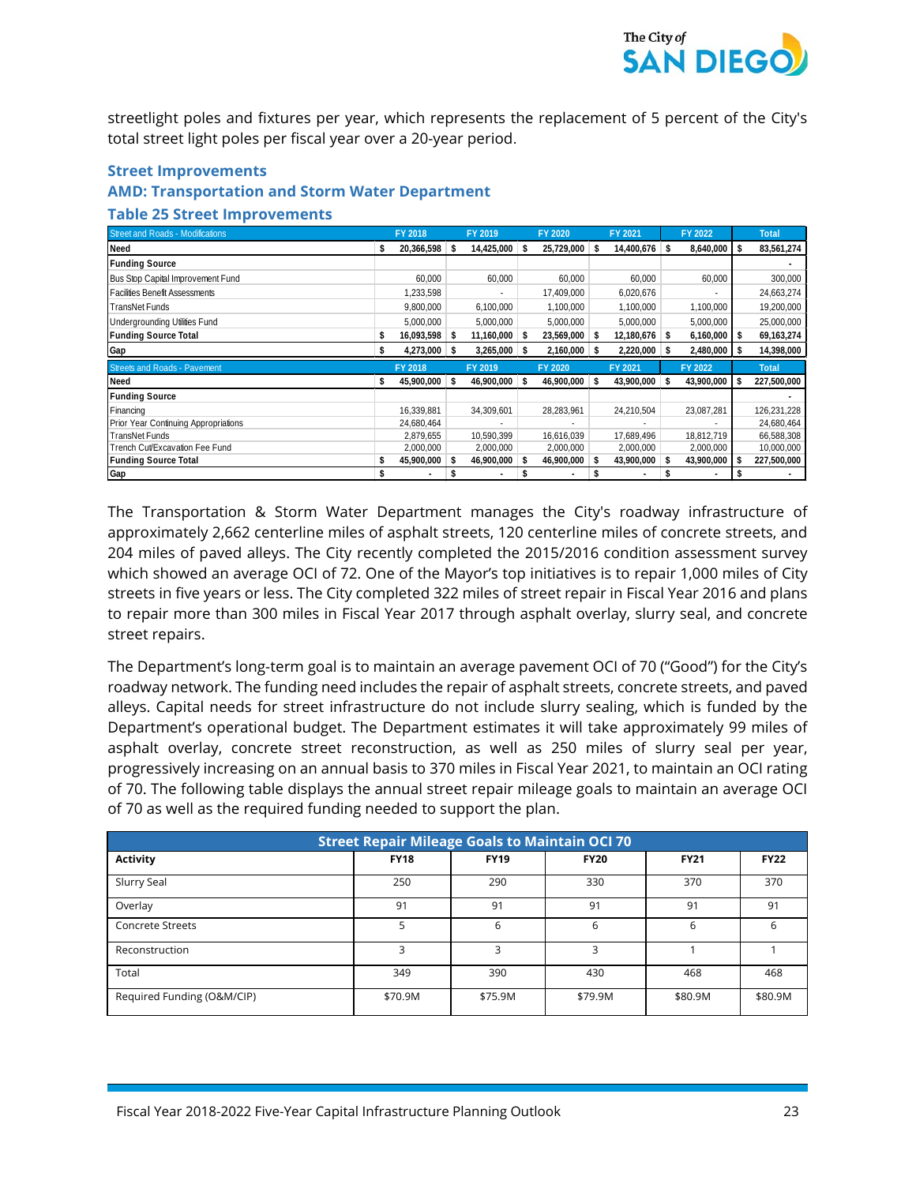streetlight poles and fixtures per year, which represents the replacement of 5 percent of the City's total street light poles per fiscal year over a 20-year period.

### Street Improvements

### AMD: Transportation and Storm Water Department

### Table 25 Street Improvements

| Street and Roads - Modifications | FY 2018 | FY 2019 | FY 2020 | FY 2021 | FY 2022 | Total |
|---|---|---|---|---|---|---|
| **Need** | **$ 20,366,598** | **$ 14,425,000** | **$ 25,729,000** | **$ 14,400,676** | **$ 8,640,000** | **$ 83,561,274** |
| **Funding Source** | | | | | | - |
| Bus Stop Capital Improvement Fund | 60,000 | 60,000 | 60,000 | 60,000 | 60,000 | 300,000 |
| Facilities Benefit Assessments | 1,233,598 | - | 17,409,000 | 6,020,676 | - | 24,663,274 |
| TransNet Funds | 9,800,000 | 6,100,000 | 1,100,000 | 1,100,000 | 1,100,000 | 19,200,000 |
| Undergrounding Utilities Fund | 5,000,000 | 5,000,000 | 5,000,000 | 5,000,000 | 5,000,000 | 25,000,000 |
| **Funding Source Total** | **$ 16,093,598** | **$ 11,160,000** | **$ 23,569,000** | **$ 12,180,676** | **$ 6,160,000** | **$ 69,163,274** |
| **Gap** | **$ 4,273,000** | **$ 3,265,000** | **$ 2,160,000** | **$ 2,220,000** | **$ 2,480,000** | **$ 14,398,000** |
| **Streets and Roads - Pavement** | **FY 2018** | **FY 2019** | **FY 2020** | **FY 2021** | **FY 2022** | **Total** |
| **Need** | **$ 45,900,000** | **$ 46,900,000** | **$ 46,900,000** | **$ 43,900,000** | **$ 43,900,000** | **$ 227,500,000** |
| **Funding Source** | | | | | | - |
| Financing | 16,339,881 | 34,309,601 | 28,283,961 | 24,210,504 | 23,087,281 | 126,231,228 |
| Prior Year Continuing Appropriations | 24,680,464 | - | - | - | - | 24,680,464 |
| TransNet Funds | 2,879,655 | 10,590,399 | 16,616,039 | 17,689,496 | 18,812,719 | 66,588,308 |
| Trench Cut/Excavation Fee Fund | 2,000,000 | 2,000,000 | 2,000,000 | 2,000,000 | 2,000,000 | 10,000,000 |
| **Funding Source Total** | **$ 45,900,000** | **$ 46,900,000** | **$ 46,900,000** | **$ 43,900,000** | **$ 43,900,000** | **$ 227,500,000** |
| **Gap** | **$ -** | **$ -** | **$ -** | **$ -** | **$ -** | **$ -** |

The Transportation & Storm Water Department manages the City's roadway infrastructure of approximately 2,662 centerline miles of asphalt streets, 120 centerline miles of concrete streets, and 204 miles of paved alleys. The City recently completed the 2015/2016 condition assessment survey which showed an average OCI of 72. One of the Mayor's top initiatives is to repair 1,000 miles of City streets in five years or less. The City completed 322 miles of street repair in Fiscal Year 2016 and plans to repair more than 300 miles in Fiscal Year 2017 through asphalt overlay, slurry seal, and concrete street repairs.

The Department's long-term goal is to maintain an average pavement OCI of 70 ("Good") for the City's roadway network. The funding need includes the repair of asphalt streets, concrete streets, and paved alleys. Capital needs for street infrastructure do not include slurry sealing, which is funded by the Department's operational budget. The Department estimates it will take approximately 99 miles of asphalt overlay, concrete street reconstruction, as well as 250 miles of slurry seal per year, progressively increasing on an annual basis to 370 miles in Fiscal Year 2021, to maintain an OCI rating of 70. The following table displays the annual street repair mileage goals to maintain an average OCI of 70 as well as the required funding needed to support the plan.

| Street Repair Mileage Goals to Maintain OCI 70 | | | | | |
|---|---|---|---|---|---|
| **Activity** | **FY18** | **FY19** | **FY20** | **FY21** | **FY22** |
| Slurry Seal | 250 | 290 | 330 | 370 | 370 |
| Overlay | 91 | 91 | 91 | 91 | 91 |
| Concrete Streets | 5 | 6 | 6 | 6 | 6 |
| Reconstruction | 3 | 3 | 3 | 1 | 1 |
| Total | 349 | 390 | 430 | 468 | 468 |
| Required Funding (O&M/CIP) | $70.9M | $75.9M | $79.9M | $80.9M | $80.9M |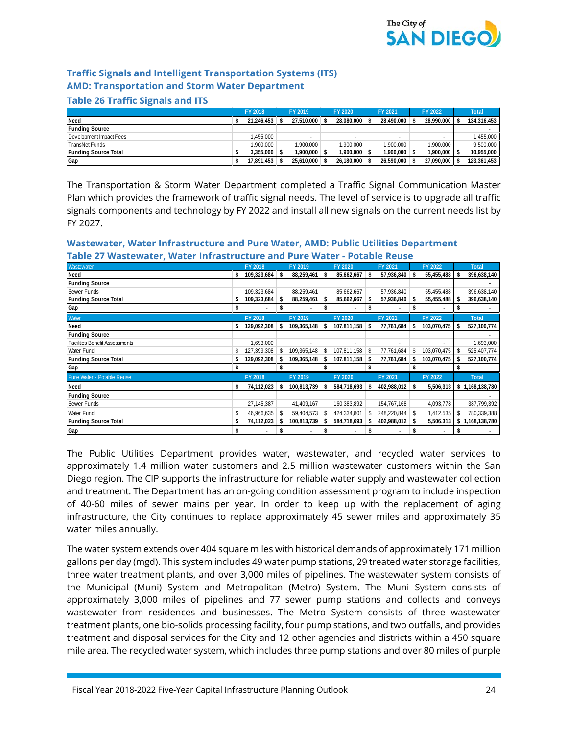### Traffic Signals and Intelligent Transportation Systems (ITS)

### AMD: Transportation and Storm Water Department

### Table 26 Traffic Signals and ITS

| | FY 2018 | FY 2019 | FY 2020 | FY 2021 | FY 2022 | Total |
|---|---|---|---|---|---|---|
| **Need** | **$ 21,246,453** | **$ 27,510,000** | **$ 28,080,000** | **$ 28,490,000** | **$ 28,990,000** | **$ 134,316,453** |
| **Funding Source** | | | | | | **-** |
| Development Impact Fees | 1,455,000 | - | - | - | - | 1,455,000 |
| TransNet Funds | 1,900,000 | 1,900,000 | 1,900,000 | 1,900,000 | 1,900,000 | 9,500,000 |
| **Funding Source Total** | **$ 3,355,000** | **$ 1,900,000** | **$ 1,900,000** | **$ 1,900,000** | **$ 1,900,000** | **$ 10,955,000** |
| **Gap** | **$ 17,891,453** | **$ 25,610,000** | **$ 26,180,000** | **$ 26,590,000** | **$ 27,090,000** | **$ 123,361,453** |

The Transportation & Storm Water Department completed a Traffic Signal Communication Master Plan which provides the framework of traffic signal needs. The level of service is to upgrade all traffic signals components and technology by FY 2022 and install all new signals on the current needs list by FY 2027.

### Wastewater, Water Infrastructure and Pure Water, AMD: Public Utilities Department

### Table 27 Wastewater, Water Infrastructure and Pure Water - Potable Reuse

| Wastewater | FY 2018 | FY 2019 | FY 2020 | FY 2021 | FY 2022 | Total |
|---|---|---|---|---|---|---|
| **Need** | **$ 109,323,684** | **$ 88,259,461** | **$ 85,662,667** | **$ 57,936,840** | **$ 55,455,488** | **$ 396,638,140** |
| **Funding Source** | | | | | | **-** |
| Sewer Funds | 109,323,684 | 88,259,461 | 85,662,667 | 57,936,840 | 55,455,488 | 396,638,140 |
| **Funding Source Total** | **$ 109,323,684** | **$ 88,259,461** | **$ 85,662,667** | **$ 57,936,840** | **$ 55,455,488** | **$ 396,638,140** |
| **Gap** | **$ -** | **$ -** | **$ -** | **$ -** | **$ -** | **$ -** |
| **Water** | **FY 2018** | **FY 2019** | **FY 2020** | **FY 2021** | **FY 2022** | **Total** |
| **Need** | **$ 129,092,308** | **$ 109,365,148** | **$ 107,811,158** | **$ 77,761,684** | **$ 103,070,475** | **$ 527,100,774** |
| **Funding Source** | | | | | | **-** |
| Facilities Benefit Assessments | 1,693,000 | - | - | - | - | 1,693,000 |
| Water Fund | $ 127,399,308 | $ 109,365,148 | $ 107,811,158 | $ 77,761,684 | $ 103,070,475 | $ 525,407,774 |
| **Funding Source Total** | **$ 129,092,308** | **$ 109,365,148** | **$ 107,811,158** | **$ 77,761,684** | **$ 103,070,475** | **$ 527,100,774** |
| **Gap** | **$ -** | **$ -** | **$ -** | **$ -** | **$ -** | **$ -** |
| **Pure Water - Potable Reuse** | **FY 2018** | **FY 2019** | **FY 2020** | **FY 2021** | **FY 2022** | **Total** |
| **Need** | **$ 74,112,023** | **$ 100,813,739** | **$ 584,718,693** | **$ 402,988,012** | **$ 5,506,313** | **$ 1,168,138,780** |
| **Funding Source** | | | | | | **-** |
| Sewer Funds | 27,145,387 | 41,409,167 | 160,383,892 | 154,767,168 | 4,093,778 | 387,799,392 |
| Water Fund | $ 46,966,635 | $ 59,404,573 | $ 424,334,801 | $ 248,220,844 | $ 1,412,535 | $ 780,339,388 |
| **Funding Source Total** | **$ 74,112,023** | **$ 100,813,739** | **$ 584,718,693** | **$ 402,988,012** | **$ 5,506,313** | **$ 1,168,138,780** |
| **Gap** | **$ -** | **$ -** | **$ -** | **$ -** | **$ -** | **$ -** |

The Public Utilities Department provides water, wastewater, and recycled water services to approximately 1.4 million water customers and 2.5 million wastewater customers within the San Diego region. The CIP supports the infrastructure for reliable water supply and wastewater collection and treatment. The Department has an on-going condition assessment program to include inspection of 40-60 miles of sewer mains per year. In order to keep up with the replacement of aging infrastructure, the City continues to replace approximately 45 sewer miles and approximately 35 water miles annually.

The water system extends over 404 square miles with historical demands of approximately 171 million gallons per day (mgd). This system includes 49 water pump stations, 29 treated water storage facilities, three water treatment plants, and over 3,000 miles of pipelines. The wastewater system consists of the Municipal (Muni) System and Metropolitan (Metro) System. The Muni System consists of approximately 3,000 miles of pipelines and 77 sewer pump stations and collects and conveys wastewater from residences and businesses. The Metro System consists of three wastewater treatment plants, one bio-solids processing facility, four pump stations, and two outfalls, and provides treatment and disposal services for the City and 12 other agencies and districts within a 450 square mile area. The recycled water system, which includes three pump stations and over 80 miles of purple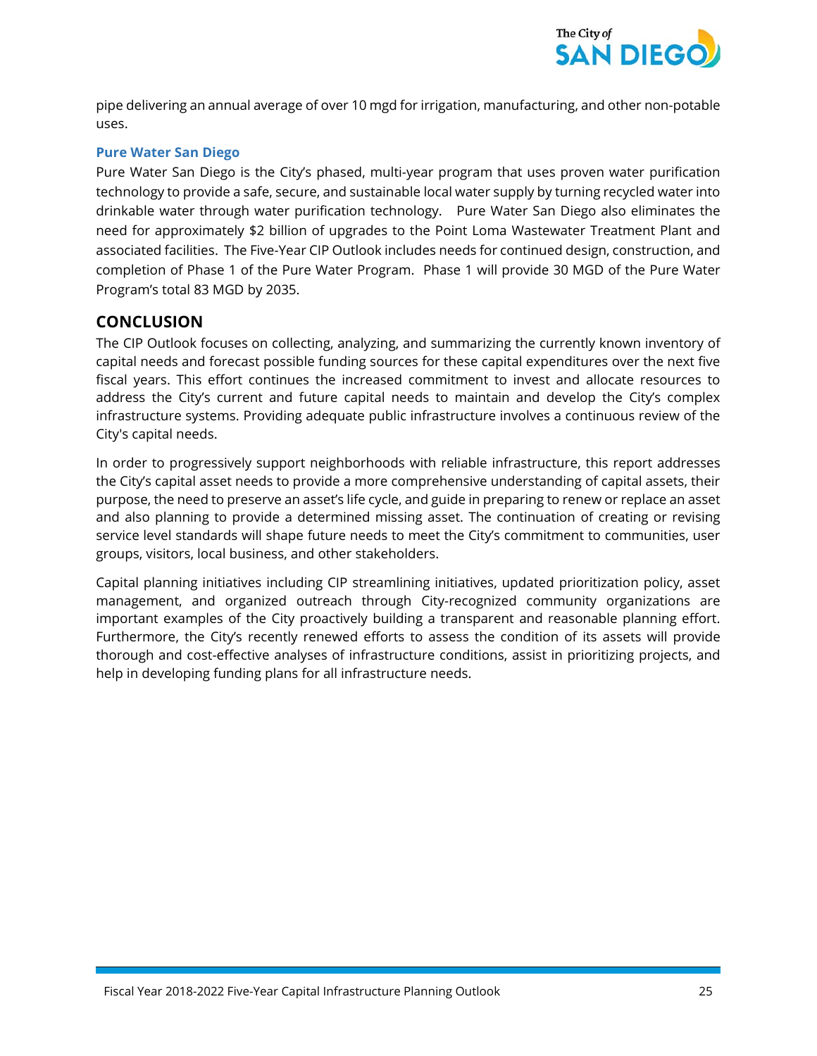pipe delivering an annual average of over 10 mgd for irrigation, manufacturing, and other non-potable uses.

### Pure Water San Diego

Pure Water San Diego is the City's phased, multi-year program that uses proven water purification technology to provide a safe, secure, and sustainable local water supply by turning recycled water into drinkable water through water purification technology. Pure Water San Diego also eliminates the need for approximately $2 billion of upgrades to the Point Loma Wastewater Treatment Plant and associated facilities. The Five-Year CIP Outlook includes needs for continued design, construction, and completion of Phase 1 of the Pure Water Program. Phase 1 will provide 30 MGD of the Pure Water Program's total 83 MGD by 2035.

## CONCLUSION

The CIP Outlook focuses on collecting, analyzing, and summarizing the currently known inventory of capital needs and forecast possible funding sources for these capital expenditures over the next five fiscal years. This effort continues the increased commitment to invest and allocate resources to address the City's current and future capital needs to maintain and develop the City's complex infrastructure systems. Providing adequate public infrastructure involves a continuous review of the City's capital needs.

In order to progressively support neighborhoods with reliable infrastructure, this report addresses the City's capital asset needs to provide a more comprehensive understanding of capital assets, their purpose, the need to preserve an asset's life cycle, and guide in preparing to renew or replace an asset and also planning to provide a determined missing asset. The continuation of creating or revising service level standards will shape future needs to meet the City's commitment to communities, user groups, visitors, local business, and other stakeholders.

Capital planning initiatives including CIP streamlining initiatives, updated prioritization policy, asset management, and organized outreach through City-recognized community organizations are important examples of the City proactively building a transparent and reasonable planning effort. Furthermore, the City's recently renewed efforts to assess the condition of its assets will provide thorough and cost-effective analyses of infrastructure conditions, assist in prioritizing projects, and help in developing funding plans for all infrastructure needs.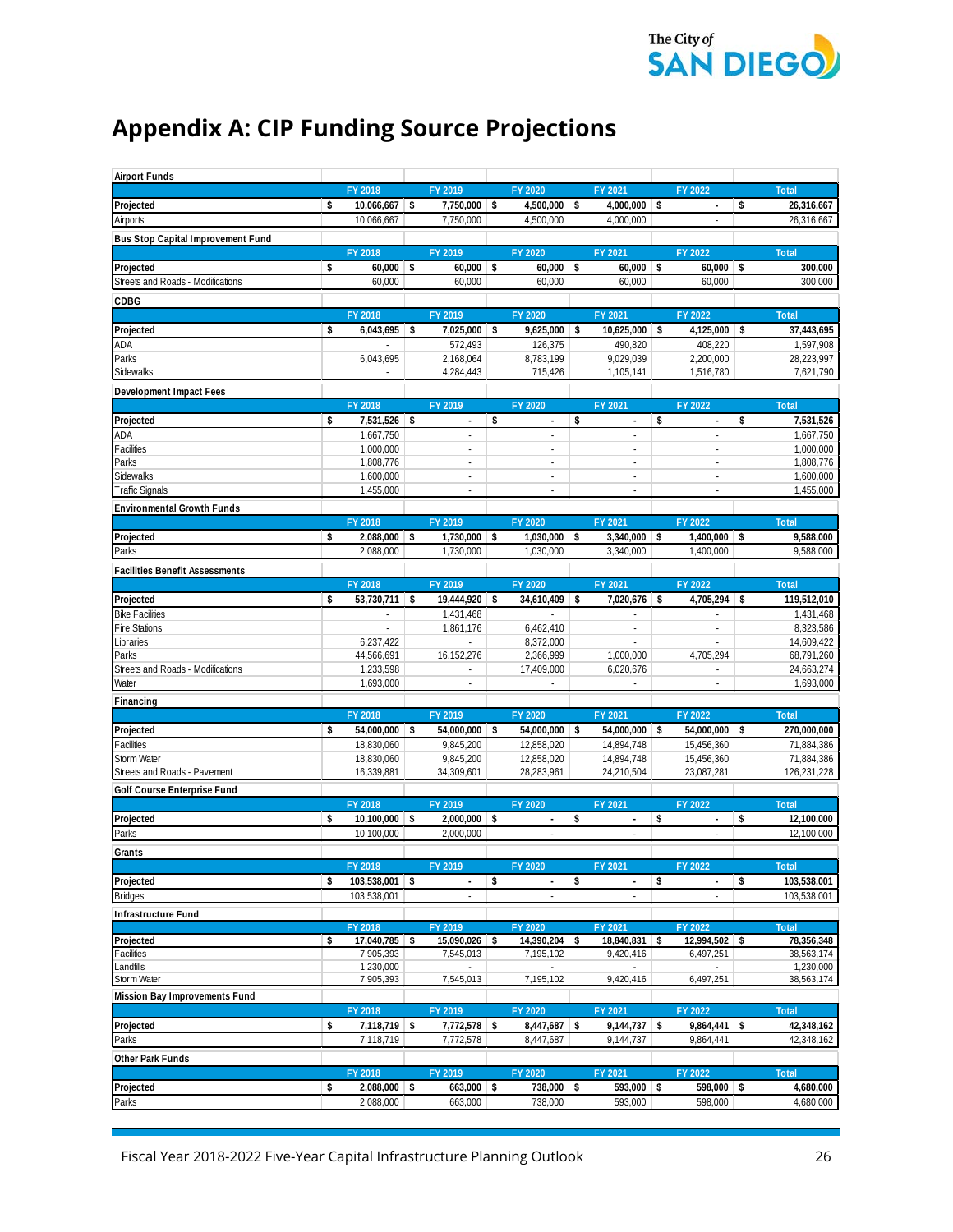# Appendix A: CIP Funding Source Projections

| Airport Funds | FY 2018 | FY 2019 | FY 2020 | FY 2021 | FY 2022 | Total |
|---|---|---|---|---|---|---|
| **Projected** | **$ 10,066,667** | **$ 7,750,000** | **$ 4,500,000** | **$ 4,000,000** | **$ -** | **$ 26,316,667** |
| Airports | 10,066,667 | 7,750,000 | 4,500,000 | 4,000,000 | - | 26,316,667 |

| Bus Stop Capital Improvement Fund | FY 2018 | FY 2019 | FY 2020 | FY 2021 | FY 2022 | Total |
|---|---|---|---|---|---|---|
| **Projected** | **$ 60,000** | **$ 60,000** | **$ 60,000** | **$ 60,000** | **$ 60,000** | **$ 300,000** |
| Streets and Roads - Modifications | 60,000 | 60,000 | 60,000 | 60,000 | 60,000 | 300,000 |

| CDBG | FY 2018 | FY 2019 | FY 2020 | FY 2021 | FY 2022 | Total |
|---|---|---|---|---|---|---|
| **Projected** | **$ 6,043,695** | **$ 7,025,000** | **$ 9,625,000** | **$ 10,625,000** | **$ 4,125,000** | **$ 37,443,695** |
| ADA | - | 572,493 | 126,375 | 490,820 | 408,220 | 1,597,908 |
| Parks | 6,043,695 | 2,168,064 | 8,783,199 | 9,029,039 | 2,200,000 | 28,223,997 |
| Sidewalks | - | 4,284,443 | 715,426 | 1,105,141 | 1,516,780 | 7,621,790 |

| Development Impact Fees | FY 2018 | FY 2019 | FY 2020 | FY 2021 | FY 2022 | Total |
|---|---|---|---|---|---|---|
| **Projected** | **$ 7,531,526** | **$ -** | **$ -** | **$ -** | **$ -** | **$ 7,531,526** |
| ADA | 1,667,750 | - | - | - | - | 1,667,750 |
| Facilities | 1,000,000 | - | - | - | - | 1,000,000 |
| Parks | 1,808,776 | - | - | - | - | 1,808,776 |
| Sidewalks | 1,600,000 | - | - | - | - | 1,600,000 |
| Traffic Signals | 1,455,000 | - | - | - | - | 1,455,000 |

| Environmental Growth Funds | FY 2018 | FY 2019 | FY 2020 | FY 2021 | FY 2022 | Total |
|---|---|---|---|---|---|---|
| **Projected** | **$ 2,088,000** | **$ 1,730,000** | **$ 1,030,000** | **$ 3,340,000** | **$ 1,400,000** | **$ 9,588,000** |
| Parks | 2,088,000 | 1,730,000 | 1,030,000 | 3,340,000 | 1,400,000 | 9,588,000 |

| Facilities Benefit Assessments | FY 2018 | FY 2019 | FY 2020 | FY 2021 | FY 2022 | Total |
|---|---|---|---|---|---|---|
| **Projected** | **$ 53,730,711** | **$ 19,444,920** | **$ 34,610,409** | **$ 7,020,676** | **$ 4,705,294** | **$ 119,512,010** |
| Bike Facilities | - | 1,431,468 | - | - | - | 1,431,468 |
| Fire Stations | - | 1,861,176 | 6,462,410 | - | - | 8,323,586 |
| Libraries | 6,237,422 | - | 8,372,000 | - | - | 14,609,422 |
| Parks | 44,566,691 | 16,152,276 | 2,366,999 | 1,000,000 | 4,705,294 | 68,791,260 |
| Streets and Roads - Modifications | 1,233,598 | - | 17,409,000 | 6,020,676 | - | 24,663,274 |
| Water | 1,693,000 | - | - | - | - | 1,693,000 |

| Financing | FY 2018 | FY 2019 | FY 2020 | FY 2021 | FY 2022 | Total |
|---|---|---|---|---|---|---|
| **Projected** | **$ 54,000,000** | **$ 54,000,000** | **$ 54,000,000** | **$ 54,000,000** | **$ 54,000,000** | **$ 270,000,000** |
| Facilities | 18,830,060 | 9,845,200 | 12,858,020 | 14,894,748 | 15,456,360 | 71,884,386 |
| Storm Water | 18,830,060 | 9,845,200 | 12,858,020 | 14,894,748 | 15,456,360 | 71,884,386 |
| Streets and Roads - Pavement | 16,339,881 | 34,309,601 | 28,283,961 | 24,210,504 | 23,087,281 | 126,231,228 |

| Golf Course Enterprise Fund | FY 2018 | FY 2019 | FY 2020 | FY 2021 | FY 2022 | Total |
|---|---|---|---|---|---|---|
| **Projected** | **$ 10,100,000** | **$ 2,000,000** | **$ -** | **$ -** | **$ -** | **$ 12,100,000** |
| Parks | 10,100,000 | 2,000,000 | - | - | - | 12,100,000 |

| Grants | FY 2018 | FY 2019 | FY 2020 | FY 2021 | FY 2022 | Total |
|---|---|---|---|---|---|---|
| **Projected** | **$ 103,538,001** | **$ -** | **$ -** | **$ -** | **$ -** | **$ 103,538,001** |
| Bridges | 103,538,001 | - | - | - | - | 103,538,001 |

| Infrastructure Fund | FY 2018 | FY 2019 | FY 2020 | FY 2021 | FY 2022 | Total |
|---|---|---|---|---|---|---|
| **Projected** | **$ 17,040,785** | **$ 15,090,026** | **$ 14,390,204** | **$ 18,840,831** | **$ 12,994,502** | **$ 78,356,348** |
| Facilities | 7,905,393 | 7,545,013 | 7,195,102 | 9,420,416 | 6,497,251 | 38,563,174 |
| Landfills | 1,230,000 | - | - | - | - | 1,230,000 |
| Storm Water | 7,905,393 | 7,545,013 | 7,195,102 | 9,420,416 | 6,497,251 | 38,563,174 |

| Mission Bay Improvements Fund | FY 2018 | FY 2019 | FY 2020 | FY 2021 | FY 2022 | Total |
|---|---|---|---|---|---|---|
| **Projected** | **$ 7,118,719** | **$ 7,772,578** | **$ 8,447,687** | **$ 9,144,737** | **$ 9,864,441** | **$ 42,348,162** |
| Parks | 7,118,719 | 7,772,578 | 8,447,687 | 9,144,737 | 9,864,441 | 42,348,162 |

| Other Park Funds | FY 2018 | FY 2019 | FY 2020 | FY 2021 | FY 2022 | Total |
|---|---|---|---|---|---|---|
| **Projected** | **$ 2,088,000** | **$ 663,000** | **$ 738,000** | **$ 593,000** | **$ 598,000** | **$ 4,680,000** |
| Parks | 2,088,000 | 663,000 | 738,000 | 593,000 | 598,000 | 4,680,000 |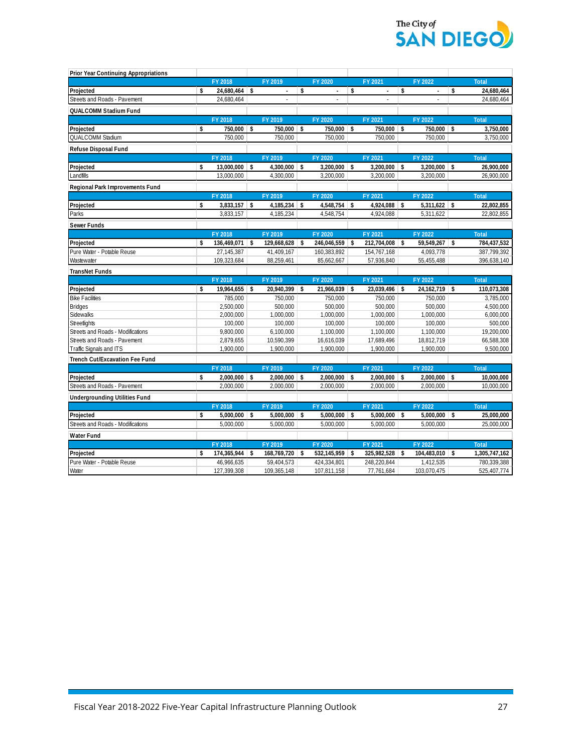**Prior Year Continuing Appropriations**

| | FY 2018 | FY 2019 | FY 2020 | FY 2021 | FY 2022 | Total |
|---|---|---|---|---|---|---|
| **Projected** | **$ 24,680,464** | **$ -** | **$ -** | **$ -** | **$ -** | **$ 24,680,464** |
| Streets and Roads - Pavement | 24,680,464 | - | - | - | - | 24,680,464 |

**QUALCOMM Stadium Fund**

| | FY 2018 | FY 2019 | FY 2020 | FY 2021 | FY 2022 | Total |
|---|---|---|---|---|---|---|
| **Projected** | **$ 750,000** | **$ 750,000** | **$ 750,000** | **$ 750,000** | **$ 750,000** | **$ 3,750,000** |
| QUALCOMM Stadium | 750,000 | 750,000 | 750,000 | 750,000 | 750,000 | 3,750,000 |

**Refuse Disposal Fund**

| | FY 2018 | FY 2019 | FY 2020 | FY 2021 | FY 2022 | Total |
|---|---|---|---|---|---|---|
| **Projected** | **$ 13,000,000** | **$ 4,300,000** | **$ 3,200,000** | **$ 3,200,000** | **$ 3,200,000** | **$ 26,900,000** |
| Landfills | 13,000,000 | 4,300,000 | 3,200,000 | 3,200,000 | 3,200,000 | 26,900,000 |

**Regional Park Improvements Fund**

| | FY 2018 | FY 2019 | FY 2020 | FY 2021 | FY 2022 | Total |
|---|---|---|---|---|---|---|
| **Projected** | **$ 3,833,157** | **$ 4,185,234** | **$ 4,548,754** | **$ 4,924,088** | **$ 5,311,622** | **$ 22,802,855** |
| Parks | 3,833,157 | 4,185,234 | 4,548,754 | 4,924,088 | 5,311,622 | 22,802,855 |

**Sewer Funds**

| | FY 2018 | FY 2019 | FY 2020 | FY 2021 | FY 2022 | Total |
|---|---|---|---|---|---|---|
| **Projected** | **$ 136,469,071** | **$ 129,668,628** | **$ 246,046,559** | **$ 212,704,008** | **$ 59,549,267** | **$ 784,437,532** |
| Pure Water - Potable Reuse | 27,145,387 | 41,409,167 | 160,383,892 | 154,767,168 | 4,093,778 | 387,799,392 |
| Wastewater | 109,323,684 | 88,259,461 | 85,662,667 | 57,936,840 | 55,455,488 | 396,638,140 |

**TransNet Funds**

| | FY 2018 | FY 2019 | FY 2020 | FY 2021 | FY 2022 | Total |
|---|---|---|---|---|---|---|
| **Projected** | **$ 19,964,655** | **$ 20,940,399** | **$ 21,966,039** | **$ 23,039,496** | **$ 24,162,719** | **$ 110,073,308** |
| Bike Facilities | 785,000 | 750,000 | 750,000 | 750,000 | 750,000 | 3,785,000 |
| Bridges | 2,500,000 | 500,000 | 500,000 | 500,000 | 500,000 | 4,500,000 |
| Sidewalks | 2,000,000 | 1,000,000 | 1,000,000 | 1,000,000 | 1,000,000 | 6,000,000 |
| Streetlights | 100,000 | 100,000 | 100,000 | 100,000 | 100,000 | 500,000 |
| Streets and Roads - Modifications | 9,800,000 | 6,100,000 | 1,100,000 | 1,100,000 | 1,100,000 | 19,200,000 |
| Streets and Roads - Pavement | 2,879,655 | 10,590,399 | 16,616,039 | 17,689,496 | 18,812,719 | 66,588,308 |
| Traffic Signals and ITS | 1,900,000 | 1,900,000 | 1,900,000 | 1,900,000 | 1,900,000 | 9,500,000 |

**Trench Cut/Excavation Fee Fund**

| | FY 2018 | FY 2019 | FY 2020 | FY 2021 | FY 2022 | Total |
|---|---|---|---|---|---|---|
| **Projected** | **$ 2,000,000** | **$ 2,000,000** | **$ 2,000,000** | **$ 2,000,000** | **$ 2,000,000** | **$ 10,000,000** |
| Streets and Roads - Pavement | 2,000,000 | 2,000,000 | 2,000,000 | 2,000,000 | 2,000,000 | 10,000,000 |

**Undergrounding Utilities Fund**

| | FY 2018 | FY 2019 | FY 2020 | FY 2021 | FY 2022 | Total |
|---|---|---|---|---|---|---|
| **Projected** | **$ 5,000,000** | **$ 5,000,000** | **$ 5,000,000** | **$ 5,000,000** | **$ 5,000,000** | **$ 25,000,000** |
| Streets and Roads - Modifications | 5,000,000 | 5,000,000 | 5,000,000 | 5,000,000 | 5,000,000 | 25,000,000 |

**Water Fund**

| | FY 2018 | FY 2019 | FY 2020 | FY 2021 | FY 2022 | Total |
|---|---|---|---|---|---|---|
| **Projected** | **$ 174,365,944** | **$ 168,769,720** | **$ 532,145,959** | **$ 325,982,528** | **$ 104,483,010** | **$ 1,305,747,162** |
| Pure Water - Potable Reuse | 46,966,635 | 59,404,573 | 424,334,801 | 248,220,844 | 1,412,535 | 780,339,388 |
| Water | 127,399,308 | 109,365,148 | 107,811,158 | 77,761,684 | 103,070,475 | 525,407,774 |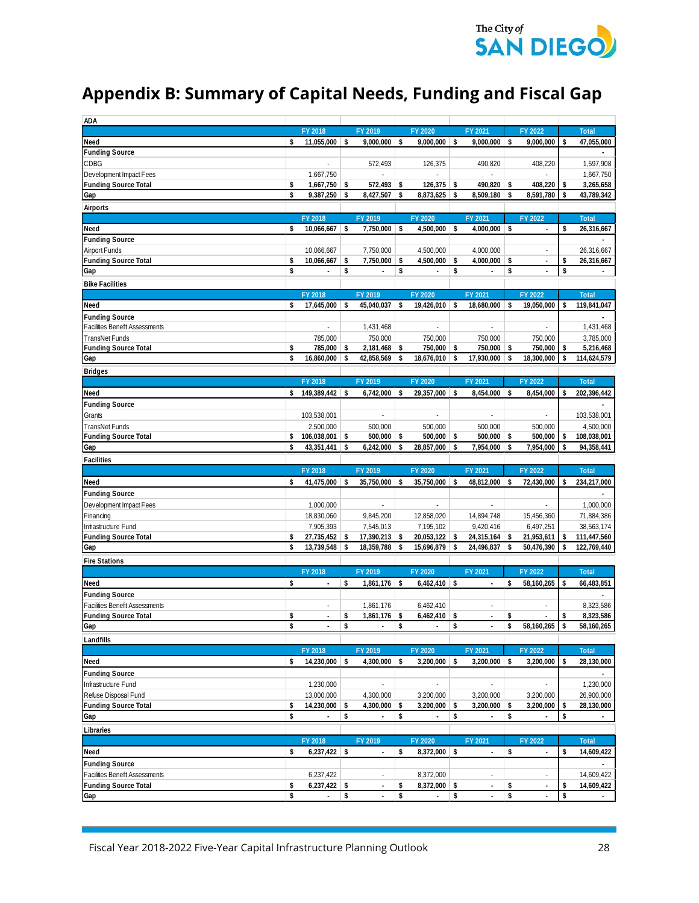# Appendix B: Summary of Capital Needs, Funding and Fiscal Gap

| ADA | FY 2018 | FY 2019 | FY 2020 | FY 2021 | FY 2022 | Total |
|---|---|---|---|---|---|---|
| **Need** | **$ 11,055,000** | **$ 9,000,000** | **$ 9,000,000** | **$ 9,000,000** | **$ 9,000,000** | **$ 47,055,000** |
| **Funding Source** | | | | | | - |
| CDBG | - | 572,493 | 126,375 | 490,820 | 408,220 | 1,597,908 |
| Development Impact Fees | 1,667,750 | - | - | - | - | 1,667,750 |
| **Funding Source Total** | **$ 1,667,750** | **$ 572,493** | **$ 126,375** | **$ 490,820** | **$ 408,220** | **$ 3,265,658** |
| **Gap** | **$ 9,387,250** | **$ 8,427,507** | **$ 8,873,625** | **$ 8,509,180** | **$ 8,591,780** | **$ 43,789,342** |

| Airports | FY 2018 | FY 2019 | FY 2020 | FY 2021 | FY 2022 | Total |
|---|---|---|---|---|---|---|
| **Need** | **$ 10,066,667** | **$ 7,750,000** | **$ 4,500,000** | **$ 4,000,000** | **$ -** | **$ 26,316,667** |
| **Funding Source** | | | | | | - |
| Airport Funds | 10,066,667 | 7,750,000 | 4,500,000 | 4,000,000 | - | 26,316,667 |
| **Funding Source Total** | **$ 10,066,667** | **$ 7,750,000** | **$ 4,500,000** | **$ 4,000,000** | **$ -** | **$ 26,316,667** |
| **Gap** | **$ -** | **$ -** | **$ -** | **$ -** | **$ -** | **$ -** |

| Bike Facilities | FY 2018 | FY 2019 | FY 2020 | FY 2021 | FY 2022 | Total |
|---|---|---|---|---|---|---|
| **Need** | **$ 17,645,000** | **$ 45,040,037** | **$ 19,426,010** | **$ 18,680,000** | **$ 19,050,000** | **$ 119,841,047** |
| **Funding Source** | | | | | | - |
| Facilities Benefit Assessments | - | 1,431,468 | - | - | - | 1,431,468 |
| TransNet Funds | 785,000 | 750,000 | 750,000 | 750,000 | 750,000 | 3,785,000 |
| **Funding Source Total** | **$ 785,000** | **$ 2,181,468** | **$ 750,000** | **$ 750,000** | **$ 750,000** | **$ 5,216,468** |
| **Gap** | **$ 16,860,000** | **$ 42,858,569** | **$ 18,676,010** | **$ 17,930,000** | **$ 18,300,000** | **$ 114,624,579** |

| Bridges | FY 2018 | FY 2019 | FY 2020 | FY 2021 | FY 2022 | Total |
|---|---|---|---|---|---|---|
| **Need** | **$ 149,389,442** | **$ 6,742,000** | **$ 29,357,000** | **$ 8,454,000** | **$ 8,454,000** | **$ 202,396,442** |
| **Funding Source** | | | | | | - |
| Grants | 103,538,001 | - | - | - | - | 103,538,001 |
| TransNet Funds | 2,500,000 | 500,000 | 500,000 | 500,000 | 500,000 | 4,500,000 |
| **Funding Source Total** | **$ 106,038,001** | **$ 500,000** | **$ 500,000** | **$ 500,000** | **$ 500,000** | **$ 108,038,001** |
| **Gap** | **$ 43,351,441** | **$ 6,242,000** | **$ 28,857,000** | **$ 7,954,000** | **$ 7,954,000** | **$ 94,358,441** |

| Facilities | FY 2018 | FY 2019 | FY 2020 | FY 2021 | FY 2022 | Total |
|---|---|---|---|---|---|---|
| **Need** | **$ 41,475,000** | **$ 35,750,000** | **$ 35,750,000** | **$ 48,812,000** | **$ 72,430,000** | **$ 234,217,000** |
| **Funding Source** | | | | | | - |
| Development Impact Fees | 1,000,000 | - | - | - | - | 1,000,000 |
| Financing | 18,830,060 | 9,845,200 | 12,858,020 | 14,894,748 | 15,456,360 | 71,884,386 |
| Infrastructure Fund | 7,905,393 | 7,545,013 | 7,195,102 | 9,420,416 | 6,497,251 | 38,563,174 |
| **Funding Source Total** | **$ 27,735,452** | **$ 17,390,213** | **$ 20,053,122** | **$ 24,315,164** | **$ 21,953,611** | **$ 111,447,560** |
| **Gap** | **$ 13,739,548** | **$ 18,359,788** | **$ 15,696,879** | **$ 24,496,837** | **$ 50,476,390** | **$ 122,769,440** |

| Fire Stations | FY 2018 | FY 2019 | FY 2020 | FY 2021 | FY 2022 | Total |
|---|---|---|---|---|---|---|
| **Need** | **$ -** | **$ 1,861,176** | **$ 6,462,410** | **$ -** | **$ 58,160,265** | **$ 66,483,851** |
| **Funding Source** | | | | | | - |
| Facilities Benefit Assessments | - | 1,861,176 | 6,462,410 | - | - | 8,323,586 |
| **Funding Source Total** | **$ -** | **$ 1,861,176** | **$ 6,462,410** | **$ -** | **$ -** | **$ 8,323,586** |
| **Gap** | **$ -** | **$ -** | **$ -** | **$ -** | **$ 58,160,265** | **$ 58,160,265** |

| Landfills | FY 2018 | FY 2019 | FY 2020 | FY 2021 | FY 2022 | Total |
|---|---|---|---|---|---|---|
| **Need** | **$ 14,230,000** | **$ 4,300,000** | **$ 3,200,000** | **$ 3,200,000** | **$ 3,200,000** | **$ 28,130,000** |
| **Funding Source** | | | | | | - |
| Infrastructure Fund | 1,230,000 | - | - | - | - | 1,230,000 |
| Refuse Disposal Fund | 13,000,000 | 4,300,000 | 3,200,000 | 3,200,000 | 3,200,000 | 26,900,000 |
| **Funding Source Total** | **$ 14,230,000** | **$ 4,300,000** | **$ 3,200,000** | **$ 3,200,000** | **$ 3,200,000** | **$ 28,130,000** |
| **Gap** | **$ -** | **$ -** | **$ -** | **$ -** | **$ -** | **$ -** |

| Libraries | FY 2018 | FY 2019 | FY 2020 | FY 2021 | FY 2022 | Total |
|---|---|---|---|---|---|---|
| **Need** | **$ 6,237,422** | **$ -** | **$ 8,372,000** | **$ -** | **$ -** | **$ 14,609,422** |
| **Funding Source** | | | | | | - |
| Facilities Benefit Assessments | 6,237,422 | - | 8,372,000 | - | - | 14,609,422 |
| **Funding Source Total** | **$ 6,237,422** | **$ -** | **$ 8,372,000** | **$ -** | **$ -** | **$ 14,609,422** |
| **Gap** | **$ -** | **$ -** | **$ -** | **$ -** | **$ -** | **$ -** |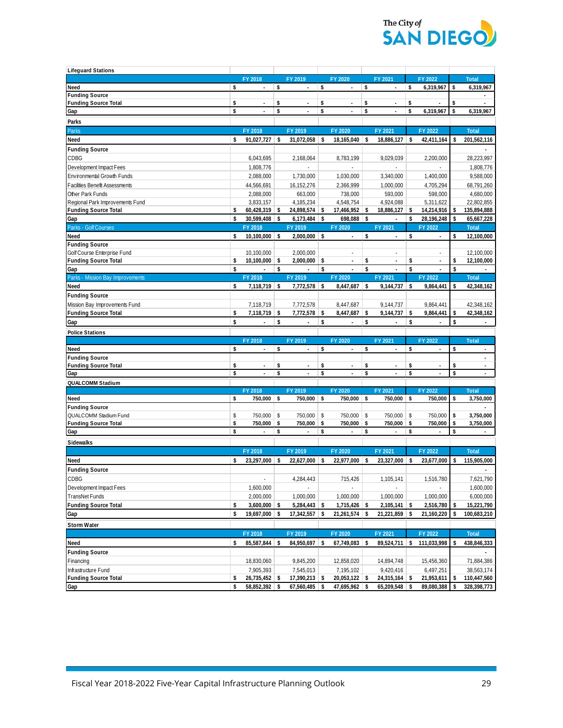### Lifeguard Stations

| | FY 2018 | FY 2019 | FY 2020 | FY 2021 | FY 2022 | Total |
|---|---|---|---|---|---|---|
| **Need** | $ - | $ - | $ - | $ - | $ 6,319,967 | $ 6,319,967 |
| **Funding Source** | | | | | | - |
| **Funding Source Total** | $ - | $ - | $ - | $ - | $ - | $ - |
| **Gap** | $ - | $ - | $ - | $ - | $ 6,319,967 | $ 6,319,967 |

### Parks

| Parks | FY 2018 | FY 2019 | FY 2020 | FY 2021 | FY 2022 | Total |
|---|---|---|---|---|---|---|
| **Need** | $ 91,027,727 | $ 31,072,058 | $ 18,165,040 | $ 18,886,127 | $ 42,411,164 | $ 201,562,116 |
| **Funding Source** | | | | | | - |
| CDBG | 6,043,695 | 2,168,064 | 8,783,199 | 9,029,039 | 2,200,000 | 28,223,997 |
| Development Impact Fees | 1,808,776 | - | - | - | - | 1,808,776 |
| Environmental Growth Funds | 2,088,000 | 1,730,000 | 1,030,000 | 3,340,000 | 1,400,000 | 9,588,000 |
| Facilities Benefit Assessments | 44,566,691 | 16,152,276 | 2,366,999 | 1,000,000 | 4,705,294 | 68,791,260 |
| Other Park Funds | 2,088,000 | 663,000 | 738,000 | 593,000 | 598,000 | 4,680,000 |
| Regional Park Improvements Fund | 3,833,157 | 4,185,234 | 4,548,754 | 4,924,088 | 5,311,622 | 22,802,855 |
| **Funding Source Total** | $ 60,428,319 | $ 24,898,574 | $ 17,466,952 | $ 18,886,127 | $ 14,214,916 | $ 135,894,888 |
| **Gap** | $ 30,599,408 | $ 6,173,484 | $ 698,088 | $ - | $ 28,196,248 | $ 65,667,228 |

| Parks - Golf Courses | FY 2018 | FY 2019 | FY 2020 | FY 2021 | FY 2022 | Total |
|---|---|---|---|---|---|---|
| **Need** | $ 10,100,000 | $ 2,000,000 | $ - | $ - | $ - | $ 12,100,000 |
| **Funding Source** | | | | | | |
| Golf Course Enterprise Fund | 10,100,000 | 2,000,000 | - | - | - | 12,100,000 |
| **Funding Source Total** | $ 10,100,000 | $ 2,000,000 | $ - | $ - | $ - | $ 12,100,000 |
| **Gap** | $ - | $ - | $ - | $ - | $ - | $ - |

| Parks - Mission Bay Improvements | FY 2018 | FY 2019 | FY 2020 | FY 2021 | FY 2022 | Total |
|---|---|---|---|---|---|---|
| **Need** | $ 7,118,719 | $ 7,772,578 | $ 8,447,687 | $ 9,144,737 | $ 9,864,441 | $ 42,348,162 |
| **Funding Source** | | | | | | |
| Mission Bay Improvements Fund | 7,118,719 | 7,772,578 | 8,447,687 | 9,144,737 | 9,864,441 | 42,348,162 |
| **Funding Source Total** | $ 7,118,719 | $ 7,772,578 | $ 8,447,687 | $ 9,144,737 | $ 9,864,441 | $ 42,348,162 |
| **Gap** | $ - | $ - | $ - | $ - | $ - | $ - |

### Police Stations

| | FY 2018 | FY 2019 | FY 2020 | FY 2021 | FY 2022 | Total |
|---|---|---|---|---|---|---|
| **Need** | $ - | $ - | $ - | $ - | $ - | $ - |
| **Funding Source** | | | | | | - |
| **Funding Source Total** | $ - | $ - | $ - | $ - | $ - | $ - |
| **Gap** | $ - | $ - | $ - | $ - | $ - | $ - |

### QUALCOMM Stadium

| | FY 2018 | FY 2019 | FY 2020 | FY 2021 | FY 2022 | Total |
|---|---|---|---|---|---|---|
| **Need** | $ 750,000 | $ 750,000 | $ 750,000 | $ 750,000 | $ 750,000 | $ 3,750,000 |
| **Funding Source** | | | | | | - |
| QUALCOMM Stadium Fund | $ 750,000 | $ 750,000 | $ 750,000 | $ 750,000 | $ 750,000 | $ 3,750,000 |
| **Funding Source Total** | $ 750,000 | $ 750,000 | $ 750,000 | $ 750,000 | $ 750,000 | $ 3,750,000 |
| **Gap** | $ - | $ - | $ - | $ - | $ - | $ - |

### Sidewalks

| | FY 2018 | FY 2019 | FY 2020 | FY 2021 | FY 2022 | Total |
|---|---|---|---|---|---|---|
| **Need** | $ 23,297,000 | $ 22,627,000 | $ 22,977,000 | $ 23,327,000 | $ 23,677,000 | $ 115,905,000 |
| **Funding Source** | | | | | | - |
| CDBG | - | 4,284,443 | 715,426 | 1,105,141 | 1,516,780 | 7,621,790 |
| Development Impact Fees | 1,600,000 | - | - | - | - | 1,600,000 |
| TransNet Funds | 2,000,000 | 1,000,000 | 1,000,000 | 1,000,000 | 1,000,000 | 6,000,000 |
| **Funding Source Total** | $ 3,600,000 | $ 5,284,443 | $ 1,715,426 | $ 2,105,141 | $ 2,516,780 | $ 15,221,790 |
| **Gap** | $ 19,697,000 | $ 17,342,557 | $ 21,261,574 | $ 21,221,859 | $ 21,160,220 | $ 100,683,210 |

### Storm Water

| | FY 2018 | FY 2019 | FY 2020 | FY 2021 | FY 2022 | Total |
|---|---|---|---|---|---|---|
| **Need** | $ 85,587,844 | $ 84,950,697 | $ 67,749,083 | $ 89,524,711 | $ 111,033,998 | $ 438,846,333 |
| **Funding Source** | | | | | | - |
| Financing | 18,830,060 | 9,845,200 | 12,858,020 | 14,894,748 | 15,456,360 | 71,884,386 |
| Infrastructure Fund | 7,905,393 | 7,545,013 | 7,195,102 | 9,420,416 | 6,497,251 | 38,563,174 |
| **Funding Source Total** | $ 26,735,452 | $ 17,390,213 | $ 20,053,122 | $ 24,315,164 | $ 21,953,611 | $ 110,447,560 |
| **Gap** | $ 58,852,392 | $ 67,560,485 | $ 47,695,962 | $ 65,209,548 | $ 89,080,388 | $ 328,398,773 |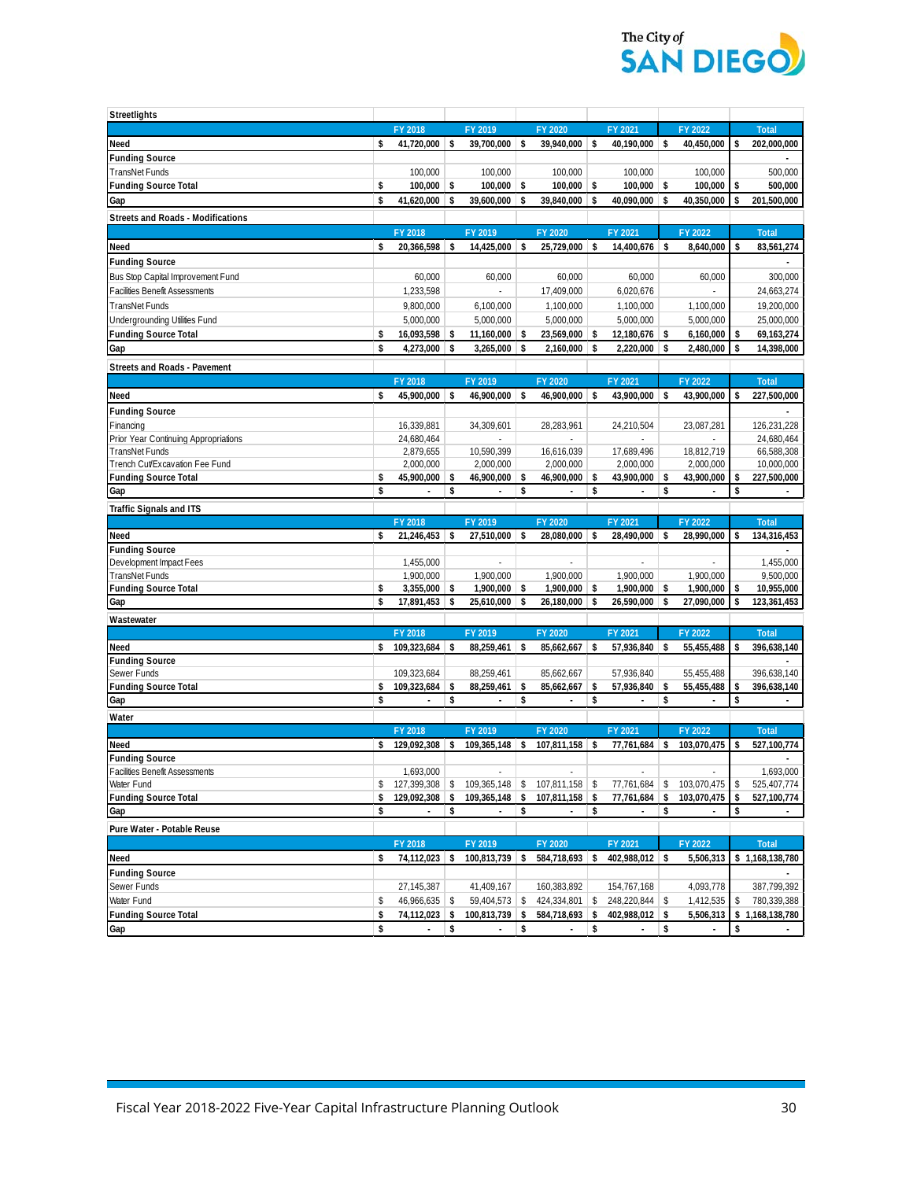### Streetlights

| | FY 2018 | FY 2019 | FY 2020 | FY 2021 | FY 2022 | Total |
|---|---|---|---|---|---|---|
| **Need** | **$ 41,720,000** | **$ 39,700,000** | **$ 39,940,000** | **$ 40,190,000** | **$ 40,450,000** | **$ 202,000,000** |
| **Funding Source** | | | | | | - |
| TransNet Funds | 100,000 | 100,000 | 100,000 | 100,000 | 100,000 | 500,000 |
| **Funding Source Total** | **$ 100,000** | **$ 100,000** | **$ 100,000** | **$ 100,000** | **$ 100,000** | **$ 500,000** |
| **Gap** | **$ 41,620,000** | **$ 39,600,000** | **$ 39,840,000** | **$ 40,090,000** | **$ 40,350,000** | **$ 201,500,000** |

### Streets and Roads - Modifications

| | FY 2018 | FY 2019 | FY 2020 | FY 2021 | FY 2022 | Total |
|---|---|---|---|---|---|---|
| **Need** | **$ 20,366,598** | **$ 14,425,000** | **$ 25,729,000** | **$ 14,400,676** | **$ 8,640,000** | **$ 83,561,274** |
| **Funding Source** | | | | | | - |
| Bus Stop Capital Improvement Fund | 60,000 | 60,000 | 60,000 | 60,000 | 60,000 | 300,000 |
| Facilities Benefit Assessments | 1,233,598 | - | 17,409,000 | 6,020,676 | - | 24,663,274 |
| TransNet Funds | 9,800,000 | 6,100,000 | 1,100,000 | 1,100,000 | 1,100,000 | 19,200,000 |
| Undergrounding Utilities Fund | 5,000,000 | 5,000,000 | 5,000,000 | 5,000,000 | 5,000,000 | 25,000,000 |
| **Funding Source Total** | **$ 16,093,598** | **$ 11,160,000** | **$ 23,569,000** | **$ 12,180,676** | **$ 6,160,000** | **$ 69,163,274** |
| **Gap** | **$ 4,273,000** | **$ 3,265,000** | **$ 2,160,000** | **$ 2,220,000** | **$ 2,480,000** | **$ 14,398,000** |

### Streets and Roads - Pavement

| | FY 2018 | FY 2019 | FY 2020 | FY 2021 | FY 2022 | Total |
|---|---|---|---|---|---|---|
| **Need** | **$ 45,900,000** | **$ 46,900,000** | **$ 46,900,000** | **$ 43,900,000** | **$ 43,900,000** | **$ 227,500,000** |
| **Funding Source** | | | | | | - |
| Financing | 16,339,881 | 34,309,601 | 28,283,961 | 24,210,504 | 23,087,281 | 126,231,228 |
| Prior Year Continuing Appropriations | 24,680,464 | - | - | - | - | 24,680,464 |
| TransNet Funds | 2,879,655 | 10,590,399 | 16,616,039 | 17,689,496 | 18,812,719 | 66,588,308 |
| Trench Cut/Excavation Fee Fund | 2,000,000 | 2,000,000 | 2,000,000 | 2,000,000 | 2,000,000 | 10,000,000 |
| **Funding Source Total** | **$ 45,900,000** | **$ 46,900,000** | **$ 46,900,000** | **$ 43,900,000** | **$ 43,900,000** | **$ 227,500,000** |
| **Gap** | **$ -** | **$ -** | **$ -** | **$ -** | **$ -** | **$ -** |

### Traffic Signals and ITS

| | FY 2018 | FY 2019 | FY 2020 | FY 2021 | FY 2022 | Total |
|---|---|---|---|---|---|---|
| **Need** | **$ 21,246,453** | **$ 27,510,000** | **$ 28,080,000** | **$ 28,490,000** | **$ 28,990,000** | **$ 134,316,453** |
| **Funding Source** | | | | | | - |
| Development Impact Fees | 1,455,000 | - | - | - | - | 1,455,000 |
| TransNet Funds | 1,900,000 | 1,900,000 | 1,900,000 | 1,900,000 | 1,900,000 | 9,500,000 |
| **Funding Source Total** | **$ 3,355,000** | **$ 1,900,000** | **$ 1,900,000** | **$ 1,900,000** | **$ 1,900,000** | **$ 10,955,000** |
| **Gap** | **$ 17,891,453** | **$ 25,610,000** | **$ 26,180,000** | **$ 26,590,000** | **$ 27,090,000** | **$ 123,361,453** |

### Wastewater

| | FY 2018 | FY 2019 | FY 2020 | FY 2021 | FY 2022 | Total |
|---|---|---|---|---|---|---|
| **Need** | **$ 109,323,684** | **$ 88,259,461** | **$ 85,662,667** | **$ 57,936,840** | **$ 55,455,488** | **$ 396,638,140** |
| **Funding Source** | | | | | | - |
| Sewer Funds | 109,323,684 | 88,259,461 | 85,662,667 | 57,936,840 | 55,455,488 | 396,638,140 |
| **Funding Source Total** | **$ 109,323,684** | **$ 88,259,461** | **$ 85,662,667** | **$ 57,936,840** | **$ 55,455,488** | **$ 396,638,140** |
| **Gap** | **$ -** | **$ -** | **$ -** | **$ -** | **$ -** | **$ -** |

### Water

| | FY 2018 | FY 2019 | FY 2020 | FY 2021 | FY 2022 | Total |
|---|---|---|---|---|---|---|
| **Need** | **$ 129,092,308** | **$ 109,365,148** | **$ 107,811,158** | **$ 77,761,684** | **$ 103,070,475** | **$ 527,100,774** |
| **Funding Source** | | | | | | - |
| Facilities Benefit Assessments | 1,693,000 | - | - | - | - | 1,693,000 |
| Water Fund | $ 127,399,308 | $ 109,365,148 | $ 107,811,158 | $ 77,761,684 | $ 103,070,475 | $ 525,407,774 |
| **Funding Source Total** | **$ 129,092,308** | **$ 109,365,148** | **$ 107,811,158** | **$ 77,761,684** | **$ 103,070,475** | **$ 527,100,774** |
| **Gap** | **$ -** | **$ -** | **$ -** | **$ -** | **$ -** | **$ -** |

### Pure Water - Potable Reuse

| | FY 2018 | FY 2019 | FY 2020 | FY 2021 | FY 2022 | Total |
|---|---|---|---|---|---|---|
| **Need** | **$ 74,112,023** | **$ 100,813,739** | **$ 584,718,693** | **$ 402,988,012** | **$ 5,506,313** | **$ 1,168,138,780** |
| **Funding Source** | | | | | | - |
| Sewer Funds | 27,145,387 | 41,409,167 | 160,383,892 | 154,767,168 | 4,093,778 | 387,799,392 |
| Water Fund | $ 46,966,635 | $ 59,404,573 | $ 424,334,801 | $ 248,220,844 | $ 1,412,535 | $ 780,339,388 |
| **Funding Source Total** | **$ 74,112,023** | **$ 100,813,739** | **$ 584,718,693** | **$ 402,988,012** | **$ 5,506,313** | **$ 1,168,138,780** |
| **Gap** | **$ -** | **$ -** | **$ -** | **$ -** | **$ -** | **$ -** |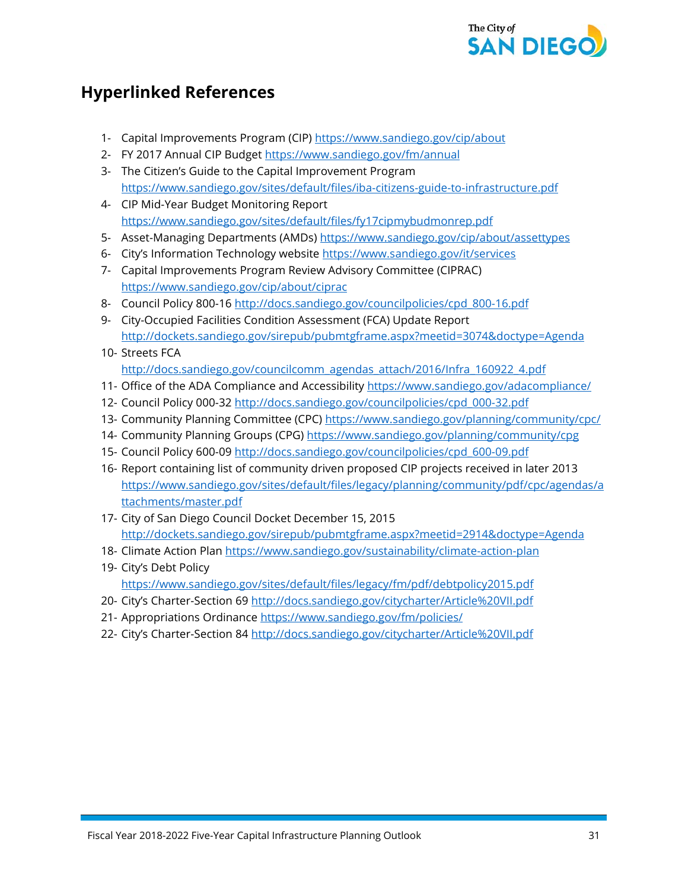## Hyperlinked References

1- Capital Improvements Program (CIP) https://www.sandiego.gov/cip/about
2- FY 2017 Annual CIP Budget https://www.sandiego.gov/fm/annual
3- The Citizen's Guide to the Capital Improvement Program https://www.sandiego.gov/sites/default/files/iba-citizens-guide-to-infrastructure.pdf
4- CIP Mid-Year Budget Monitoring Report https://www.sandiego.gov/sites/default/files/fy17cipmybudmonrep.pdf
5- Asset-Managing Departments (AMDs) https://www.sandiego.gov/cip/about/assettypes
6- City's Information Technology website https://www.sandiego.gov/it/services
7- Capital Improvements Program Review Advisory Committee (CIPRAC) https://www.sandiego.gov/cip/about/ciprac
8- Council Policy 800-16 http://docs.sandiego.gov/councilpolicies/cpd_800-16.pdf
9- City-Occupied Facilities Condition Assessment (FCA) Update Report http://dockets.sandiego.gov/sirepub/pubmtgframe.aspx?meetid=3074&doctype=Agenda
10- Streets FCA http://docs.sandiego.gov/councilcomm_agendas_attach/2016/Infra_160922_4.pdf
11- Office of the ADA Compliance and Accessibility https://www.sandiego.gov/adacompliance/
12- Council Policy 000-32 http://docs.sandiego.gov/councilpolicies/cpd_000-32.pdf
13- Community Planning Committee (CPC) https://www.sandiego.gov/planning/community/cpc/
14- Community Planning Groups (CPG) https://www.sandiego.gov/planning/community/cpg
15- Council Policy 600-09 http://docs.sandiego.gov/councilpolicies/cpd_600-09.pdf
16- Report containing list of community driven proposed CIP projects received in later 2013 https://www.sandiego.gov/sites/default/files/legacy/planning/community/pdf/cpc/agendas/attachments/master.pdf
17- City of San Diego Council Docket December 15, 2015 http://dockets.sandiego.gov/sirepub/pubmtgframe.aspx?meetid=2914&doctype=Agenda
18- Climate Action Plan https://www.sandiego.gov/sustainability/climate-action-plan
19- City's Debt Policy https://www.sandiego.gov/sites/default/files/legacy/fm/pdf/debtpolicy2015.pdf
20- City's Charter-Section 69 http://docs.sandiego.gov/citycharter/Article%20VII.pdf
21- Appropriations Ordinance https://www.sandiego.gov/fm/policies/
22- City's Charter-Section 84 http://docs.sandiego.gov/citycharter/Article%20VII.pdf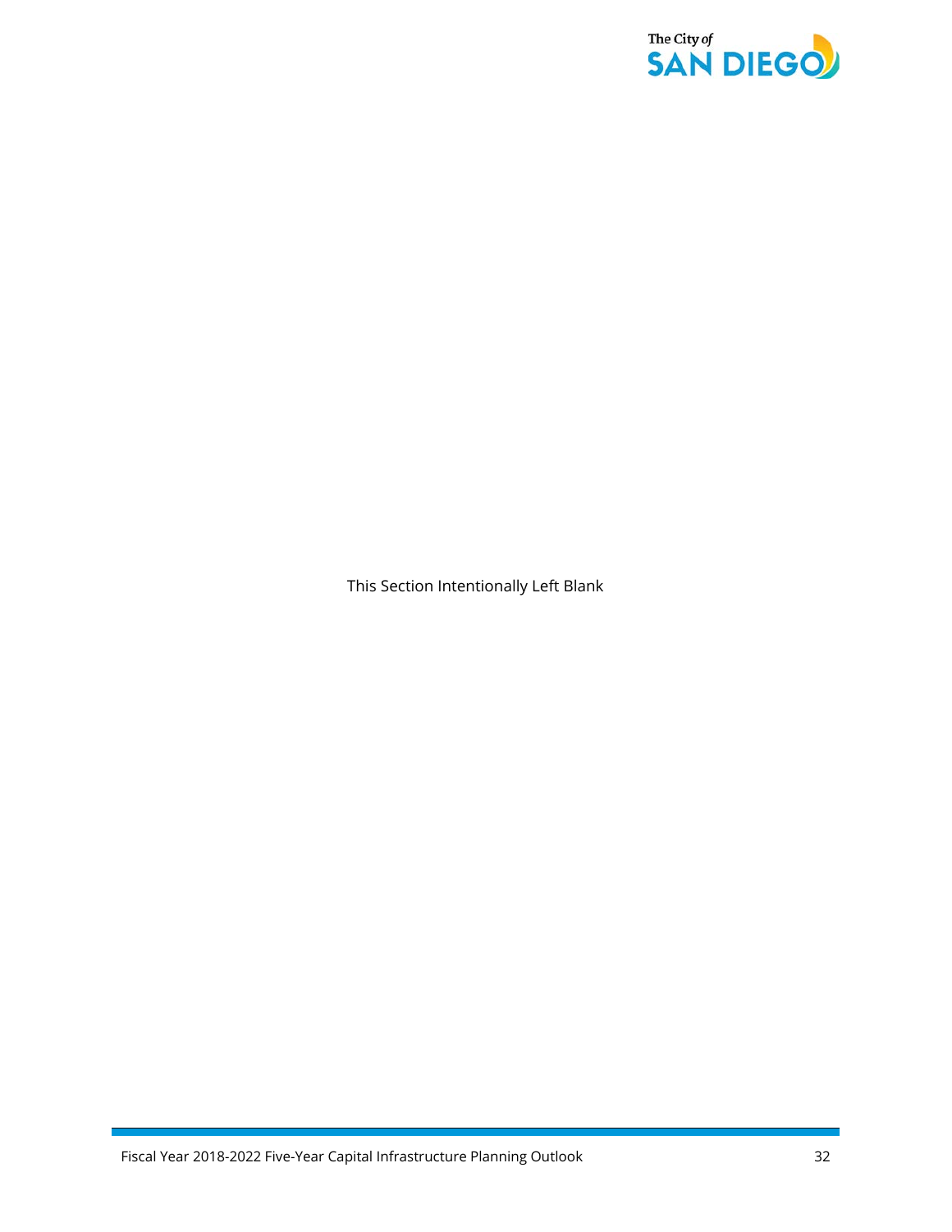This Section Intentionally Left Blank